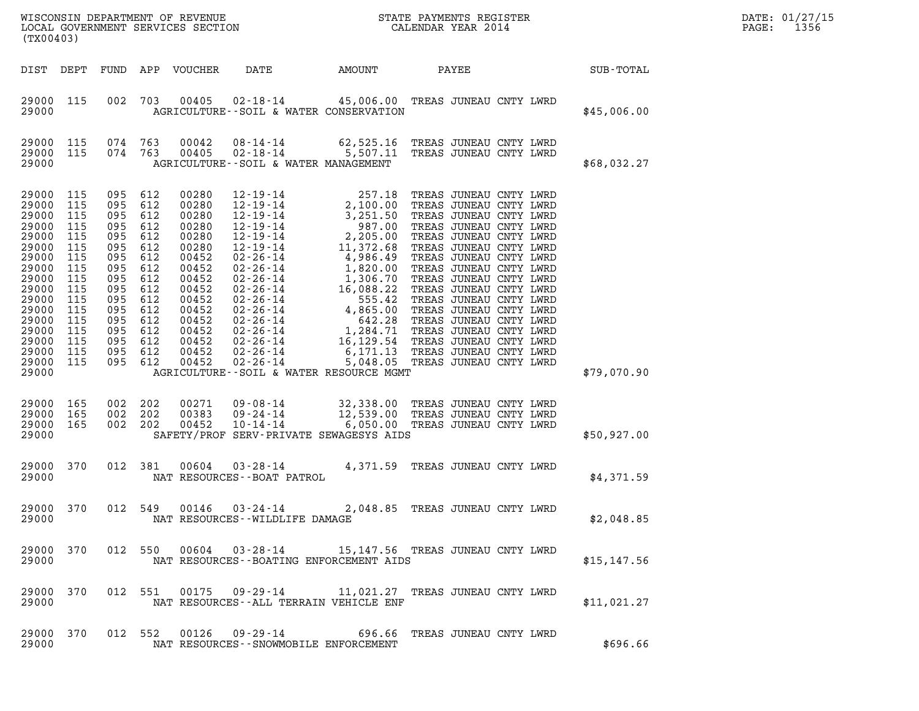WISCONSIN DEPARTMENT OF REVENUE
LOCAL GOVERNMENT SERVICES SECTION
(TX00403)

STATE PAYMENTS REGISTER
CALENDAR YEAR 2014

DATE: 01/27/15
PAGE: 1356

| DIST | DEPT | FUND | APP | VOUCHER | DATE | AMOUNT | PAYEE | SUB-TOTAL |
|---|---|---|---|---|---|---|---|---|
| 29000 | 115 | 002 | 703 | 00405 | 02-18-14 | 45,006.00 | TREAS JUNEAU CNTY LWRD | |
| 29000 | | | | | AGRICULTURE--SOIL & WATER CONSERVATION | | | $45,006.00 |
| 29000 | 115 | 074 | 763 | 00042 | 08-14-14 | 62,525.16 | TREAS JUNEAU CNTY LWRD | |
| 29000 | 115 | 074 | 763 | 00405 | 02-18-14 | 5,507.11 | TREAS JUNEAU CNTY LWRD | |
| 29000 | | | | | AGRICULTURE--SOIL & WATER MANAGEMENT | | | $68,032.27 |
| 29000 | 115 | 095 | 612 | 00280 | 12-19-14 | 257.18 | TREAS JUNEAU CNTY LWRD | |
| 29000 | 115 | 095 | 612 | 00280 | 12-19-14 | 2,100.00 | TREAS JUNEAU CNTY LWRD | |
| 29000 | 115 | 095 | 612 | 00280 | 12-19-14 | 3,251.50 | TREAS JUNEAU CNTY LWRD | |
| 29000 | 115 | 095 | 612 | 00280 | 12-19-14 | 987.00 | TREAS JUNEAU CNTY LWRD | |
| 29000 | 115 | 095 | 612 | 00280 | 12-19-14 | 2,205.00 | TREAS JUNEAU CNTY LWRD | |
| 29000 | 115 | 095 | 612 | 00280 | 12-19-14 | 11,372.68 | TREAS JUNEAU CNTY LWRD | |
| 29000 | 115 | 095 | 612 | 00452 | 02-26-14 | 4,986.49 | TREAS JUNEAU CNTY LWRD | |
| 29000 | 115 | 095 | 612 | 00452 | 02-26-14 | 1,820.00 | TREAS JUNEAU CNTY LWRD | |
| 29000 | 115 | 095 | 612 | 00452 | 02-26-14 | 1,306.70 | TREAS JUNEAU CNTY LWRD | |
| 29000 | 115 | 095 | 612 | 00452 | 02-26-14 | 16,088.22 | TREAS JUNEAU CNTY LWRD | |
| 29000 | 115 | 095 | 612 | 00452 | 02-26-14 | 555.42 | TREAS JUNEAU CNTY LWRD | |
| 29000 | 115 | 095 | 612 | 00452 | 02-26-14 | 4,865.00 | TREAS JUNEAU CNTY LWRD | |
| 29000 | 115 | 095 | 612 | 00452 | 02-26-14 | 642.28 | TREAS JUNEAU CNTY LWRD | |
| 29000 | 115 | 095 | 612 | 00452 | 02-26-14 | 1,284.71 | TREAS JUNEAU CNTY LWRD | |
| 29000 | 115 | 095 | 612 | 00452 | 02-26-14 | 16,129.54 | TREAS JUNEAU CNTY LWRD | |
| 29000 | 115 | 095 | 612 | 00452 | 02-26-14 | 6,171.13 | TREAS JUNEAU CNTY LWRD | |
| 29000 | 115 | 095 | 612 | 00452 | 02-26-14 | 5,048.05 | TREAS JUNEAU CNTY LWRD | |
| 29000 | | | | | AGRICULTURE--SOIL & WATER RESOURCE MGMT | | | $79,070.90 |
| 29000 | 165 | 002 | 202 | 00271 | 09-08-14 | 32,338.00 | TREAS JUNEAU CNTY LWRD | |
| 29000 | 165 | 002 | 202 | 00383 | 09-24-14 | 12,539.00 | TREAS JUNEAU CNTY LWRD | |
| 29000 | 165 | 002 | 202 | 00452 | 10-14-14 | 6,050.00 | TREAS JUNEAU CNTY LWRD | |
| 29000 | | | | | SAFETY/PROF SERV-PRIVATE SEWAGESYS AIDS | | | $50,927.00 |
| 29000 | 370 | 012 | 381 | 00604 | 03-28-14 | 4,371.59 | TREAS JUNEAU CNTY LWRD | |
| 29000 | | | | | NAT RESOURCES--BOAT PATROL | | | $4,371.59 |
| 29000 | 370 | 012 | 549 | 00146 | 03-24-14 | 2,048.85 | TREAS JUNEAU CNTY LWRD | |
| 29000 | | | | | NAT RESOURCES--WILDLIFE DAMAGE | | | $2,048.85 |
| 29000 | 370 | 012 | 550 | 00604 | 03-28-14 | 15,147.56 | TREAS JUNEAU CNTY LWRD | |
| 29000 | | | | | NAT RESOURCES--BOATING ENFORCEMENT AIDS | | | $15,147.56 |
| 29000 | 370 | 012 | 551 | 00175 | 09-29-14 | 11,021.27 | TREAS JUNEAU CNTY LWRD | |
| 29000 | | | | | NAT RESOURCES--ALL TERRAIN VEHICLE ENF | | | $11,021.27 |
| 29000 | 370 | 012 | 552 | 00126 | 09-29-14 | 696.66 | TREAS JUNEAU CNTY LWRD | |
| 29000 | | | | | NAT RESOURCES--SNOWMOBILE ENFORCEMENT | | | $696.66 |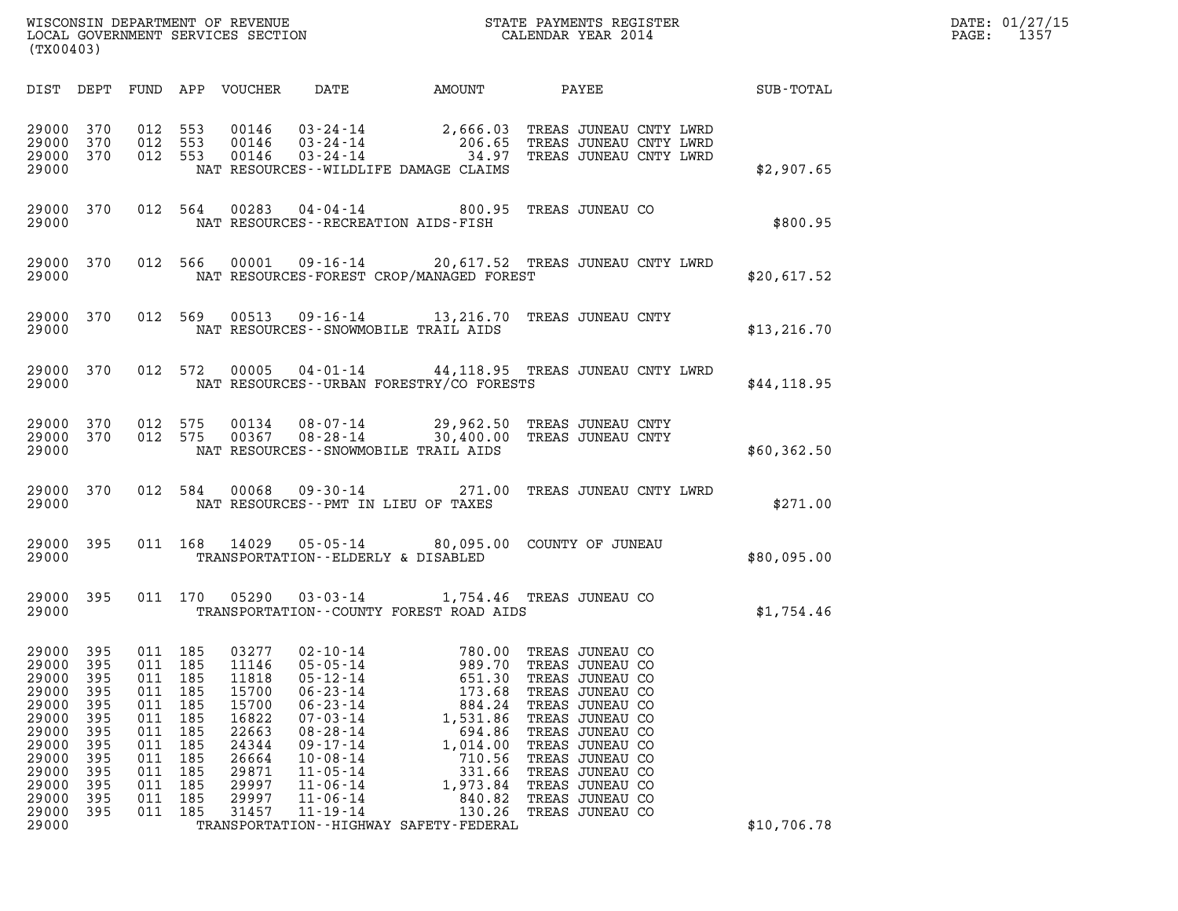| DIST | DEPT | FUND | APP | VOUCHER | DATE | AMOUNT | PAYEE | SUB-TOTAL |
|---|---|---|---|---|---|---|---|---|
| 29000 | 370 | 012 | 553 | 00146 | 03-24-14 | 2,666.03 | TREAS JUNEAU CNTY LWRD | |
| 29000 | 370 | 012 | 553 | 00146 | 03-24-14 | 206.65 | TREAS JUNEAU CNTY LWRD | |
| 29000 | 370 | 012 | 553 | 00146 | 03-24-14 | 34.97 | TREAS JUNEAU CNTY LWRD | |
| 29000 | | | | | NAT RESOURCES--WILDLIFE DAMAGE CLAIMS | | | $2,907.65 |
| 29000 | 370 | 012 | 564 | 00283 | 04-04-14 | 800.95 | TREAS JUNEAU CO | |
| 29000 | | | | | NAT RESOURCES--RECREATION AIDS-FISH | | | $800.95 |
| 29000 | 370 | 012 | 566 | 00001 | 09-16-14 | 20,617.52 | TREAS JUNEAU CNTY LWRD | |
| 29000 | | | | | NAT RESOURCES-FOREST CROP/MANAGED FOREST | | | $20,617.52 |
| 29000 | 370 | 012 | 569 | 00513 | 09-16-14 | 13,216.70 | TREAS JUNEAU CNTY | |
| 29000 | | | | | NAT RESOURCES--SNOWMOBILE TRAIL AIDS | | | $13,216.70 |
| 29000 | 370 | 012 | 572 | 00005 | 04-01-14 | 44,118.95 | TREAS JUNEAU CNTY LWRD | |
| 29000 | | | | | NAT RESOURCES--URBAN FORESTRY/CO FORESTS | | | $44,118.95 |
| 29000 | 370 | 012 | 575 | 00134 | 08-07-14 | 29,962.50 | TREAS JUNEAU CNTY | |
| 29000 | 370 | 012 | 575 | 00367 | 08-28-14 | 30,400.00 | TREAS JUNEAU CNTY | |
| 29000 | | | | | NAT RESOURCES--SNOWMOBILE TRAIL AIDS | | | $60,362.50 |
| 29000 | 370 | 012 | 584 | 00068 | 09-30-14 | 271.00 | TREAS JUNEAU CNTY LWRD | |
| 29000 | | | | | NAT RESOURCES--PMT IN LIEU OF TAXES | | | $271.00 |
| 29000 | 395 | 011 | 168 | 14029 | 05-05-14 | 80,095.00 | COUNTY OF JUNEAU | |
| 29000 | | | | | TRANSPORTATION--ELDERLY & DISABLED | | | $80,095.00 |
| 29000 | 395 | 011 | 170 | 05290 | 03-03-14 | 1,754.46 | TREAS JUNEAU CO | |
| 29000 | | | | | TRANSPORTATION--COUNTY FOREST ROAD AIDS | | | $1,754.46 |
| 29000 | 395 | 011 | 185 | 03277 | 02-10-14 | 780.00 | TREAS JUNEAU CO | |
| 29000 | 395 | 011 | 185 | 11146 | 05-05-14 | 989.70 | TREAS JUNEAU CO | |
| 29000 | 395 | 011 | 185 | 11818 | 05-12-14 | 651.30 | TREAS JUNEAU CO | |
| 29000 | 395 | 011 | 185 | 15700 | 06-23-14 | 173.68 | TREAS JUNEAU CO | |
| 29000 | 395 | 011 | 185 | 15700 | 06-23-14 | 884.24 | TREAS JUNEAU CO | |
| 29000 | 395 | 011 | 185 | 16822 | 07-03-14 | 1,531.86 | TREAS JUNEAU CO | |
| 29000 | 395 | 011 | 185 | 22663 | 08-28-14 | 694.86 | TREAS JUNEAU CO | |
| 29000 | 395 | 011 | 185 | 24344 | 09-17-14 | 1,014.00 | TREAS JUNEAU CO | |
| 29000 | 395 | 011 | 185 | 26664 | 10-08-14 | 710.56 | TREAS JUNEAU CO | |
| 29000 | 395 | 011 | 185 | 29871 | 11-05-14 | 331.66 | TREAS JUNEAU CO | |
| 29000 | 395 | 011 | 185 | 29997 | 11-06-14 | 1,973.84 | TREAS JUNEAU CO | |
| 29000 | 395 | 011 | 185 | 29997 | 11-06-14 | 840.82 | TREAS JUNEAU CO | |
| 29000 | 395 | 011 | 185 | 31457 | 11-19-14 | 130.26 | TREAS JUNEAU CO | |
| 29000 | | | | | TRANSPORTATION--HIGHWAY SAFETY-FEDERAL | | | $10,706.78 |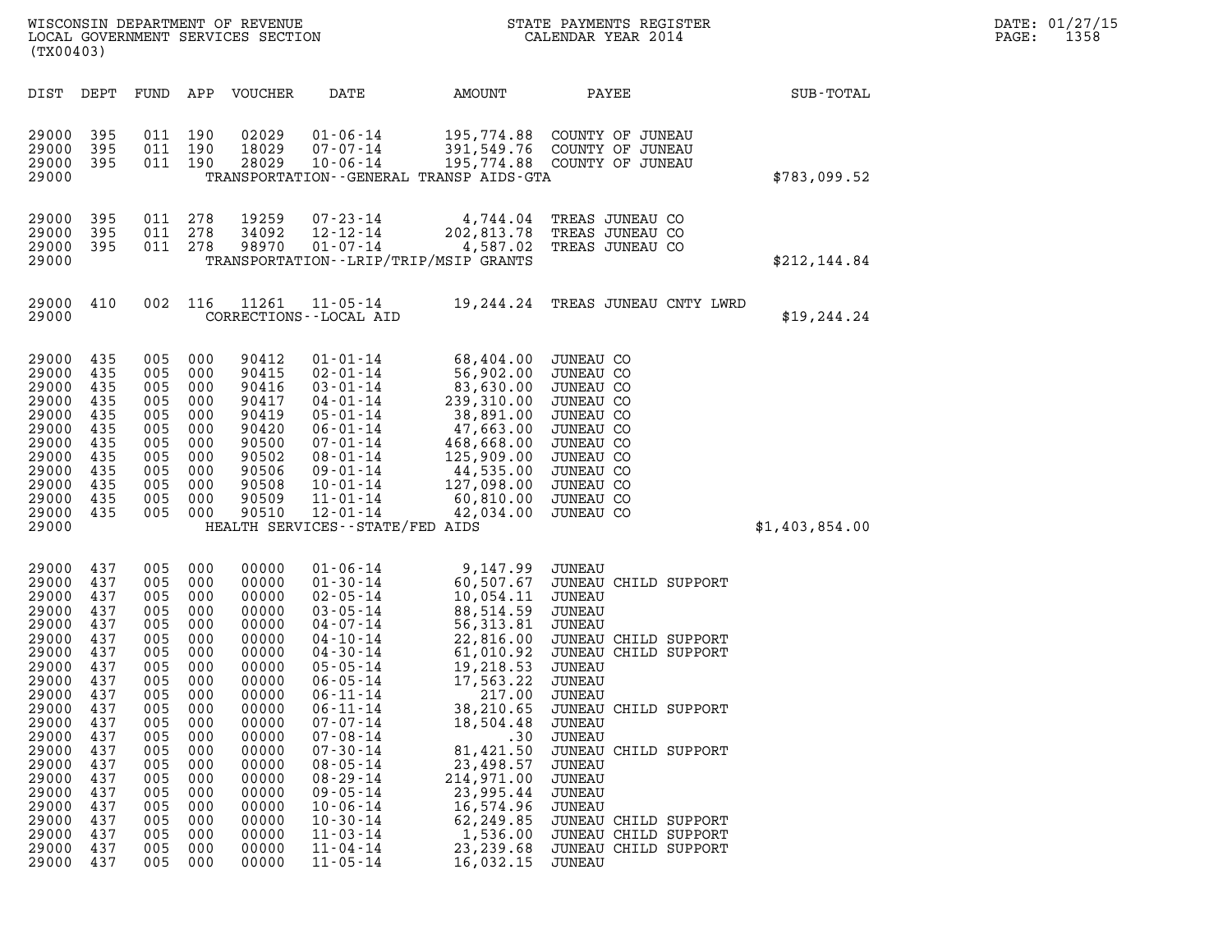WISCONSIN DEPARTMENT OF REVENUE
LOCAL GOVERNMENT SERVICES SECTION
(TX00403)

STATE PAYMENTS REGISTER
CALENDAR YEAR 2014

DATE: 01/27/15
PAGE: 1358

| DIST | DEPT | FUND | APP | VOUCHER | DATE | AMOUNT | PAYEE | SUB-TOTAL |
|---|---|---|---|---|---|---|---|---|
| 29000 | 395 | 011 | 190 | 02029 | 01-06-14 | 195,774.88 | COUNTY OF JUNEAU | |
| 29000 | 395 | 011 | 190 | 18029 | 07-07-14 | 391,549.76 | COUNTY OF JUNEAU | |
| 29000 | 395 | 011 | 190 | 28029 | 10-06-14 | 195,774.88 | COUNTY OF JUNEAU | |
| 29000 | | | | | TRANSPORTATION--GENERAL TRANSP AIDS-GTA | | | $783,099.52 |
| 29000 | 395 | 011 | 278 | 19259 | 07-23-14 | 4,744.04 | TREAS JUNEAU CO | |
| 29000 | 395 | 011 | 278 | 34092 | 12-12-14 | 202,813.78 | TREAS JUNEAU CO | |
| 29000 | 395 | 011 | 278 | 98970 | 01-07-14 | 4,587.02 | TREAS JUNEAU CO | |
| 29000 | | | | | TRANSPORTATION--LRIP/TRIP/MSIP GRANTS | | | $212,144.84 |
| 29000 | 410 | 002 | 116 | 11261 | 11-05-14 | 19,244.24 | TREAS JUNEAU CNTY LWRD | |
| 29000 | | | | | CORRECTIONS--LOCAL AID | | | $19,244.24 |
| 29000 | 435 | 005 | 000 | 90412 | 01-01-14 | 68,404.00 | JUNEAU CO | |
| 29000 | 435 | 005 | 000 | 90415 | 02-01-14 | 56,902.00 | JUNEAU CO | |
| 29000 | 435 | 005 | 000 | 90416 | 03-01-14 | 83,630.00 | JUNEAU CO | |
| 29000 | 435 | 005 | 000 | 90417 | 04-01-14 | 239,310.00 | JUNEAU CO | |
| 29000 | 435 | 005 | 000 | 90419 | 05-01-14 | 38,891.00 | JUNEAU CO | |
| 29000 | 435 | 005 | 000 | 90420 | 06-01-14 | 47,663.00 | JUNEAU CO | |
| 29000 | 435 | 005 | 000 | 90500 | 07-01-14 | 468,668.00 | JUNEAU CO | |
| 29000 | 435 | 005 | 000 | 90502 | 08-01-14 | 125,909.00 | JUNEAU CO | |
| 29000 | 435 | 005 | 000 | 90506 | 09-01-14 | 44,535.00 | JUNEAU CO | |
| 29000 | 435 | 005 | 000 | 90508 | 10-01-14 | 127,098.00 | JUNEAU CO | |
| 29000 | 435 | 005 | 000 | 90509 | 11-01-14 | 60,810.00 | JUNEAU CO | |
| 29000 | 435 | 005 | 000 | 90510 | 12-01-14 | 42,034.00 | JUNEAU CO | |
| 29000 | | | | | HEALTH SERVICES--STATE/FED AIDS | | | $1,403,854.00 |
| 29000 | 437 | 005 | 000 | 00000 | 01-06-14 | 9,147.99 | JUNEAU | |
| 29000 | 437 | 005 | 000 | 00000 | 01-30-14 | 60,507.67 | JUNEAU CHILD SUPPORT | |
| 29000 | 437 | 005 | 000 | 00000 | 02-05-14 | 10,054.11 | JUNEAU | |
| 29000 | 437 | 005 | 000 | 00000 | 03-05-14 | 88,514.59 | JUNEAU | |
| 29000 | 437 | 005 | 000 | 00000 | 04-07-14 | 56,313.81 | JUNEAU | |
| 29000 | 437 | 005 | 000 | 00000 | 04-10-14 | 22,816.00 | JUNEAU CHILD SUPPORT | |
| 29000 | 437 | 005 | 000 | 00000 | 04-30-14 | 61,010.92 | JUNEAU CHILD SUPPORT | |
| 29000 | 437 | 005 | 000 | 00000 | 05-05-14 | 19,218.53 | JUNEAU | |
| 29000 | 437 | 005 | 000 | 00000 | 06-05-14 | 17,563.22 | JUNEAU | |
| 29000 | 437 | 005 | 000 | 00000 | 06-11-14 | 217.00 | JUNEAU | |
| 29000 | 437 | 005 | 000 | 00000 | 06-11-14 | 38,210.65 | JUNEAU CHILD SUPPORT | |
| 29000 | 437 | 005 | 000 | 00000 | 07-07-14 | 18,504.48 | JUNEAU | |
| 29000 | 437 | 005 | 000 | 00000 | 07-08-14 | .30 | JUNEAU | |
| 29000 | 437 | 005 | 000 | 00000 | 07-30-14 | 81,421.50 | JUNEAU CHILD SUPPORT | |
| 29000 | 437 | 005 | 000 | 00000 | 08-05-14 | 23,498.57 | JUNEAU | |
| 29000 | 437 | 005 | 000 | 00000 | 08-29-14 | 214,971.00 | JUNEAU | |
| 29000 | 437 | 005 | 000 | 00000 | 09-05-14 | 23,995.44 | JUNEAU | |
| 29000 | 437 | 005 | 000 | 00000 | 10-06-14 | 16,574.96 | JUNEAU | |
| 29000 | 437 | 005 | 000 | 00000 | 10-30-14 | 62,249.85 | JUNEAU CHILD SUPPORT | |
| 29000 | 437 | 005 | 000 | 00000 | 11-03-14 | 1,536.00 | JUNEAU CHILD SUPPORT | |
| 29000 | 437 | 005 | 000 | 00000 | 11-04-14 | 23,239.68 | JUNEAU CHILD SUPPORT | |
| 29000 | 437 | 005 | 000 | 00000 | 11-05-14 | 16,032.15 | JUNEAU | |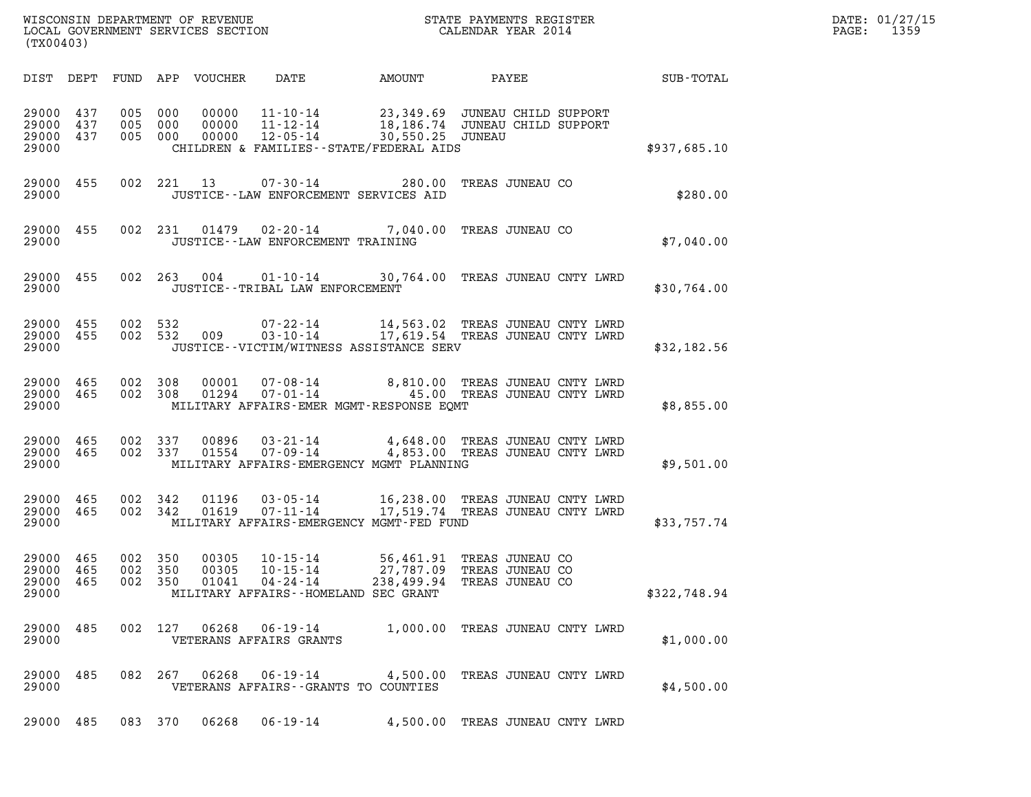WISCONSIN DEPARTMENT OF REVENUE
LOCAL GOVERNMENT SERVICES SECTION
(TX00403)

STATE PAYMENTS REGISTER
CALENDAR YEAR 2014

DATE: 01/27/15
PAGE: 1359

| DIST | DEPT | FUND | APP | VOUCHER | DATE | AMOUNT | PAYEE | SUB-TOTAL |
|---|---|---|---|---|---|---|---|---|
| 29000 | 437 | 005 | 000 | 00000 | 11-10-14 | 23,349.69 | JUNEAU CHILD SUPPORT | |
| 29000 | 437 | 005 | 000 | 00000 | 11-12-14 | 18,186.74 | JUNEAU CHILD SUPPORT | |
| 29000 | 437 | 005 | 000 | 00000 | 12-05-14 | 30,550.25 | JUNEAU | |
| 29000 | | | | | CHILDREN & FAMILIES--STATE/FEDERAL AIDS | | | $937,685.10 |
| 29000 | 455 | 002 | 221 | 13 | 07-30-14 | 280.00 | TREAS JUNEAU CO | |
| 29000 | | | | | JUSTICE--LAW ENFORCEMENT SERVICES AID | | | $280.00 |
| 29000 | 455 | 002 | 231 | 01479 | 02-20-14 | 7,040.00 | TREAS JUNEAU CO | |
| 29000 | | | | | JUSTICE--LAW ENFORCEMENT TRAINING | | | $7,040.00 |
| 29000 | 455 | 002 | 263 | 004 | 01-10-14 | 30,764.00 | TREAS JUNEAU CNTY LWRD | |
| 29000 | | | | | JUSTICE--TRIBAL LAW ENFORCEMENT | | | $30,764.00 |
| 29000 | 455 | 002 | 532 | | 07-22-14 | 14,563.02 | TREAS JUNEAU CNTY LWRD | |
| 29000 | 455 | 002 | 532 | 009 | 03-10-14 | 17,619.54 | TREAS JUNEAU CNTY LWRD | |
| 29000 | | | | | JUSTICE--VICTIM/WITNESS ASSISTANCE SERV | | | $32,182.56 |
| 29000 | 465 | 002 | 308 | 00001 | 07-08-14 | 8,810.00 | TREAS JUNEAU CNTY LWRD | |
| 29000 | 465 | 002 | 308 | 01294 | 07-01-14 | 45.00 | TREAS JUNEAU CNTY LWRD | |
| 29000 | | | | | MILITARY AFFAIRS-EMER MGMT-RESPONSE EQMT | | | $8,855.00 |
| 29000 | 465 | 002 | 337 | 00896 | 03-21-14 | 4,648.00 | TREAS JUNEAU CNTY LWRD | |
| 29000 | 465 | 002 | 337 | 01554 | 07-09-14 | 4,853.00 | TREAS JUNEAU CNTY LWRD | |
| 29000 | | | | | MILITARY AFFAIRS-EMERGENCY MGMT PLANNING | | | $9,501.00 |
| 29000 | 465 | 002 | 342 | 01196 | 03-05-14 | 16,238.00 | TREAS JUNEAU CNTY LWRD | |
| 29000 | 465 | 002 | 342 | 01619 | 07-11-14 | 17,519.74 | TREAS JUNEAU CNTY LWRD | |
| 29000 | | | | | MILITARY AFFAIRS-EMERGENCY MGMT-FED FUND | | | $33,757.74 |
| 29000 | 465 | 002 | 350 | 00305 | 10-15-14 | 56,461.91 | TREAS JUNEAU CO | |
| 29000 | 465 | 002 | 350 | 00305 | 10-15-14 | 27,787.09 | TREAS JUNEAU CO | |
| 29000 | 465 | 002 | 350 | 01041 | 04-24-14 | 238,499.94 | TREAS JUNEAU CO | |
| 29000 | | | | | MILITARY AFFAIRS--HOMELAND SEC GRANT | | | $322,748.94 |
| 29000 | 485 | 002 | 127 | 06268 | 06-19-14 | 1,000.00 | TREAS JUNEAU CNTY LWRD | |
| 29000 | | | | | VETERANS AFFAIRS GRANTS | | | $1,000.00 |
| 29000 | 485 | 082 | 267 | 06268 | 06-19-14 | 4,500.00 | TREAS JUNEAU CNTY LWRD | |
| 29000 | | | | | VETERANS AFFAIRS--GRANTS TO COUNTIES | | | $4,500.00 |
| 29000 | 485 | 083 | 370 | 06268 | 06-19-14 | 4,500.00 | TREAS JUNEAU CNTY LWRD | |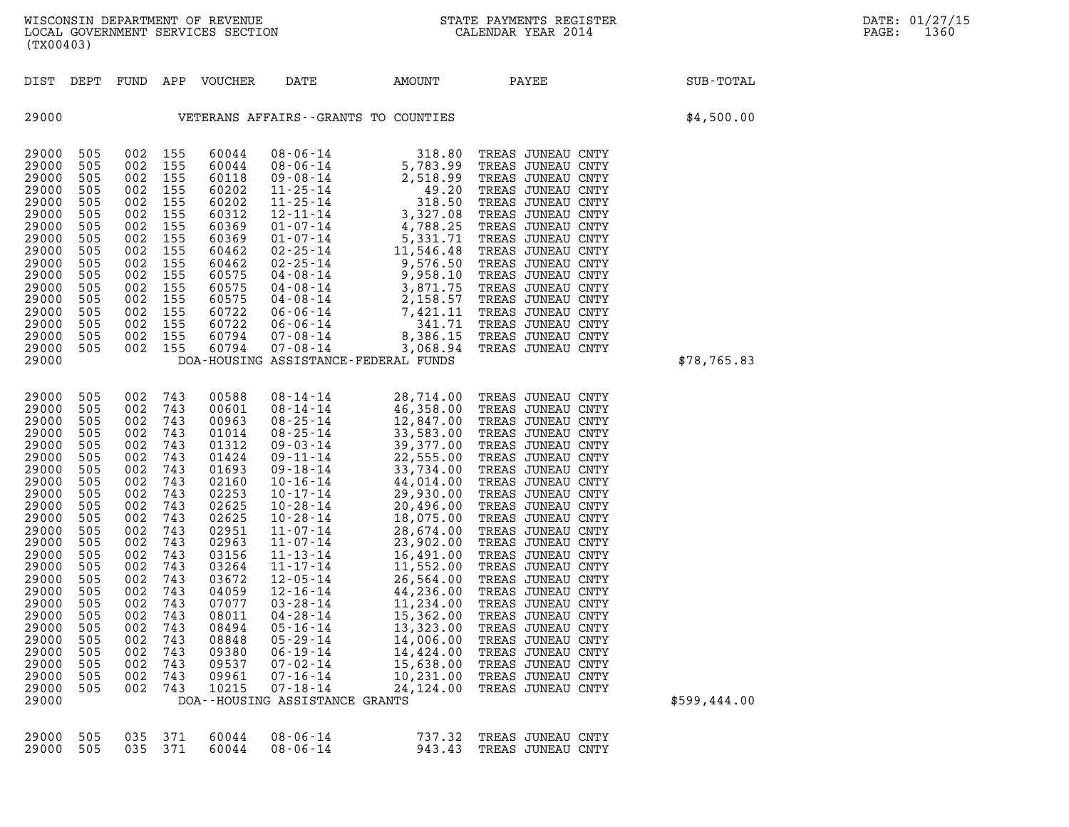WISCONSIN DEPARTMENT OF REVENUE
LOCAL GOVERNMENT SERVICES SECTION
(TX00403)

STATE PAYMENTS REGISTER
CALENDAR YEAR 2014

DATE: 01/27/15

| DIST | DEPT | FUND | APP | VOUCHER | DATE | AMOUNT | PAYEE | SUB-TOTAL |
|---|---|---|---|---|---|---|---|---|
| 29000 | | | | | VETERANS AFFAIRS--GRANTS TO COUNTIES | | | $4,500.00 |
| 29000 | 505 | 002 | 155 | 60044 | 08-06-14 | 318.80 | TREAS JUNEAU CNTY | |
| 29000 | 505 | 002 | 155 | 60044 | 08-06-14 | 5,783.99 | TREAS JUNEAU CNTY | |
| 29000 | 505 | 002 | 155 | 60118 | 09-08-14 | 2,518.99 | TREAS JUNEAU CNTY | |
| 29000 | 505 | 002 | 155 | 60202 | 11-25-14 | 49.20 | TREAS JUNEAU CNTY | |
| 29000 | 505 | 002 | 155 | 60202 | 11-25-14 | 318.50 | TREAS JUNEAU CNTY | |
| 29000 | 505 | 002 | 155 | 60312 | 12-11-14 | 3,327.08 | TREAS JUNEAU CNTY | |
| 29000 | 505 | 002 | 155 | 60369 | 01-07-14 | 4,788.25 | TREAS JUNEAU CNTY | |
| 29000 | 505 | 002 | 155 | 60369 | 01-07-14 | 5,331.71 | TREAS JUNEAU CNTY | |
| 29000 | 505 | 002 | 155 | 60462 | 02-25-14 | 11,546.48 | TREAS JUNEAU CNTY | |
| 29000 | 505 | 002 | 155 | 60462 | 02-25-14 | 9,576.50 | TREAS JUNEAU CNTY | |
| 29000 | 505 | 002 | 155 | 60575 | 04-08-14 | 9,958.10 | TREAS JUNEAU CNTY | |
| 29000 | 505 | 002 | 155 | 60575 | 04-08-14 | 3,871.75 | TREAS JUNEAU CNTY | |
| 29000 | 505 | 002 | 155 | 60575 | 04-08-14 | 2,158.57 | TREAS JUNEAU CNTY | |
| 29000 | 505 | 002 | 155 | 60722 | 06-06-14 | 7,421.11 | TREAS JUNEAU CNTY | |
| 29000 | 505 | 002 | 155 | 60722 | 06-06-14 | 341.71 | TREAS JUNEAU CNTY | |
| 29000 | 505 | 002 | 155 | 60794 | 07-08-14 | 8,386.15 | TREAS JUNEAU CNTY | |
| 29000 | 505 | 002 | 155 | 60794 | 07-08-14 | 3,068.94 | TREAS JUNEAU CNTY | |
| 29000 | | | | | DOA-HOUSING ASSISTANCE-FEDERAL FUNDS | | | $78,765.83 |
| 29000 | 505 | 002 | 743 | 00588 | 08-14-14 | 28,714.00 | TREAS JUNEAU CNTY | |
| 29000 | 505 | 002 | 743 | 00601 | 08-14-14 | 46,358.00 | TREAS JUNEAU CNTY | |
| 29000 | 505 | 002 | 743 | 00963 | 08-25-14 | 12,847.00 | TREAS JUNEAU CNTY | |
| 29000 | 505 | 002 | 743 | 01014 | 08-25-14 | 33,583.00 | TREAS JUNEAU CNTY | |
| 29000 | 505 | 002 | 743 | 01312 | 09-03-14 | 39,377.00 | TREAS JUNEAU CNTY | |
| 29000 | 505 | 002 | 743 | 01424 | 09-11-14 | 22,555.00 | TREAS JUNEAU CNTY | |
| 29000 | 505 | 002 | 743 | 01693 | 09-18-14 | 33,734.00 | TREAS JUNEAU CNTY | |
| 29000 | 505 | 002 | 743 | 02160 | 10-16-14 | 44,014.00 | TREAS JUNEAU CNTY | |
| 29000 | 505 | 002 | 743 | 02253 | 10-17-14 | 29,930.00 | TREAS JUNEAU CNTY | |
| 29000 | 505 | 002 | 743 | 02625 | 10-28-14 | 20,496.00 | TREAS JUNEAU CNTY | |
| 29000 | 505 | 002 | 743 | 02625 | 10-28-14 | 18,075.00 | TREAS JUNEAU CNTY | |
| 29000 | 505 | 002 | 743 | 02951 | 11-07-14 | 28,674.00 | TREAS JUNEAU CNTY | |
| 29000 | 505 | 002 | 743 | 02963 | 11-07-14 | 23,902.00 | TREAS JUNEAU CNTY | |
| 29000 | 505 | 002 | 743 | 03156 | 11-13-14 | 16,491.00 | TREAS JUNEAU CNTY | |
| 29000 | 505 | 002 | 743 | 03264 | 11-17-14 | 11,552.00 | TREAS JUNEAU CNTY | |
| 29000 | 505 | 002 | 743 | 03672 | 12-05-14 | 26,564.00 | TREAS JUNEAU CNTY | |
| 29000 | 505 | 002 | 743 | 04059 | 12-16-14 | 44,236.00 | TREAS JUNEAU CNTY | |
| 29000 | 505 | 002 | 743 | 07077 | 03-28-14 | 11,234.00 | TREAS JUNEAU CNTY | |
| 29000 | 505 | 002 | 743 | 08011 | 04-28-14 | 15,362.00 | TREAS JUNEAU CNTY | |
| 29000 | 505 | 002 | 743 | 08494 | 05-16-14 | 13,323.00 | TREAS JUNEAU CNTY | |
| 29000 | 505 | 002 | 743 | 08848 | 05-29-14 | 14,006.00 | TREAS JUNEAU CNTY | |
| 29000 | 505 | 002 | 743 | 09380 | 06-19-14 | 14,424.00 | TREAS JUNEAU CNTY | |
| 29000 | 505 | 002 | 743 | 09537 | 07-02-14 | 15,638.00 | TREAS JUNEAU CNTY | |
| 29000 | 505 | 002 | 743 | 09961 | 07-16-14 | 10,231.00 | TREAS JUNEAU CNTY | |
| 29000 | 505 | 002 | 743 | 10215 | 07-18-14 | 24,124.00 | TREAS JUNEAU CNTY | |
| 29000 | | | | | DOA--HOUSING ASSISTANCE GRANTS | | | $599,444.00 |
| 29000 | 505 | 035 | 371 | 60044 | 08-06-14 | 737.32 | TREAS JUNEAU CNTY | |
| 29000 | 505 | 035 | 371 | 60044 | 08-06-14 | 943.43 | TREAS JUNEAU CNTY | |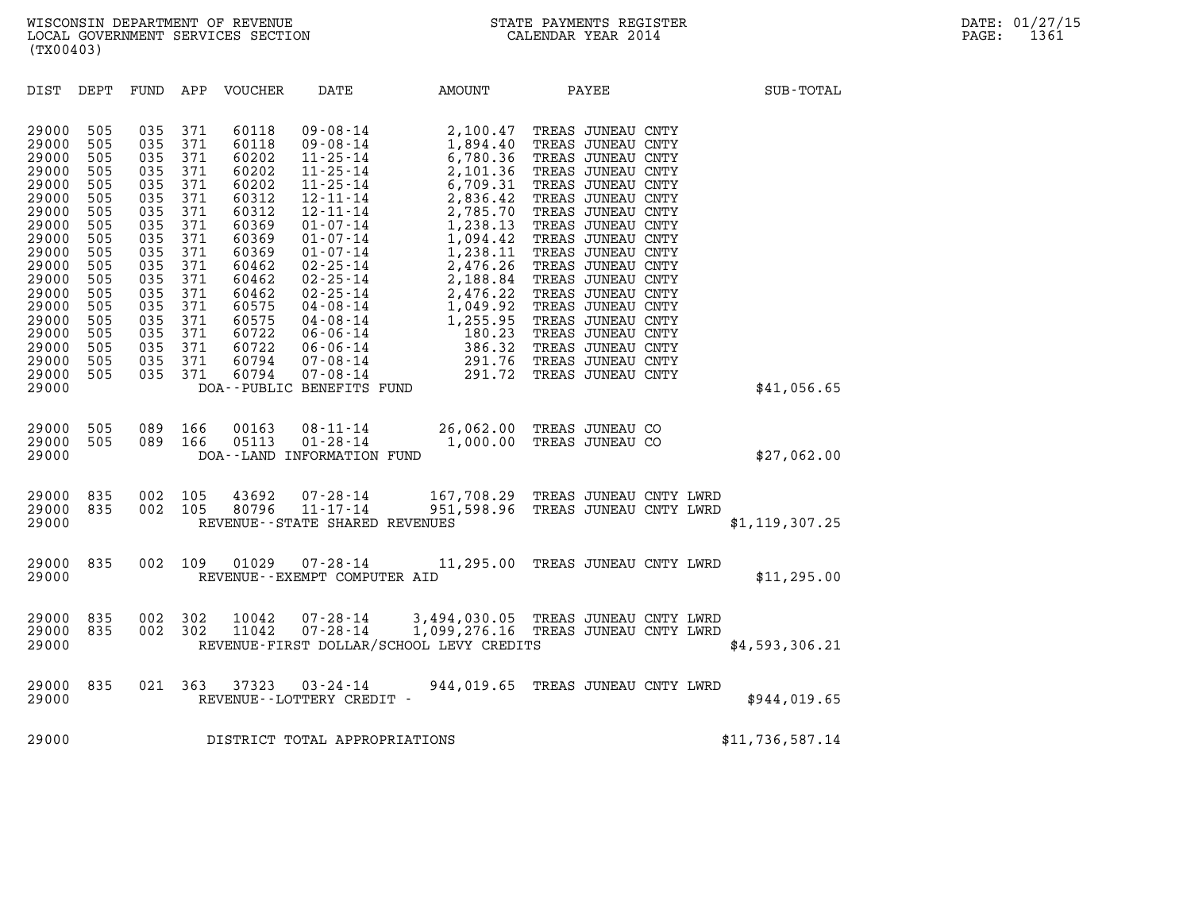WISCONSIN DEPARTMENT OF REVENUE
LOCAL GOVERNMENT SERVICES SECTION
(TX00403)

STATE PAYMENTS REGISTER
CALENDAR YEAR 2014

DATE: 01/27/15
PAGE: 1361

| DIST | DEPT | FUND | APP | VOUCHER | DATE | AMOUNT | PAYEE | SUB-TOTAL |
|---|---|---|---|---|---|---|---|---|
| 29000 | 505 | 035 | 371 | 60118 | 09-08-14 | 2,100.47 | TREAS JUNEAU CNTY | |
| 29000 | 505 | 035 | 371 | 60118 | 09-08-14 | 1,894.40 | TREAS JUNEAU CNTY | |
| 29000 | 505 | 035 | 371 | 60202 | 11-25-14 | 6,780.36 | TREAS JUNEAU CNTY | |
| 29000 | 505 | 035 | 371 | 60202 | 11-25-14 | 2,101.36 | TREAS JUNEAU CNTY | |
| 29000 | 505 | 035 | 371 | 60202 | 11-25-14 | 6,709.31 | TREAS JUNEAU CNTY | |
| 29000 | 505 | 035 | 371 | 60312 | 12-11-14 | 2,836.42 | TREAS JUNEAU CNTY | |
| 29000 | 505 | 035 | 371 | 60312 | 12-11-14 | 2,785.70 | TREAS JUNEAU CNTY | |
| 29000 | 505 | 035 | 371 | 60369 | 01-07-14 | 1,238.13 | TREAS JUNEAU CNTY | |
| 29000 | 505 | 035 | 371 | 60369 | 01-07-14 | 1,094.42 | TREAS JUNEAU CNTY | |
| 29000 | 505 | 035 | 371 | 60369 | 01-07-14 | 1,238.11 | TREAS JUNEAU CNTY | |
| 29000 | 505 | 035 | 371 | 60462 | 02-25-14 | 2,476.26 | TREAS JUNEAU CNTY | |
| 29000 | 505 | 035 | 371 | 60462 | 02-25-14 | 2,188.84 | TREAS JUNEAU CNTY | |
| 29000 | 505 | 035 | 371 | 60462 | 02-25-14 | 2,476.22 | TREAS JUNEAU CNTY | |
| 29000 | 505 | 035 | 371 | 60575 | 04-08-14 | 1,049.92 | TREAS JUNEAU CNTY | |
| 29000 | 505 | 035 | 371 | 60575 | 04-08-14 | 1,255.95 | TREAS JUNEAU CNTY | |
| 29000 | 505 | 035 | 371 | 60722 | 06-06-14 | 180.23 | TREAS JUNEAU CNTY | |
| 29000 | 505 | 035 | 371 | 60722 | 06-06-14 | 386.32 | TREAS JUNEAU CNTY | |
| 29000 | 505 | 035 | 371 | 60794 | 07-08-14 | 291.76 | TREAS JUNEAU CNTY | |
| 29000 | 505 | 035 | 371 | 60794 | 07-08-14 | 291.72 | TREAS JUNEAU CNTY | |
| 29000 | | | | DOA--PUBLIC BENEFITS FUND | | | | $41,056.65 |
| 29000 | 505 | 089 | 166 | 00163 | 08-11-14 | 26,062.00 | TREAS JUNEAU CO | |
| 29000 | 505 | 089 | 166 | 05113 | 01-28-14 | 1,000.00 | TREAS JUNEAU CO | |
| 29000 | | | | DOA--LAND INFORMATION FUND | | | | $27,062.00 |
| 29000 | 835 | 002 | 105 | 43692 | 07-28-14 | 167,708.29 | TREAS JUNEAU CNTY LWRD | |
| 29000 | 835 | 002 | 105 | 80796 | 11-17-14 | 951,598.96 | TREAS JUNEAU CNTY LWRD | |
| 29000 | | | | REVENUE--STATE SHARED REVENUES | | | | $1,119,307.25 |
| 29000 | 835 | 002 | 109 | 01029 | 07-28-14 | 11,295.00 | TREAS JUNEAU CNTY LWRD | |
| 29000 | | | | REVENUE--EXEMPT COMPUTER AID | | | | $11,295.00 |
| 29000 | 835 | 002 | 302 | 10042 | 07-28-14 | 3,494,030.05 | TREAS JUNEAU CNTY LWRD | |
| 29000 | 835 | 002 | 302 | 11042 | 07-28-14 | 1,099,276.16 | TREAS JUNEAU CNTY LWRD | |
| 29000 | | | | REVENUE-FIRST DOLLAR/SCHOOL LEVY CREDITS | | | | $4,593,306.21 |
| 29000 | 835 | 021 | 363 | 37323 | 03-24-14 | 944,019.65 | TREAS JUNEAU CNTY LWRD | |
| 29000 | | | | REVENUE--LOTTERY CREDIT - | | | | $944,019.65 |
| 29000 | | | | DISTRICT TOTAL APPROPRIATIONS | | | | $11,736,587.14 |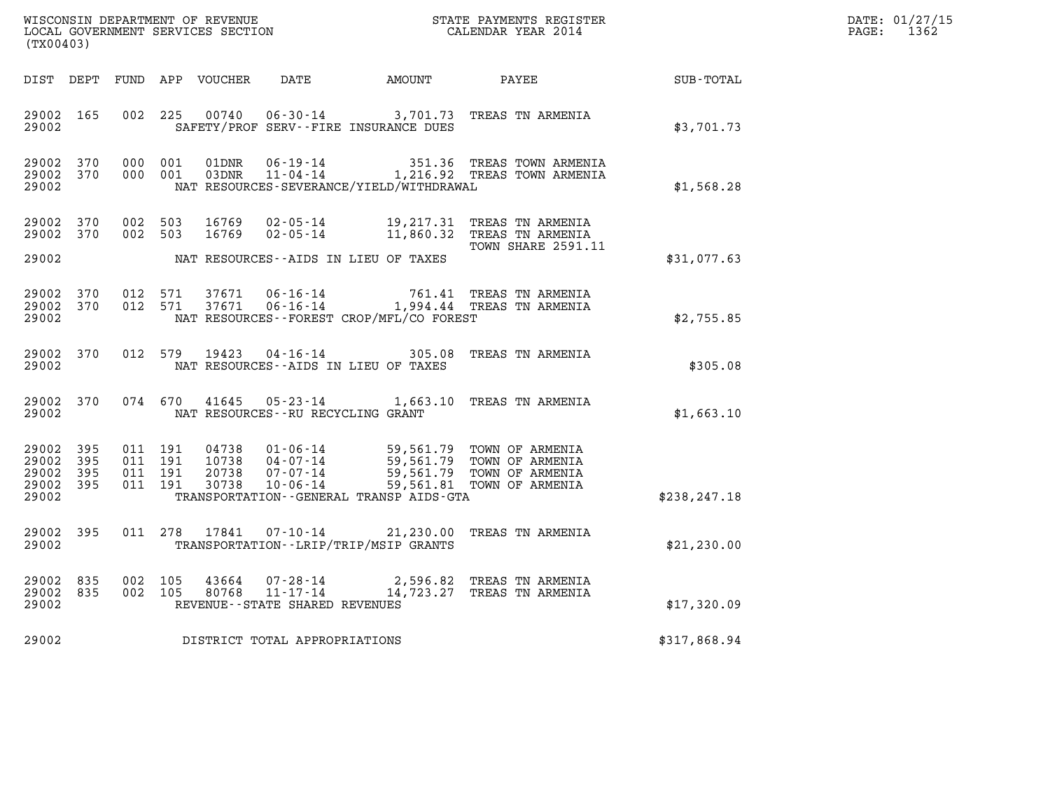WISCONSIN DEPARTMENT OF REVENUE
LOCAL GOVERNMENT SERVICES SECTION
(TX00403)

STATE PAYMENTS REGISTER
CALENDAR YEAR 2014

DATE: 01/27/15
PAGE: 1362

| DIST | DEPT | FUND | APP | VOUCHER | DATE | AMOUNT | PAYEE | SUB-TOTAL |
|---|---|---|---|---|---|---|---|---|
| 29002 | 165 | 002 | 225 | 00740 | 06-30-14 | 3,701.73 | TREAS TN ARMENIA | |
| 29002 | | | | | SAFETY/PROF SERV--FIRE INSURANCE DUES | | | $3,701.73 |
| 29002 | 370 | 000 | 001 | 01DNR | 06-19-14 | 351.36 | TREAS TOWN ARMENIA | |
| 29002 | 370 | 000 | 001 | 03DNR | 11-04-14 | 1,216.92 | TREAS TOWN ARMENIA | |
| 29002 | | | | | NAT RESOURCES-SEVERANCE/YIELD/WITHDRAWAL | | | $1,568.28 |
| 29002 | 370 | 002 | 503 | 16769 | 02-05-14 | 19,217.31 | TREAS TN ARMENIA | |
| 29002 | 370 | 002 | 503 | 16769 | 02-05-14 | 11,860.32 | TREAS TN ARMENIA TOWN SHARE 2591.11 | |
| 29002 | | | | | NAT RESOURCES--AIDS IN LIEU OF TAXES | | | $31,077.63 |
| 29002 | 370 | 012 | 571 | 37671 | 06-16-14 | 761.41 | TREAS TN ARMENIA | |
| 29002 | 370 | 012 | 571 | 37671 | 06-16-14 | 1,994.44 | TREAS TN ARMENIA | |
| 29002 | | | | | NAT RESOURCES--FOREST CROP/MFL/CO FOREST | | | $2,755.85 |
| 29002 | 370 | 012 | 579 | 19423 | 04-16-14 | 305.08 | TREAS TN ARMENIA | |
| 29002 | | | | | NAT RESOURCES--AIDS IN LIEU OF TAXES | | | $305.08 |
| 29002 | 370 | 074 | 670 | 41645 | 05-23-14 | 1,663.10 | TREAS TN ARMENIA | |
| 29002 | | | | | NAT RESOURCES--RU RECYCLING GRANT | | | $1,663.10 |
| 29002 | 395 | 011 | 191 | 04738 | 01-06-14 | 59,561.79 | TOWN OF ARMENIA | |
| 29002 | 395 | 011 | 191 | 10738 | 04-07-14 | 59,561.79 | TOWN OF ARMENIA | |
| 29002 | 395 | 011 | 191 | 20738 | 07-07-14 | 59,561.79 | TOWN OF ARMENIA | |
| 29002 | 395 | 011 | 191 | 30738 | 10-06-14 | 59,561.81 | TOWN OF ARMENIA | |
| 29002 | | | | | TRANSPORTATION--GENERAL TRANSP AIDS-GTA | | | $238,247.18 |
| 29002 | 395 | 011 | 278 | 17841 | 07-10-14 | 21,230.00 | TREAS TN ARMENIA | |
| 29002 | | | | | TRANSPORTATION--LRIP/TRIP/MSIP GRANTS | | | $21,230.00 |
| 29002 | 835 | 002 | 105 | 43664 | 07-28-14 | 2,596.82 | TREAS TN ARMENIA | |
| 29002 | 835 | 002 | 105 | 80768 | 11-17-14 | 14,723.27 | TREAS TN ARMENIA | |
| 29002 | | | | | REVENUE--STATE SHARED REVENUES | | | $17,320.09 |
| 29002 | | | | | DISTRICT TOTAL APPROPRIATIONS | | | $317,868.94 |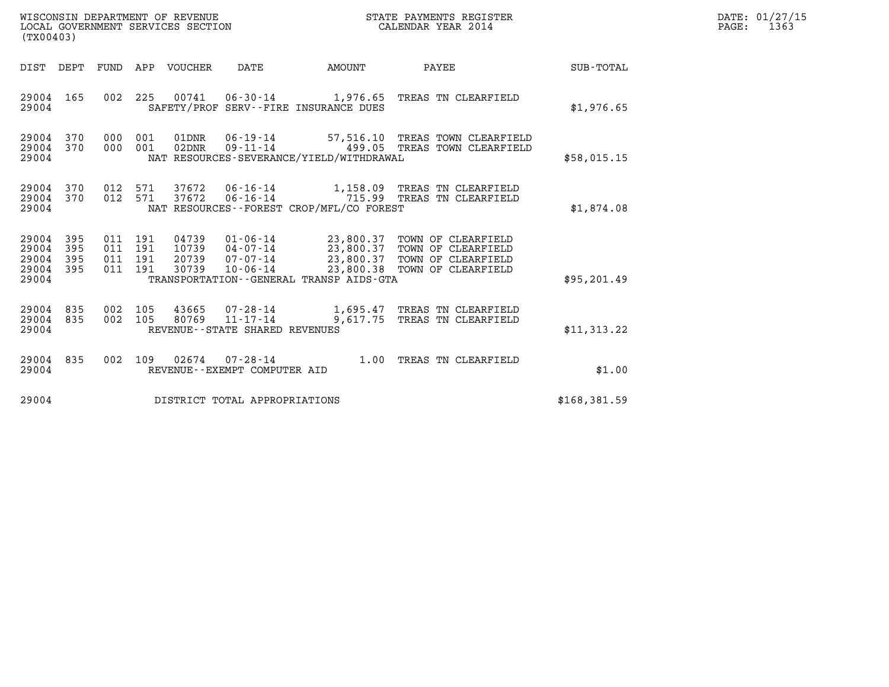WISCONSIN DEPARTMENT OF REVENUE
LOCAL GOVERNMENT SERVICES SECTION
(TX00403)

STATE PAYMENTS REGISTER
CALENDAR YEAR 2014

DATE: 01/27/15

| DIST | DEPT | FUND | APP | VOUCHER | DATE | AMOUNT | PAYEE | SUB-TOTAL |
|---|---|---|---|---|---|---|---|---|
| 29004 | 165 | 002 | 225 | 00741 | 06-30-14 | 1,976.65 | TREAS TN CLEARFIELD | |
| 29004 | | | | | SAFETY/PROF SERV--FIRE INSURANCE DUES | | | $1,976.65 |
| 29004 | 370 | 000 | 001 | 01DNR | 06-19-14 | 57,516.10 | TREAS TOWN CLEARFIELD | |
| 29004 | 370 | 000 | 001 | 02DNR | 09-11-14 | 499.05 | TREAS TOWN CLEARFIELD | |
| 29004 | | | | | NAT RESOURCES-SEVERANCE/YIELD/WITHDRAWAL | | | $58,015.15 |
| 29004 | 370 | 012 | 571 | 37672 | 06-16-14 | 1,158.09 | TREAS TN CLEARFIELD | |
| 29004 | 370 | 012 | 571 | 37672 | 06-16-14 | 715.99 | TREAS TN CLEARFIELD | |
| 29004 | | | | | NAT RESOURCES--FOREST CROP/MFL/CO FOREST | | | $1,874.08 |
| 29004 | 395 | 011 | 191 | 04739 | 01-06-14 | 23,800.37 | TOWN OF CLEARFIELD | |
| 29004 | 395 | 011 | 191 | 10739 | 04-07-14 | 23,800.37 | TOWN OF CLEARFIELD | |
| 29004 | 395 | 011 | 191 | 20739 | 07-07-14 | 23,800.37 | TOWN OF CLEARFIELD | |
| 29004 | 395 | 011 | 191 | 30739 | 10-06-14 | 23,800.38 | TOWN OF CLEARFIELD | |
| 29004 | | | | | TRANSPORTATION--GENERAL TRANSP AIDS-GTA | | | $95,201.49 |
| 29004 | 835 | 002 | 105 | 43665 | 07-28-14 | 1,695.47 | TREAS TN CLEARFIELD | |
| 29004 | 835 | 002 | 105 | 80769 | 11-17-14 | 9,617.75 | TREAS TN CLEARFIELD | |
| 29004 | | | | | REVENUE--STATE SHARED REVENUES | | | $11,313.22 |
| 29004 | 835 | 002 | 109 | 02674 | 07-28-14 | 1.00 | TREAS TN CLEARFIELD | |
| 29004 | | | | | REVENUE--EXEMPT COMPUTER AID | | | $1.00 |
| 29004 | | | | | DISTRICT TOTAL APPROPRIATIONS | | | $168,381.59 |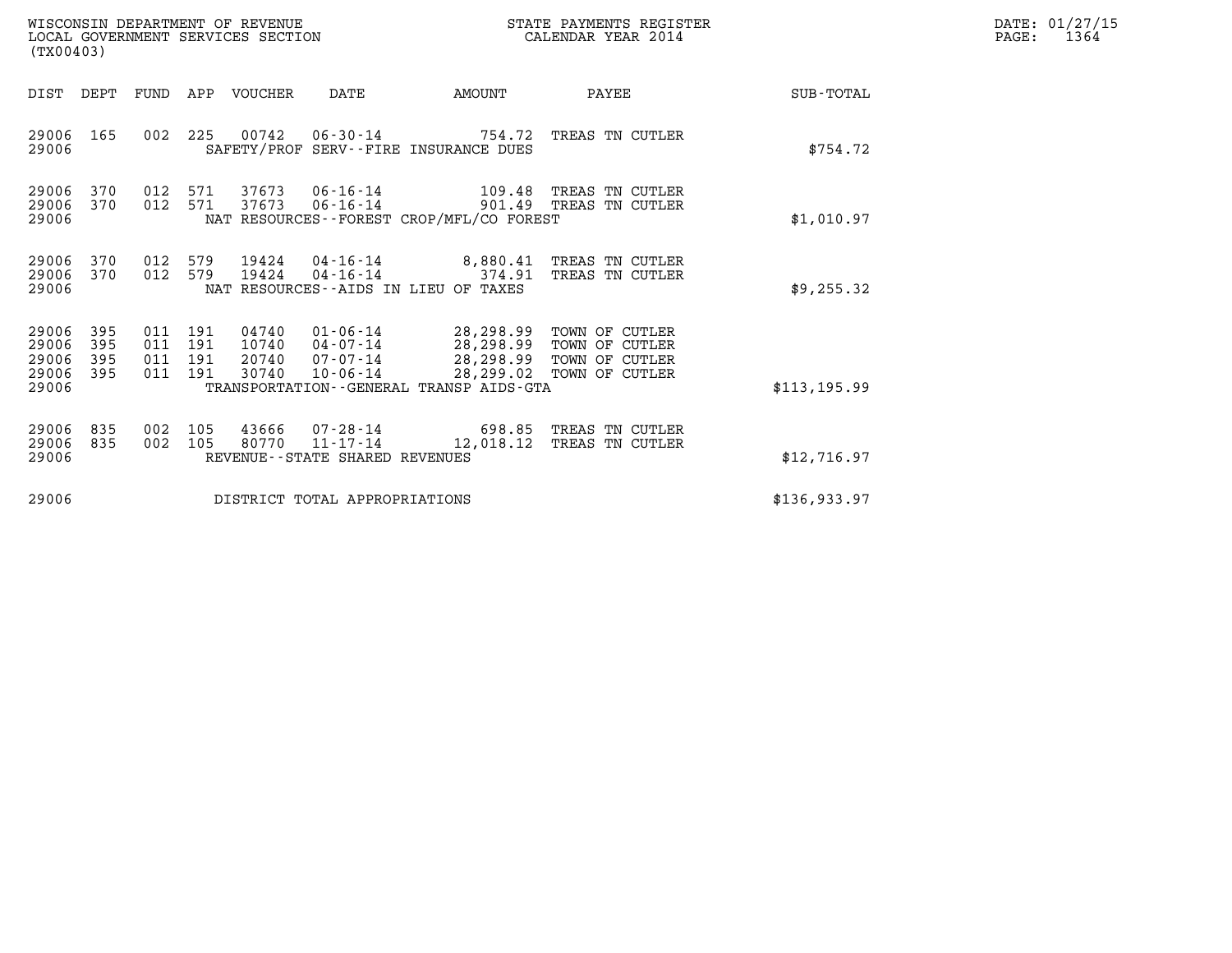WISCONSIN DEPARTMENT OF REVENUE
LOCAL GOVERNMENT SERVICES SECTION
(TX00403)

STATE PAYMENTS REGISTER
CALENDAR YEAR 2014

DATE: 01/27/15
PAGE: 1364

| DIST | DEPT | FUND | APP | VOUCHER | DATE | AMOUNT | PAYEE | SUB-TOTAL |
|---|---|---|---|---|---|---|---|---|
| 29006 | 165 | 002 | 225 | 00742 | 06-30-14 | 754.72 | TREAS TN CUTLER | |
| 29006 | | | | | SAFETY/PROF SERV--FIRE INSURANCE DUES | | | $754.72 |
| 29006 | 370 | 012 | 571 | 37673 | 06-16-14 | 109.48 | TREAS TN CUTLER | |
| 29006 | 370 | 012 | 571 | 37673 | 06-16-14 | 901.49 | TREAS TN CUTLER | |
| 29006 | | | | | NAT RESOURCES--FOREST CROP/MFL/CO FOREST | | | $1,010.97 |
| 29006 | 370 | 012 | 579 | 19424 | 04-16-14 | 8,880.41 | TREAS TN CUTLER | |
| 29006 | 370 | 012 | 579 | 19424 | 04-16-14 | 374.91 | TREAS TN CUTLER | |
| 29006 | | | | | NAT RESOURCES--AIDS IN LIEU OF TAXES | | | $9,255.32 |
| 29006 | 395 | 011 | 191 | 04740 | 01-06-14 | 28,298.99 | TOWN OF CUTLER | |
| 29006 | 395 | 011 | 191 | 10740 | 04-07-14 | 28,298.99 | TOWN OF CUTLER | |
| 29006 | 395 | 011 | 191 | 20740 | 07-07-14 | 28,298.99 | TOWN OF CUTLER | |
| 29006 | 395 | 011 | 191 | 30740 | 10-06-14 | 28,299.02 | TOWN OF CUTLER | |
| 29006 | | | | | TRANSPORTATION--GENERAL TRANSP AIDS-GTA | | | $113,195.99 |
| 29006 | 835 | 002 | 105 | 43666 | 07-28-14 | 698.85 | TREAS TN CUTLER | |
| 29006 | 835 | 002 | 105 | 80770 | 11-17-14 | 12,018.12 | TREAS TN CUTLER | |
| 29006 | | | | | REVENUE--STATE SHARED REVENUES | | | $12,716.97 |
| 29006 | | | | | DISTRICT TOTAL APPROPRIATIONS | | | $136,933.97 |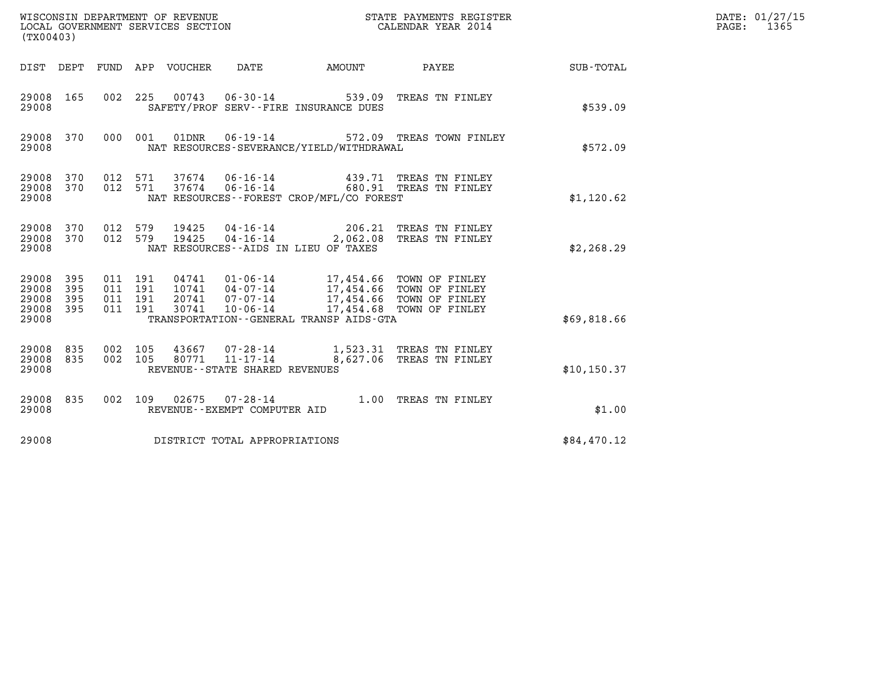WISCONSIN DEPARTMENT OF REVENUE
LOCAL GOVERNMENT SERVICES SECTION
(TX00403)

STATE PAYMENTS REGISTER
CALENDAR YEAR 2014

DATE: 01/27/15

| DIST | DEPT | FUND | APP | VOUCHER | DATE | AMOUNT | PAYEE | SUB-TOTAL |
|---|---|---|---|---|---|---|---|---|
| 29008 | 165 | 002 | 225 | 00743 | 06-30-14 | 539.09 | TREAS TN FINLEY | |
| 29008 | | | | | SAFETY/PROF SERV--FIRE INSURANCE DUES | | | $539.09 |
| 29008 | 370 | 000 | 001 | 01DNR | 06-19-14 | 572.09 | TREAS TOWN FINLEY | |
| 29008 | | | | | NAT RESOURCES-SEVERANCE/YIELD/WITHDRAWAL | | | $572.09 |
| 29008 | 370 | 012 | 571 | 37674 | 06-16-14 | 439.71 | TREAS TN FINLEY | |
| 29008 | 370 | 012 | 571 | 37674 | 06-16-14 | 680.91 | TREAS TN FINLEY | |
| 29008 | | | | | NAT RESOURCES--FOREST CROP/MFL/CO FOREST | | | $1,120.62 |
| 29008 | 370 | 012 | 579 | 19425 | 04-16-14 | 206.21 | TREAS TN FINLEY | |
| 29008 | 370 | 012 | 579 | 19425 | 04-16-14 | 2,062.08 | TREAS TN FINLEY | |
| 29008 | | | | | NAT RESOURCES--AIDS IN LIEU OF TAXES | | | $2,268.29 |
| 29008 | 395 | 011 | 191 | 04741 | 01-06-14 | 17,454.66 | TOWN OF FINLEY | |
| 29008 | 395 | 011 | 191 | 10741 | 04-07-14 | 17,454.66 | TOWN OF FINLEY | |
| 29008 | 395 | 011 | 191 | 20741 | 07-07-14 | 17,454.66 | TOWN OF FINLEY | |
| 29008 | 395 | 011 | 191 | 30741 | 10-06-14 | 17,454.68 | TOWN OF FINLEY | |
| 29008 | | | | | TRANSPORTATION--GENERAL TRANSP AIDS-GTA | | | $69,818.66 |
| 29008 | 835 | 002 | 105 | 43667 | 07-28-14 | 1,523.31 | TREAS TN FINLEY | |
| 29008 | 835 | 002 | 105 | 80771 | 11-17-14 | 8,627.06 | TREAS TN FINLEY | |
| 29008 | | | | | REVENUE--STATE SHARED REVENUES | | | $10,150.37 |
| 29008 | 835 | 002 | 109 | 02675 | 07-28-14 | 1.00 | TREAS TN FINLEY | |
| 29008 | | | | | REVENUE--EXEMPT COMPUTER AID | | | $1.00 |
| 29008 | | | | | DISTRICT TOTAL APPROPRIATIONS | | | $84,470.12 |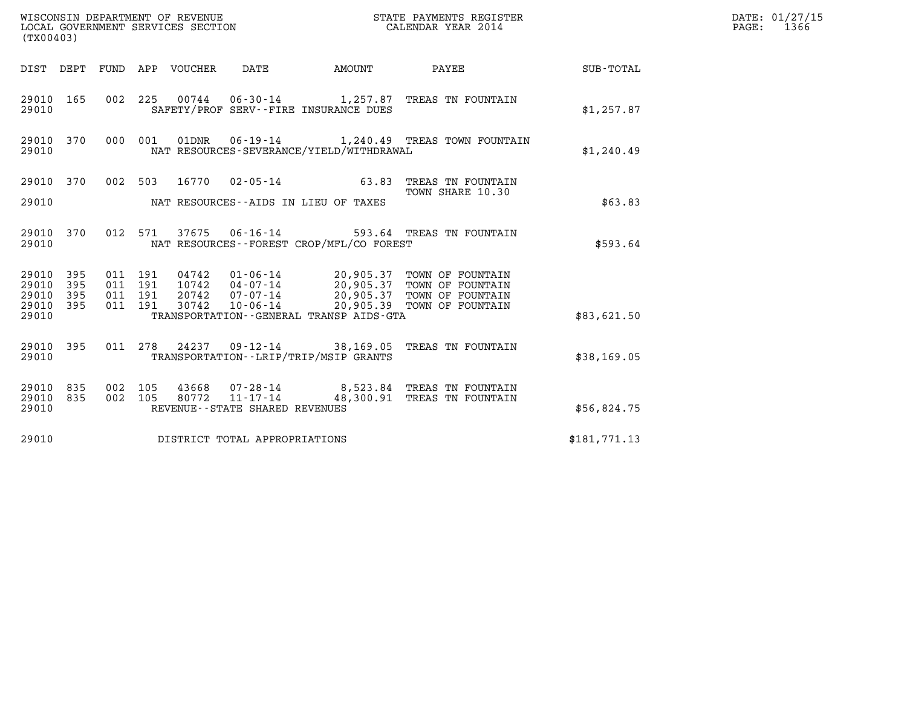WISCONSIN DEPARTMENT OF REVENUE
LOCAL GOVERNMENT SERVICES SECTION
(TX00403)

STATE PAYMENTS REGISTER
CALENDAR YEAR 2014

DATE: 01/27/15
PAGE: 1366

| DIST | DEPT | FUND | APP | VOUCHER | DATE | AMOUNT | PAYEE | SUB-TOTAL |
|---|---|---|---|---|---|---|---|---|
| 29010 | 165 | 002 | 225 | 00744 | 06-30-14 | 1,257.87 | TREAS TN FOUNTAIN | |
| 29010 | | | | SAFETY/PROF SERV--FIRE INSURANCE DUES | | | | $1,257.87 |
| 29010 | 370 | 000 | 001 | 01DNR | 06-19-14 | 1,240.49 | TREAS TOWN FOUNTAIN | |
| 29010 | | | | NAT RESOURCES-SEVERANCE/YIELD/WITHDRAWAL | | | | $1,240.49 |
| 29010 | 370 | 002 | 503 | 16770 | 02-05-14 | 63.83 | TREAS TN FOUNTAIN TOWN SHARE 10.30 | |
| 29010 | | | | NAT RESOURCES--AIDS IN LIEU OF TAXES | | | | $63.83 |
| 29010 | 370 | 012 | 571 | 37675 | 06-16-14 | 593.64 | TREAS TN FOUNTAIN | |
| 29010 | | | | NAT RESOURCES--FOREST CROP/MFL/CO FOREST | | | | $593.64 |
| 29010 | 395 | 011 | 191 | 04742 | 01-06-14 | 20,905.37 | TOWN OF FOUNTAIN | |
| 29010 | 395 | 011 | 191 | 10742 | 04-07-14 | 20,905.37 | TOWN OF FOUNTAIN | |
| 29010 | 395 | 011 | 191 | 20742 | 07-07-14 | 20,905.37 | TOWN OF FOUNTAIN | |
| 29010 | 395 | 011 | 191 | 30742 | 10-06-14 | 20,905.39 | TOWN OF FOUNTAIN | |
| 29010 | | | | TRANSPORTATION--GENERAL TRANSP AIDS-GTA | | | | $83,621.50 |
| 29010 | 395 | 011 | 278 | 24237 | 09-12-14 | 38,169.05 | TREAS TN FOUNTAIN | |
| 29010 | | | | TRANSPORTATION--LRIP/TRIP/MSIP GRANTS | | | | $38,169.05 |
| 29010 | 835 | 002 | 105 | 43668 | 07-28-14 | 8,523.84 | TREAS TN FOUNTAIN | |
| 29010 | 835 | 002 | 105 | 80772 | 11-17-14 | 48,300.91 | TREAS TN FOUNTAIN | |
| 29010 | | | | REVENUE--STATE SHARED REVENUES | | | | $56,824.75 |
| 29010 | | | | DISTRICT TOTAL APPROPRIATIONS | | | | $181,771.13 |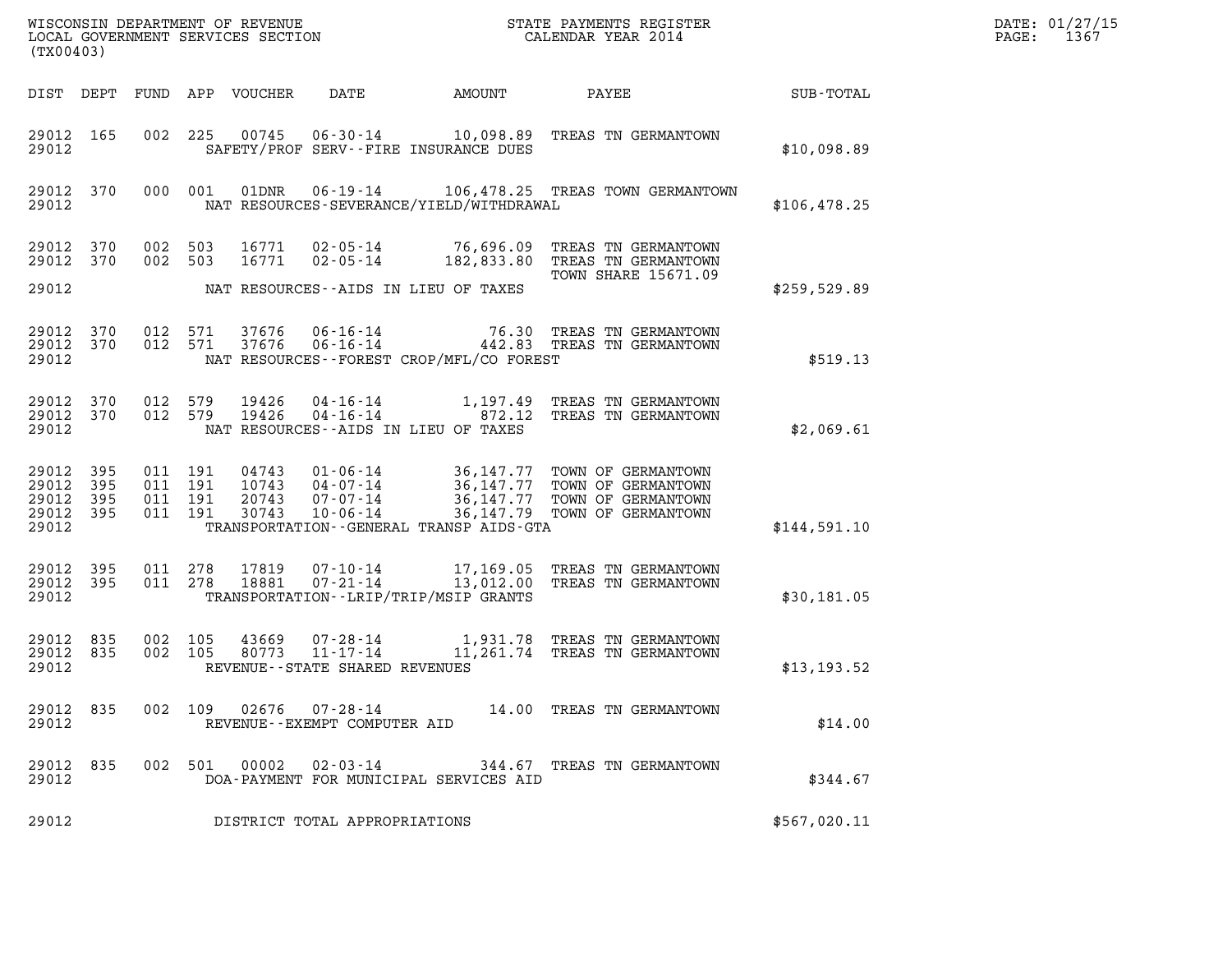WISCONSIN DEPARTMENT OF REVENUE
LOCAL GOVERNMENT SERVICES SECTION
(TX00403)

STATE PAYMENTS REGISTER
CALENDAR YEAR 2014

DATE: 01/27/15
PAGE: 1367

| DIST | DEPT | FUND | APP | VOUCHER | DATE | AMOUNT | PAYEE | SUB-TOTAL |
|---|---|---|---|---|---|---|---|---|
| 29012 | 165 | 002 | 225 | 00745 | 06-30-14 | 10,098.89 | TREAS TN GERMANTOWN | |
| 29012 | | | | | SAFETY/PROF SERV--FIRE INSURANCE DUES | | | $10,098.89 |
| 29012 | 370 | 000 | 001 | 01DNR | 06-19-14 | 106,478.25 | TREAS TOWN GERMANTOWN | |
| 29012 | | | | | NAT RESOURCES-SEVERANCE/YIELD/WITHDRAWAL | | | $106,478.25 |
| 29012 | 370 | 002 | 503 | 16771 | 02-05-14 | 76,696.09 | TREAS TN GERMANTOWN | |
| 29012 | 370 | 002 | 503 | 16771 | 02-05-14 | 182,833.80 | TREAS TN GERMANTOWN | |
| | | | | | | | TOWN SHARE 15671.09 | |
| 29012 | | | | | NAT RESOURCES--AIDS IN LIEU OF TAXES | | | $259,529.89 |
| 29012 | 370 | 012 | 571 | 37676 | 06-16-14 | 76.30 | TREAS TN GERMANTOWN | |
| 29012 | 370 | 012 | 571 | 37676 | 06-16-14 | 442.83 | TREAS TN GERMANTOWN | |
| 29012 | | | | | NAT RESOURCES--FOREST CROP/MFL/CO FOREST | | | $519.13 |
| 29012 | 370 | 012 | 579 | 19426 | 04-16-14 | 1,197.49 | TREAS TN GERMANTOWN | |
| 29012 | 370 | 012 | 579 | 19426 | 04-16-14 | 872.12 | TREAS TN GERMANTOWN | |
| 29012 | | | | | NAT RESOURCES--AIDS IN LIEU OF TAXES | | | $2,069.61 |
| 29012 | 395 | 011 | 191 | 04743 | 01-06-14 | 36,147.77 | TOWN OF GERMANTOWN | |
| 29012 | 395 | 011 | 191 | 10743 | 04-07-14 | 36,147.77 | TOWN OF GERMANTOWN | |
| 29012 | 395 | 011 | 191 | 20743 | 07-07-14 | 36,147.77 | TOWN OF GERMANTOWN | |
| 29012 | 395 | 011 | 191 | 30743 | 10-06-14 | 36,147.79 | TOWN OF GERMANTOWN | |
| 29012 | | | | | TRANSPORTATION--GENERAL TRANSP AIDS-GTA | | | $144,591.10 |
| 29012 | 395 | 011 | 278 | 17819 | 07-10-14 | 17,169.05 | TREAS TN GERMANTOWN | |
| 29012 | 395 | 011 | 278 | 18881 | 07-21-14 | 13,012.00 | TREAS TN GERMANTOWN | |
| 29012 | | | | | TRANSPORTATION--LRIP/TRIP/MSIP GRANTS | | | $30,181.05 |
| 29012 | 835 | 002 | 105 | 43669 | 07-28-14 | 1,931.78 | TREAS TN GERMANTOWN | |
| 29012 | 835 | 002 | 105 | 80773 | 11-17-14 | 11,261.74 | TREAS TN GERMANTOWN | |
| 29012 | | | | | REVENUE--STATE SHARED REVENUES | | | $13,193.52 |
| 29012 | 835 | 002 | 109 | 02676 | 07-28-14 | 14.00 | TREAS TN GERMANTOWN | |
| 29012 | | | | | REVENUE--EXEMPT COMPUTER AID | | | $14.00 |
| 29012 | 835 | 002 | 501 | 00002 | 02-03-14 | 344.67 | TREAS TN GERMANTOWN | |
| 29012 | | | | | DOA-PAYMENT FOR MUNICIPAL SERVICES AID | | | $344.67 |
| 29012 | | | | | DISTRICT TOTAL APPROPRIATIONS | | | $567,020.11 |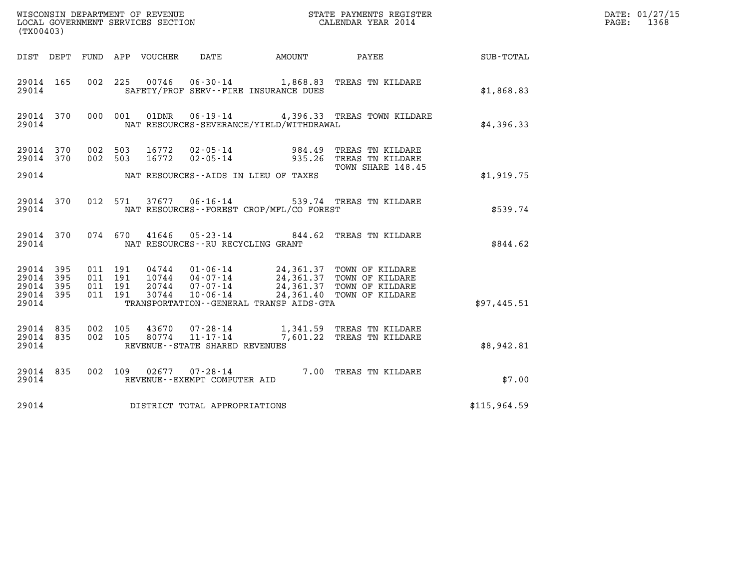WISCONSIN DEPARTMENT OF REVENUE
LOCAL GOVERNMENT SERVICES SECTION
(TX00403)

STATE PAYMENTS REGISTER
CALENDAR YEAR 2014

DATE: 01/27/15
PAGE: 1368

| DIST | DEPT | FUND | APP | VOUCHER | DATE | AMOUNT | PAYEE | SUB-TOTAL |
|---|---|---|---|---|---|---|---|---|
| 29014 | 165 | 002 | 225 | 00746 | 06-30-14 | 1,868.83 | TREAS TN KILDARE | |
| 29014 | | | | SAFETY/PROF SERV--FIRE INSURANCE DUES | | | | $1,868.83 |
| 29014 | 370 | 000 | 001 | 01DNR | 06-19-14 | 4,396.33 | TREAS TOWN KILDARE | |
| 29014 | | | | NAT RESOURCES-SEVERANCE/YIELD/WITHDRAWAL | | | | $4,396.33 |
| 29014 | 370 | 002 | 503 | 16772 | 02-05-14 | 984.49 | TREAS TN KILDARE | |
| 29014 | 370 | 002 | 503 | 16772 | 02-05-14 | 935.26 | TREAS TN KILDARE TOWN SHARE 148.45 | |
| 29014 | | | | NAT RESOURCES--AIDS IN LIEU OF TAXES | | | | $1,919.75 |
| 29014 | 370 | 012 | 571 | 37677 | 06-16-14 | 539.74 | TREAS TN KILDARE | |
| 29014 | | | | NAT RESOURCES--FOREST CROP/MFL/CO FOREST | | | | $539.74 |
| 29014 | 370 | 074 | 670 | 41646 | 05-23-14 | 844.62 | TREAS TN KILDARE | |
| 29014 | | | | NAT RESOURCES--RU RECYCLING GRANT | | | | $844.62 |
| 29014 | 395 | 011 | 191 | 04744 | 01-06-14 | 24,361.37 | TOWN OF KILDARE | |
| 29014 | 395 | 011 | 191 | 10744 | 04-07-14 | 24,361.37 | TOWN OF KILDARE | |
| 29014 | 395 | 011 | 191 | 20744 | 07-07-14 | 24,361.37 | TOWN OF KILDARE | |
| 29014 | 395 | 011 | 191 | 30744 | 10-06-14 | 24,361.40 | TOWN OF KILDARE | |
| 29014 | | | | TRANSPORTATION--GENERAL TRANSP AIDS-GTA | | | | $97,445.51 |
| 29014 | 835 | 002 | 105 | 43670 | 07-28-14 | 1,341.59 | TREAS TN KILDARE | |
| 29014 | 835 | 002 | 105 | 80774 | 11-17-14 | 7,601.22 | TREAS TN KILDARE | |
| 29014 | | | | REVENUE--STATE SHARED REVENUES | | | | $8,942.81 |
| 29014 | 835 | 002 | 109 | 02677 | 07-28-14 | 7.00 | TREAS TN KILDARE | |
| 29014 | | | | REVENUE--EXEMPT COMPUTER AID | | | | $7.00 |
| 29014 | | | | DISTRICT TOTAL APPROPRIATIONS | | | | $115,964.59 |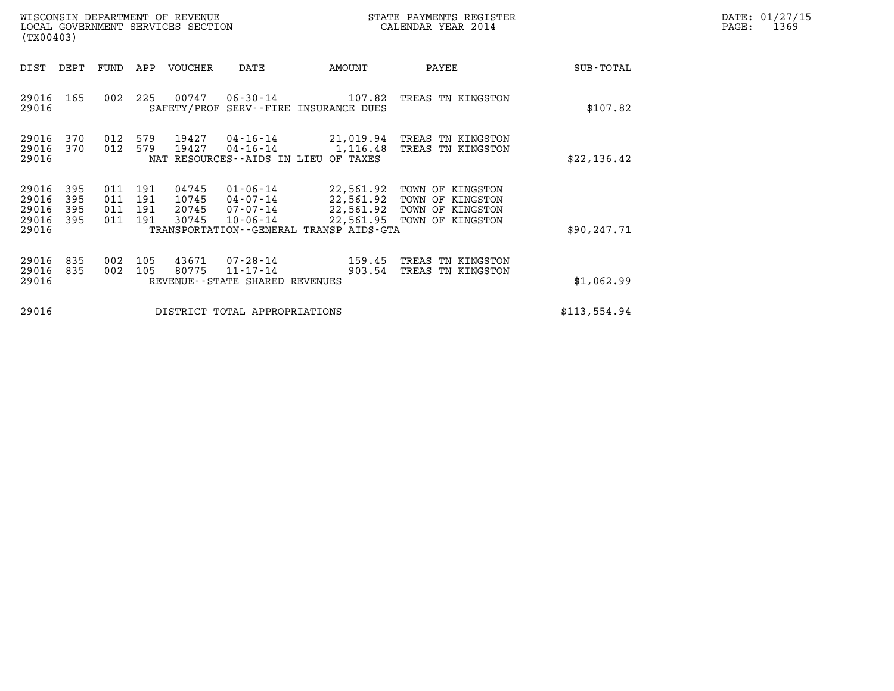WISCONSIN DEPARTMENT OF REVENUE
LOCAL GOVERNMENT SERVICES SECTION
(TX00403)

STATE PAYMENTS REGISTER
CALENDAR YEAR 2014

| DIST | DEPT | FUND | APP | VOUCHER | DATE | AMOUNT | PAYEE | SUB-TOTAL |
|---|---|---|---|---|---|---|---|---|
| 29016 | 165 | 002 | 225 | 00747 | 06-30-14 | 107.82 | TREAS TN KINGSTON | |
| 29016 | | | | SAFETY/PROF SERV--FIRE INSURANCE DUES | | | | $107.82 |
| 29016 | 370 | 012 | 579 | 19427 | 04-16-14 | 21,019.94 | TREAS TN KINGSTON | |
| 29016 | 370 | 012 | 579 | 19427 | 04-16-14 | 1,116.48 | TREAS TN KINGSTON | |
| 29016 | | | | NAT RESOURCES--AIDS IN LIEU OF TAXES | | | | $22,136.42 |
| 29016 | 395 | 011 | 191 | 04745 | 01-06-14 | 22,561.92 | TOWN OF KINGSTON | |
| 29016 | 395 | 011 | 191 | 10745 | 04-07-14 | 22,561.92 | TOWN OF KINGSTON | |
| 29016 | 395 | 011 | 191 | 20745 | 07-07-14 | 22,561.92 | TOWN OF KINGSTON | |
| 29016 | 395 | 011 | 191 | 30745 | 10-06-14 | 22,561.95 | TOWN OF KINGSTON | |
| 29016 | | | | TRANSPORTATION--GENERAL TRANSP AIDS-GTA | | | | $90,247.71 |
| 29016 | 835 | 002 | 105 | 43671 | 07-28-14 | 159.45 | TREAS TN KINGSTON | |
| 29016 | 835 | 002 | 105 | 80775 | 11-17-14 | 903.54 | TREAS TN KINGSTON | |
| 29016 | | | | REVENUE--STATE SHARED REVENUES | | | | $1,062.99 |
| 29016 | | | | DISTRICT TOTAL APPROPRIATIONS | | | | $113,554.94 |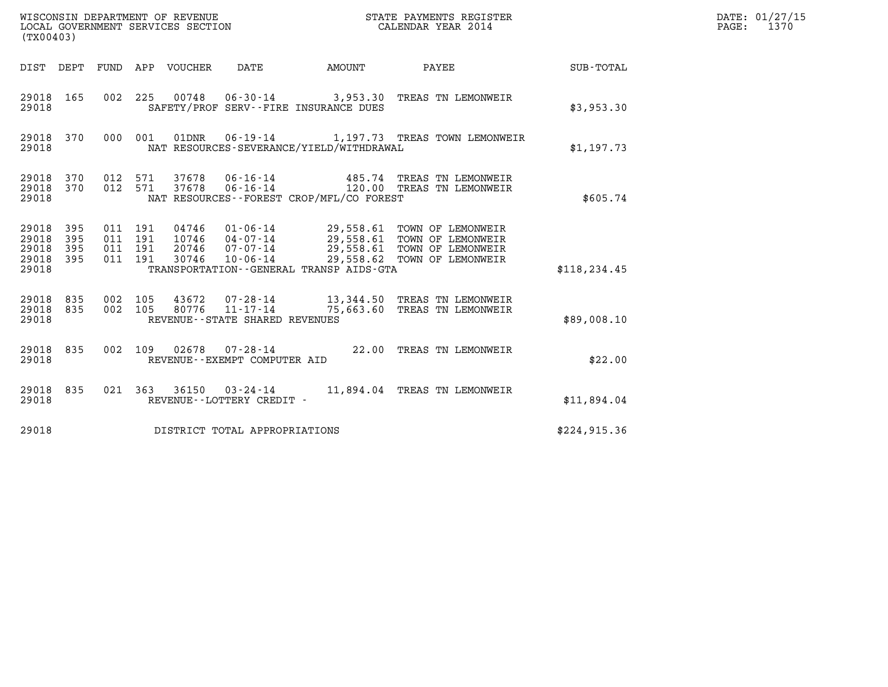WISCONSIN DEPARTMENT OF REVENUE
LOCAL GOVERNMENT SERVICES SECTION
(TX00403)

STATE PAYMENTS REGISTER
CALENDAR YEAR 2014

DATE: 01/27/15
PAGE: 1370

| DIST | DEPT | FUND | APP | VOUCHER | DATE | AMOUNT | PAYEE | SUB-TOTAL |
|---|---|---|---|---|---|---|---|---|
| 29018 | 165 | 002 | 225 | 00748 | 06-30-14 | 3,953.30 | TREAS TN LEMONWEIR | |
| 29018 | | | | SAFETY/PROF SERV--FIRE INSURANCE DUES | | | | $3,953.30 |
| 29018 | 370 | 000 | 001 | 01DNR | 06-19-14 | 1,197.73 | TREAS TOWN LEMONWEIR | |
| 29018 | | | | NAT RESOURCES-SEVERANCE/YIELD/WITHDRAWAL | | | | $1,197.73 |
| 29018 | 370 | 012 | 571 | 37678 | 06-16-14 | 485.74 | TREAS TN LEMONWEIR | |
| 29018 | 370 | 012 | 571 | 37678 | 06-16-14 | 120.00 | TREAS TN LEMONWEIR | |
| 29018 | | | | NAT RESOURCES--FOREST CROP/MFL/CO FOREST | | | | $605.74 |
| 29018 | 395 | 011 | 191 | 04746 | 01-06-14 | 29,558.61 | TOWN OF LEMONWEIR | |
| 29018 | 395 | 011 | 191 | 10746 | 04-07-14 | 29,558.61 | TOWN OF LEMONWEIR | |
| 29018 | 395 | 011 | 191 | 20746 | 07-07-14 | 29,558.61 | TOWN OF LEMONWEIR | |
| 29018 | 395 | 011 | 191 | 30746 | 10-06-14 | 29,558.62 | TOWN OF LEMONWEIR | |
| 29018 | | | | TRANSPORTATION--GENERAL TRANSP AIDS-GTA | | | | $118,234.45 |
| 29018 | 835 | 002 | 105 | 43672 | 07-28-14 | 13,344.50 | TREAS TN LEMONWEIR | |
| 29018 | 835 | 002 | 105 | 80776 | 11-17-14 | 75,663.60 | TREAS TN LEMONWEIR | |
| 29018 | | | | REVENUE--STATE SHARED REVENUES | | | | $89,008.10 |
| 29018 | 835 | 002 | 109 | 02678 | 07-28-14 | 22.00 | TREAS TN LEMONWEIR | |
| 29018 | | | | REVENUE--EXEMPT COMPUTER AID | | | | $22.00 |
| 29018 | 835 | 021 | 363 | 36150 | 03-24-14 | 11,894.04 | TREAS TN LEMONWEIR | |
| 29018 | | | | REVENUE--LOTTERY CREDIT - | | | | $11,894.04 |
| 29018 | | | | DISTRICT TOTAL APPROPRIATIONS | | | | $224,915.36 |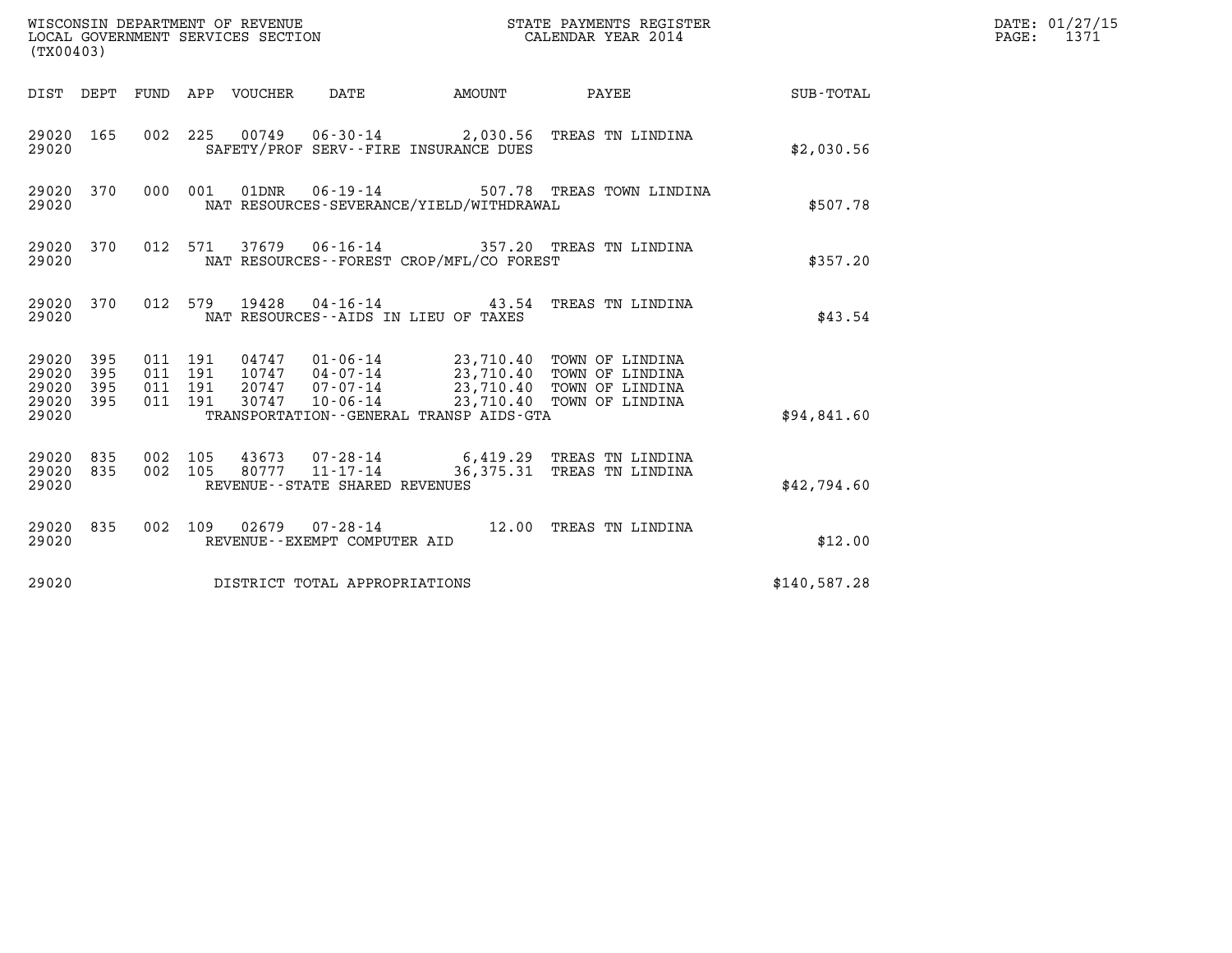WISCONSIN DEPARTMENT OF REVENUE
LOCAL GOVERNMENT SERVICES SECTION
(TX00403)

STATE PAYMENTS REGISTER
CALENDAR YEAR 2014

DATE: 01/27/15
PAGE: 1371

| DIST | DEPT | FUND | APP | VOUCHER | DATE | AMOUNT | PAYEE | SUB-TOTAL |
|---|---|---|---|---|---|---|---|---|
| 29020 | 165 | 002 | 225 | 00749 | 06-30-14 | 2,030.56 | TREAS TN LINDINA | |
| 29020 | | | | | SAFETY/PROF SERV--FIRE INSURANCE DUES | | | $2,030.56 |
| 29020 | 370 | 000 | 001 | 01DNR | 06-19-14 | 507.78 | TREAS TOWN LINDINA | |
| 29020 | | | | | NAT RESOURCES-SEVERANCE/YIELD/WITHDRAWAL | | | $507.78 |
| 29020 | 370 | 012 | 571 | 37679 | 06-16-14 | 357.20 | TREAS TN LINDINA | |
| 29020 | | | | | NAT RESOURCES--FOREST CROP/MFL/CO FOREST | | | $357.20 |
| 29020 | 370 | 012 | 579 | 19428 | 04-16-14 | 43.54 | TREAS TN LINDINA | |
| 29020 | | | | | NAT RESOURCES--AIDS IN LIEU OF TAXES | | | $43.54 |
| 29020 | 395 | 011 | 191 | 04747 | 01-06-14 | 23,710.40 | TOWN OF LINDINA | |
| 29020 | 395 | 011 | 191 | 10747 | 04-07-14 | 23,710.40 | TOWN OF LINDINA | |
| 29020 | 395 | 011 | 191 | 20747 | 07-07-14 | 23,710.40 | TOWN OF LINDINA | |
| 29020 | 395 | 011 | 191 | 30747 | 10-06-14 | 23,710.40 | TOWN OF LINDINA | |
| 29020 | | | | | TRANSPORTATION--GENERAL TRANSP AIDS-GTA | | | $94,841.60 |
| 29020 | 835 | 002 | 105 | 43673 | 07-28-14 | 6,419.29 | TREAS TN LINDINA | |
| 29020 | 835 | 002 | 105 | 80777 | 11-17-14 | 36,375.31 | TREAS TN LINDINA | |
| 29020 | | | | | REVENUE--STATE SHARED REVENUES | | | $42,794.60 |
| 29020 | 835 | 002 | 109 | 02679 | 07-28-14 | 12.00 | TREAS TN LINDINA | |
| 29020 | | | | | REVENUE--EXEMPT COMPUTER AID | | | $12.00 |
| 29020 | | | | | DISTRICT TOTAL APPROPRIATIONS | | | $140,587.28 |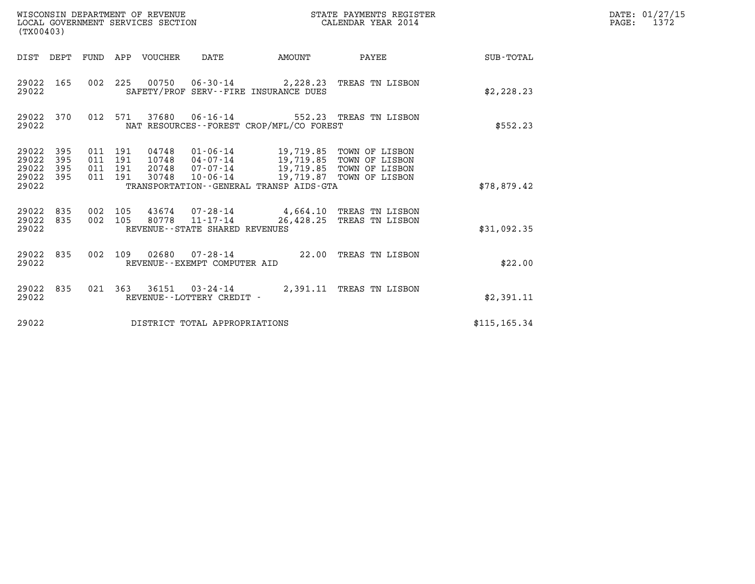WISCONSIN DEPARTMENT OF REVENUE
LOCAL GOVERNMENT SERVICES SECTION
(TX00403)

STATE PAYMENTS REGISTER
CALENDAR YEAR 2014

DATE: 01/27/15
PAGE: 1372

| DIST | DEPT | FUND | APP | VOUCHER | DATE | AMOUNT | PAYEE | SUB-TOTAL |
|---|---|---|---|---|---|---|---|---|
| 29022 | 165 | 002 | 225 | 00750 | 06-30-14 | 2,228.23 | TREAS TN LISBON | |
| 29022 | | | | SAFETY/PROF SERV--FIRE INSURANCE DUES | | | | $2,228.23 |
| 29022 | 370 | 012 | 571 | 37680 | 06-16-14 | 552.23 | TREAS TN LISBON | |
| 29022 | | | | NAT RESOURCES--FOREST CROP/MFL/CO FOREST | | | | $552.23 |
| 29022 | 395 | 011 | 191 | 04748 | 01-06-14 | 19,719.85 | TOWN OF LISBON | |
| 29022 | 395 | 011 | 191 | 10748 | 04-07-14 | 19,719.85 | TOWN OF LISBON | |
| 29022 | 395 | 011 | 191 | 20748 | 07-07-14 | 19,719.85 | TOWN OF LISBON | |
| 29022 | 395 | 011 | 191 | 30748 | 10-06-14 | 19,719.87 | TOWN OF LISBON | |
| 29022 | | | | TRANSPORTATION--GENERAL TRANSP AIDS-GTA | | | | $78,879.42 |
| 29022 | 835 | 002 | 105 | 43674 | 07-28-14 | 4,664.10 | TREAS TN LISBON | |
| 29022 | 835 | 002 | 105 | 80778 | 11-17-14 | 26,428.25 | TREAS TN LISBON | |
| 29022 | | | | REVENUE--STATE SHARED REVENUES | | | | $31,092.35 |
| 29022 | 835 | 002 | 109 | 02680 | 07-28-14 | 22.00 | TREAS TN LISBON | |
| 29022 | | | | REVENUE--EXEMPT COMPUTER AID | | | | $22.00 |
| 29022 | 835 | 021 | 363 | 36151 | 03-24-14 | 2,391.11 | TREAS TN LISBON | |
| 29022 | | | | REVENUE--LOTTERY CREDIT - | | | | $2,391.11 |
| 29022 | | | | DISTRICT TOTAL APPROPRIATIONS | | | | $115,165.34 |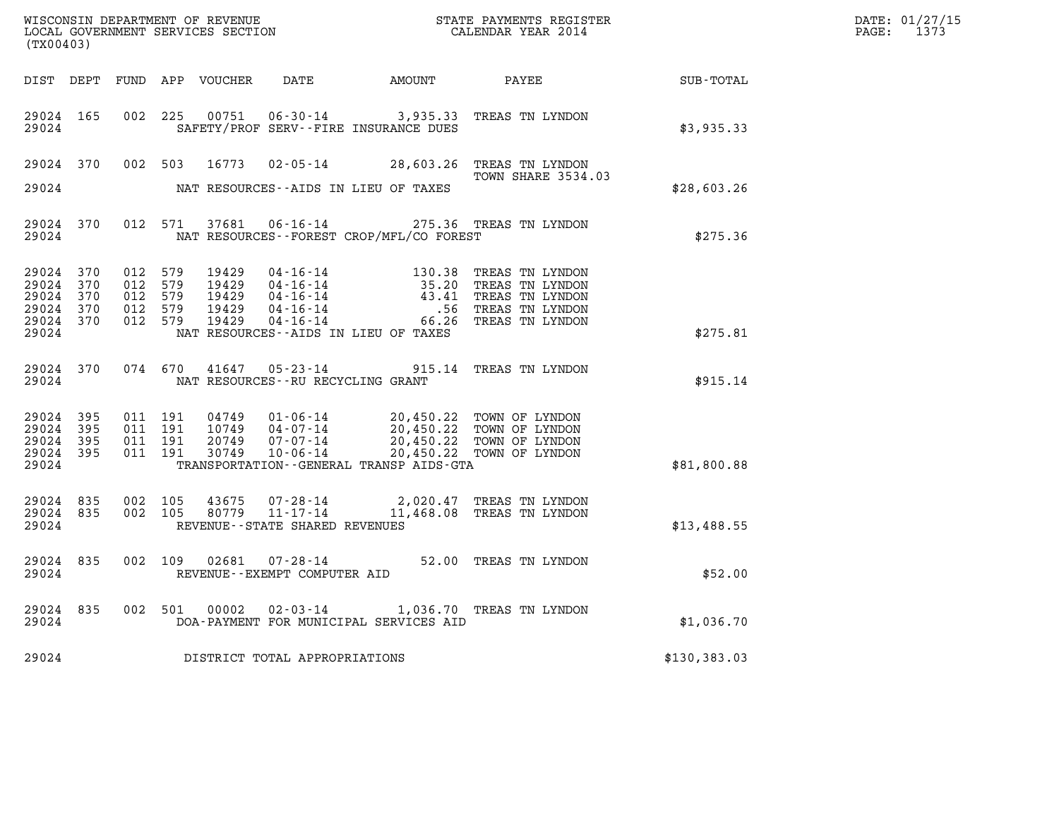WISCONSIN DEPARTMENT OF REVENUE
LOCAL GOVERNMENT SERVICES SECTION
(TX00403)

STATE PAYMENTS REGISTER
CALENDAR YEAR 2014

DATE: 01/27/15
PAGE: 1373

| DIST | DEPT | FUND | APP | VOUCHER | DATE | AMOUNT | PAYEE | SUB-TOTAL |
|---|---|---|---|---|---|---|---|---|
| 29024 | 165 | 002 | 225 | 00751 | 06-30-14 | 3,935.33 | TREAS TN LYNDON | |
| 29024 | | | | | SAFETY/PROF SERV--FIRE INSURANCE DUES | | | $3,935.33 |
| 29024 | 370 | 002 | 503 | 16773 | 02-05-14 | 28,603.26 | TREAS TN LYNDON TOWN SHARE 3534.03 | |
| 29024 | | | | | NAT RESOURCES--AIDS IN LIEU OF TAXES | | | $28,603.26 |
| 29024 | 370 | 012 | 571 | 37681 | 06-16-14 | 275.36 | TREAS TN LYNDON | |
| 29024 | | | | | NAT RESOURCES--FOREST CROP/MFL/CO FOREST | | | $275.36 |
| 29024 | 370 | 012 | 579 | 19429 | 04-16-14 | 130.38 | TREAS TN LYNDON | |
| 29024 | 370 | 012 | 579 | 19429 | 04-16-14 | 35.20 | TREAS TN LYNDON | |
| 29024 | 370 | 012 | 579 | 19429 | 04-16-14 | 43.41 | TREAS TN LYNDON | |
| 29024 | 370 | 012 | 579 | 19429 | 04-16-14 | .56 | TREAS TN LYNDON | |
| 29024 | 370 | 012 | 579 | 19429 | 04-16-14 | 66.26 | TREAS TN LYNDON | |
| 29024 | | | | | NAT RESOURCES--AIDS IN LIEU OF TAXES | | | $275.81 |
| 29024 | 370 | 074 | 670 | 41647 | 05-23-14 | 915.14 | TREAS TN LYNDON | |
| 29024 | | | | | NAT RESOURCES--RU RECYCLING GRANT | | | $915.14 |
| 29024 | 395 | 011 | 191 | 04749 | 01-06-14 | 20,450.22 | TOWN OF LYNDON | |
| 29024 | 395 | 011 | 191 | 10749 | 04-07-14 | 20,450.22 | TOWN OF LYNDON | |
| 29024 | 395 | 011 | 191 | 20749 | 07-07-14 | 20,450.22 | TOWN OF LYNDON | |
| 29024 | 395 | 011 | 191 | 30749 | 10-06-14 | 20,450.22 | TOWN OF LYNDON | |
| 29024 | | | | | TRANSPORTATION--GENERAL TRANSP AIDS-GTA | | | $81,800.88 |
| 29024 | 835 | 002 | 105 | 43675 | 07-28-14 | 2,020.47 | TREAS TN LYNDON | |
| 29024 | 835 | 002 | 105 | 80779 | 11-17-14 | 11,468.08 | TREAS TN LYNDON | |
| 29024 | | | | | REVENUE--STATE SHARED REVENUES | | | $13,488.55 |
| 29024 | 835 | 002 | 109 | 02681 | 07-28-14 | 52.00 | TREAS TN LYNDON | |
| 29024 | | | | | REVENUE--EXEMPT COMPUTER AID | | | $52.00 |
| 29024 | 835 | 002 | 501 | 00002 | 02-03-14 | 1,036.70 | TREAS TN LYNDON | |
| 29024 | | | | | DOA-PAYMENT FOR MUNICIPAL SERVICES AID | | | $1,036.70 |
| 29024 | | | | | DISTRICT TOTAL APPROPRIATIONS | | | $130,383.03 |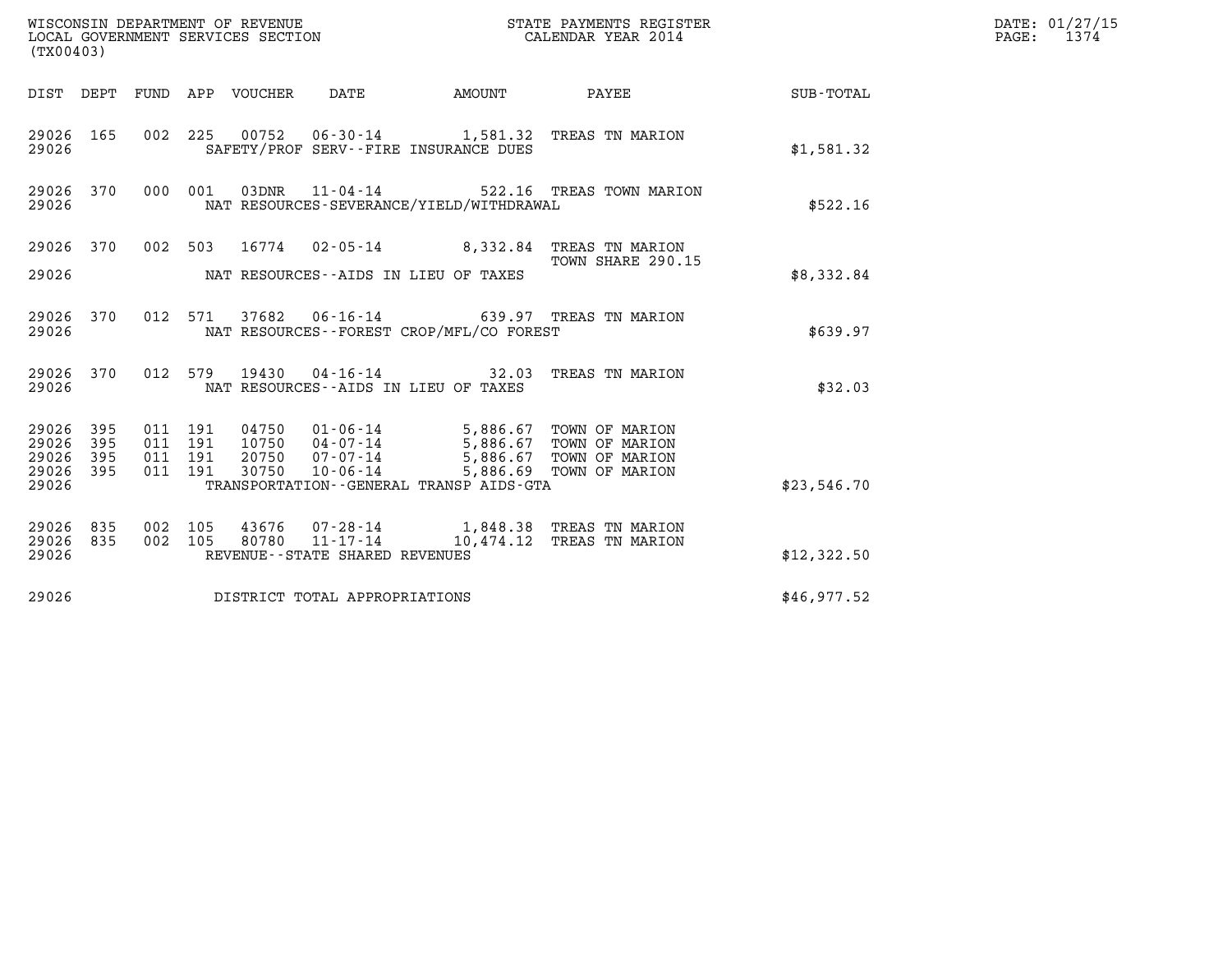WISCONSIN DEPARTMENT OF REVENUE
LOCAL GOVERNMENT SERVICES SECTION
(TX00403)

STATE PAYMENTS REGISTER
CALENDAR YEAR 2014

| DIST | DEPT | FUND | APP | VOUCHER | DATE | AMOUNT | PAYEE | SUB-TOTAL |
|---|---|---|---|---|---|---|---|---|
| 29026 | 165 | 002 | 225 | 00752 | 06-30-14 | 1,581.32 | TREAS TN MARION | |
| 29026 | | | | | SAFETY/PROF SERV--FIRE INSURANCE DUES | | | $1,581.32 |
| 29026 | 370 | 000 | 001 | 03DNR | 11-04-14 | 522.16 | TREAS TOWN MARION | |
| 29026 | | | | | NAT RESOURCES-SEVERANCE/YIELD/WITHDRAWAL | | | $522.16 |
| 29026 | 370 | 002 | 503 | 16774 | 02-05-14 | 8,332.84 | TREAS TN MARION TOWN SHARE 290.15 | |
| 29026 | | | | | NAT RESOURCES--AIDS IN LIEU OF TAXES | | | $8,332.84 |
| 29026 | 370 | 012 | 571 | 37682 | 06-16-14 | 639.97 | TREAS TN MARION | |
| 29026 | | | | | NAT RESOURCES--FOREST CROP/MFL/CO FOREST | | | $639.97 |
| 29026 | 370 | 012 | 579 | 19430 | 04-16-14 | 32.03 | TREAS TN MARION | |
| 29026 | | | | | NAT RESOURCES--AIDS IN LIEU OF TAXES | | | $32.03 |
| 29026 | 395 | 011 | 191 | 04750 | 01-06-14 | 5,886.67 | TOWN OF MARION | |
| 29026 | 395 | 011 | 191 | 10750 | 04-07-14 | 5,886.67 | TOWN OF MARION | |
| 29026 | 395 | 011 | 191 | 20750 | 07-07-14 | 5,886.67 | TOWN OF MARION | |
| 29026 | 395 | 011 | 191 | 30750 | 10-06-14 | 5,886.69 | TOWN OF MARION | |
| 29026 | | | | | TRANSPORTATION--GENERAL TRANSP AIDS-GTA | | | $23,546.70 |
| 29026 | 835 | 002 | 105 | 43676 | 07-28-14 | 1,848.38 | TREAS TN MARION | |
| 29026 | 835 | 002 | 105 | 80780 | 11-17-14 | 10,474.12 | TREAS TN MARION | |
| 29026 | | | | | REVENUE--STATE SHARED REVENUES | | | $12,322.50 |
| 29026 | | | | | DISTRICT TOTAL APPROPRIATIONS | | | $46,977.52 |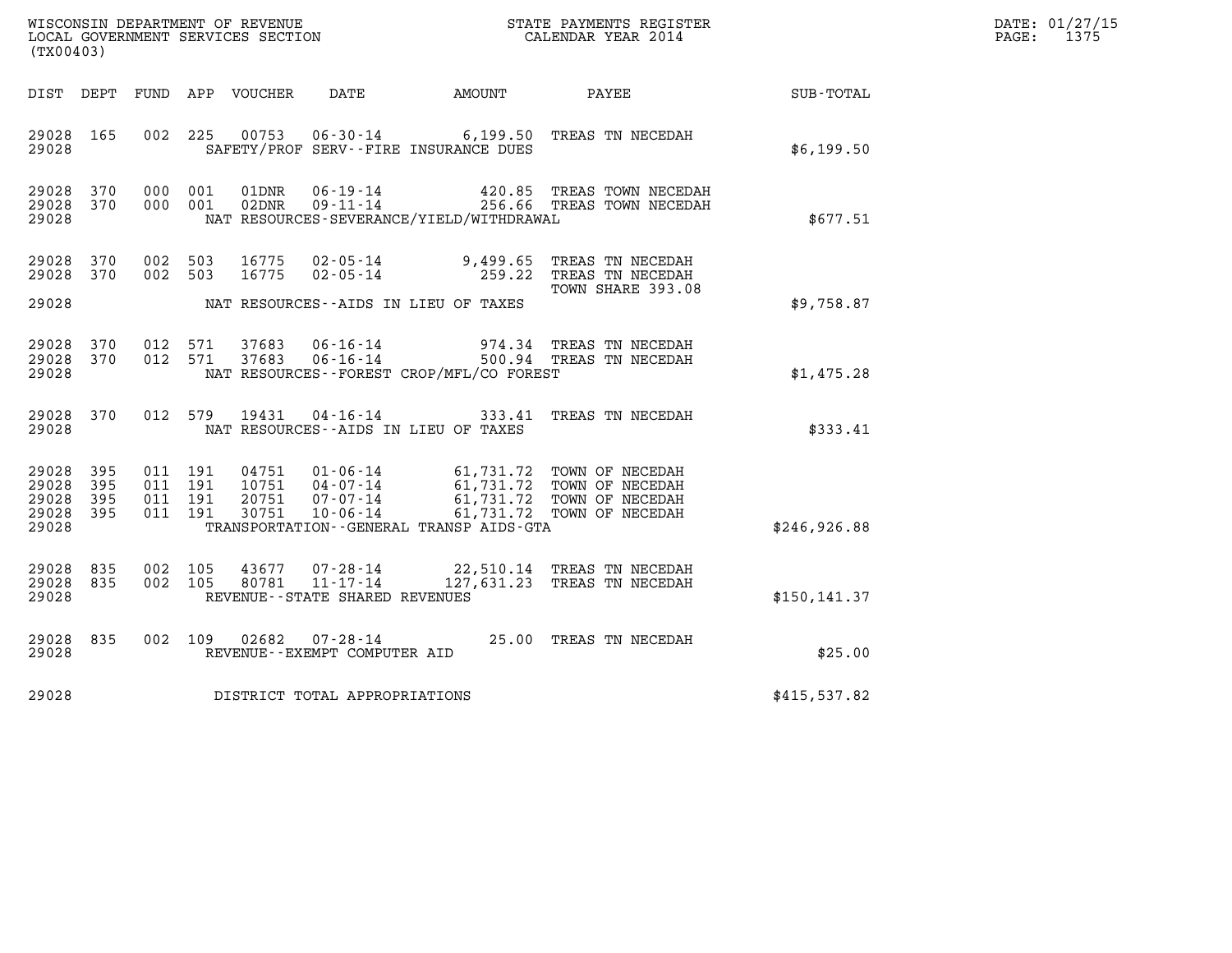WISCONSIN DEPARTMENT OF REVENUE
LOCAL GOVERNMENT SERVICES SECTION
(TX00403)

STATE PAYMENTS REGISTER
CALENDAR YEAR 2014

DATE: 01/27/15
PAGE: 1375

| DIST | DEPT | FUND | APP | VOUCHER | DATE | AMOUNT | PAYEE | SUB-TOTAL |
|---|---|---|---|---|---|---|---|---|
| 29028 | 165 | 002 | 225 | 00753 | 06-30-14 | 6,199.50 | TREAS TN NECEDAH | |
| 29028 | | | | | SAFETY/PROF SERV--FIRE INSURANCE DUES | | | $6,199.50 |
| 29028 | 370 | 000 | 001 | 01DNR | 06-19-14 | 420.85 | TREAS TOWN NECEDAH | |
| 29028 | 370 | 000 | 001 | 02DNR | 09-11-14 | 256.66 | TREAS TOWN NECEDAH | |
| 29028 | | | | | NAT RESOURCES-SEVERANCE/YIELD/WITHDRAWAL | | | $677.51 |
| 29028 | 370 | 002 | 503 | 16775 | 02-05-14 | 9,499.65 | TREAS TN NECEDAH | |
| 29028 | 370 | 002 | 503 | 16775 | 02-05-14 | 259.22 | TREAS TN NECEDAH TOWN SHARE 393.08 | |
| 29028 | | | | | NAT RESOURCES--AIDS IN LIEU OF TAXES | | | $9,758.87 |
| 29028 | 370 | 012 | 571 | 37683 | 06-16-14 | 974.34 | TREAS TN NECEDAH | |
| 29028 | 370 | 012 | 571 | 37683 | 06-16-14 | 500.94 | TREAS TN NECEDAH | |
| 29028 | | | | | NAT RESOURCES--FOREST CROP/MFL/CO FOREST | | | $1,475.28 |
| 29028 | 370 | 012 | 579 | 19431 | 04-16-14 | 333.41 | TREAS TN NECEDAH | |
| 29028 | | | | | NAT RESOURCES--AIDS IN LIEU OF TAXES | | | $333.41 |
| 29028 | 395 | 011 | 191 | 04751 | 01-06-14 | 61,731.72 | TOWN OF NECEDAH | |
| 29028 | 395 | 011 | 191 | 10751 | 04-07-14 | 61,731.72 | TOWN OF NECEDAH | |
| 29028 | 395 | 011 | 191 | 20751 | 07-07-14 | 61,731.72 | TOWN OF NECEDAH | |
| 29028 | 395 | 011 | 191 | 30751 | 10-06-14 | 61,731.72 | TOWN OF NECEDAH | |
| 29028 | | | | | TRANSPORTATION--GENERAL TRANSP AIDS-GTA | | | $246,926.88 |
| 29028 | 835 | 002 | 105 | 43677 | 07-28-14 | 22,510.14 | TREAS TN NECEDAH | |
| 29028 | 835 | 002 | 105 | 80781 | 11-17-14 | 127,631.23 | TREAS TN NECEDAH | |
| 29028 | | | | | REVENUE--STATE SHARED REVENUES | | | $150,141.37 |
| 29028 | 835 | 002 | 109 | 02682 | 07-28-14 | 25.00 | TREAS TN NECEDAH | |
| 29028 | | | | | REVENUE--EXEMPT COMPUTER AID | | | $25.00 |
| 29028 | | | | | DISTRICT TOTAL APPROPRIATIONS | | | $415,537.82 |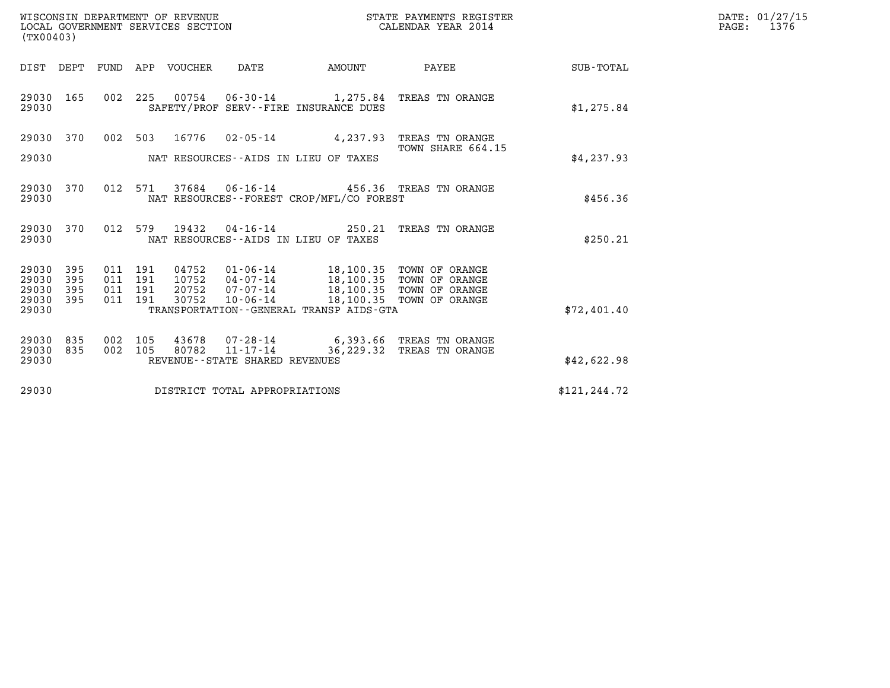WISCONSIN DEPARTMENT OF REVENUE
LOCAL GOVERNMENT SERVICES SECTION
(TX00403)

STATE PAYMENTS REGISTER
CALENDAR YEAR 2014

DATE: 01/27/15
PAGE: 1376

| DIST | DEPT | FUND | APP | VOUCHER | DATE | AMOUNT | PAYEE | SUB-TOTAL |
|---|---|---|---|---|---|---|---|---|
| 29030 | 165 | 002 | 225 | 00754 | 06-30-14 | 1,275.84 | TREAS TN ORANGE | |
| 29030 | | | | | SAFETY/PROF SERV--FIRE INSURANCE DUES | | | $1,275.84 |
| 29030 | 370 | 002 | 503 | 16776 | 02-05-14 | 4,237.93 | TREAS TN ORANGE<br>TOWN SHARE 664.15 | |
| 29030 | | | | | NAT RESOURCES--AIDS IN LIEU OF TAXES | | | $4,237.93 |
| 29030 | 370 | 012 | 571 | 37684 | 06-16-14 | 456.36 | TREAS TN ORANGE | |
| 29030 | | | | | NAT RESOURCES--FOREST CROP/MFL/CO FOREST | | | $456.36 |
| 29030 | 370 | 012 | 579 | 19432 | 04-16-14 | 250.21 | TREAS TN ORANGE | |
| 29030 | | | | | NAT RESOURCES--AIDS IN LIEU OF TAXES | | | $250.21 |
| 29030 | 395 | 011 | 191 | 04752 | 01-06-14 | 18,100.35 | TOWN OF ORANGE | |
| 29030 | 395 | 011 | 191 | 10752 | 04-07-14 | 18,100.35 | TOWN OF ORANGE | |
| 29030 | 395 | 011 | 191 | 20752 | 07-07-14 | 18,100.35 | TOWN OF ORANGE | |
| 29030 | 395 | 011 | 191 | 30752 | 10-06-14 | 18,100.35 | TOWN OF ORANGE | |
| 29030 | | | | | TRANSPORTATION--GENERAL TRANSP AIDS-GTA | | | $72,401.40 |
| 29030 | 835 | 002 | 105 | 43678 | 07-28-14 | 6,393.66 | TREAS TN ORANGE | |
| 29030 | 835 | 002 | 105 | 80782 | 11-17-14 | 36,229.32 | TREAS TN ORANGE | |
| 29030 | | | | | REVENUE--STATE SHARED REVENUES | | | $42,622.98 |
| 29030 | | | | | DISTRICT TOTAL APPROPRIATIONS | | | $121,244.72 |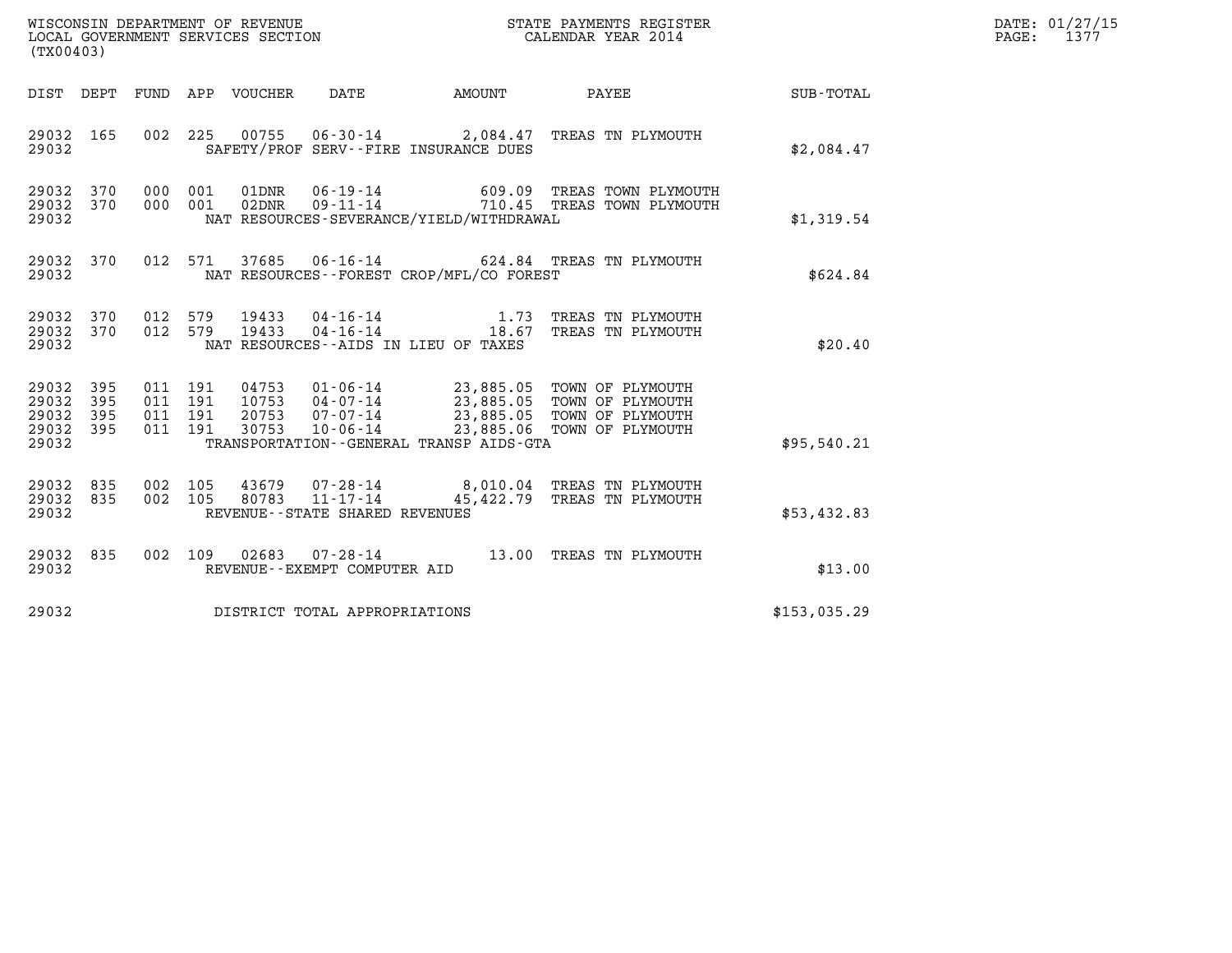WISCONSIN DEPARTMENT OF REVENUE
LOCAL GOVERNMENT SERVICES SECTION
(TX00403)

STATE PAYMENTS REGISTER
CALENDAR YEAR 2014

DATE: 01/27/15
PAGE: 1377

| DIST | DEPT | FUND | APP | VOUCHER | DATE | AMOUNT | PAYEE | SUB-TOTAL |
|---|---|---|---|---|---|---|---|---|
| 29032 | 165 | 002 | 225 | 00755 | 06-30-14 | 2,084.47 | TREAS TN PLYMOUTH | |
| 29032 | | | | | SAFETY/PROF SERV--FIRE INSURANCE DUES | | | $2,084.47 |
| 29032 | 370 | 000 | 001 | 01DNR | 06-19-14 | 609.09 | TREAS TOWN PLYMOUTH | |
| 29032 | 370 | 000 | 001 | 02DNR | 09-11-14 | 710.45 | TREAS TOWN PLYMOUTH | |
| 29032 | | | | | NAT RESOURCES-SEVERANCE/YIELD/WITHDRAWAL | | | $1,319.54 |
| 29032 | 370 | 012 | 571 | 37685 | 06-16-14 | 624.84 | TREAS TN PLYMOUTH | |
| 29032 | | | | | NAT RESOURCES--FOREST CROP/MFL/CO FOREST | | | $624.84 |
| 29032 | 370 | 012 | 579 | 19433 | 04-16-14 | 1.73 | TREAS TN PLYMOUTH | |
| 29032 | 370 | 012 | 579 | 19433 | 04-16-14 | 18.67 | TREAS TN PLYMOUTH | |
| 29032 | | | | | NAT RESOURCES--AIDS IN LIEU OF TAXES | | | $20.40 |
| 29032 | 395 | 011 | 191 | 04753 | 01-06-14 | 23,885.05 | TOWN OF PLYMOUTH | |
| 29032 | 395 | 011 | 191 | 10753 | 04-07-14 | 23,885.05 | TOWN OF PLYMOUTH | |
| 29032 | 395 | 011 | 191 | 20753 | 07-07-14 | 23,885.05 | TOWN OF PLYMOUTH | |
| 29032 | 395 | 011 | 191 | 30753 | 10-06-14 | 23,885.06 | TOWN OF PLYMOUTH | |
| 29032 | | | | | TRANSPORTATION--GENERAL TRANSP AIDS-GTA | | | $95,540.21 |
| 29032 | 835 | 002 | 105 | 43679 | 07-28-14 | 8,010.04 | TREAS TN PLYMOUTH | |
| 29032 | 835 | 002 | 105 | 80783 | 11-17-14 | 45,422.79 | TREAS TN PLYMOUTH | |
| 29032 | | | | | REVENUE--STATE SHARED REVENUES | | | $53,432.83 |
| 29032 | 835 | 002 | 109 | 02683 | 07-28-14 | 13.00 | TREAS TN PLYMOUTH | |
| 29032 | | | | | REVENUE--EXEMPT COMPUTER AID | | | $13.00 |
| 29032 | | | | | DISTRICT TOTAL APPROPRIATIONS | | | $153,035.29 |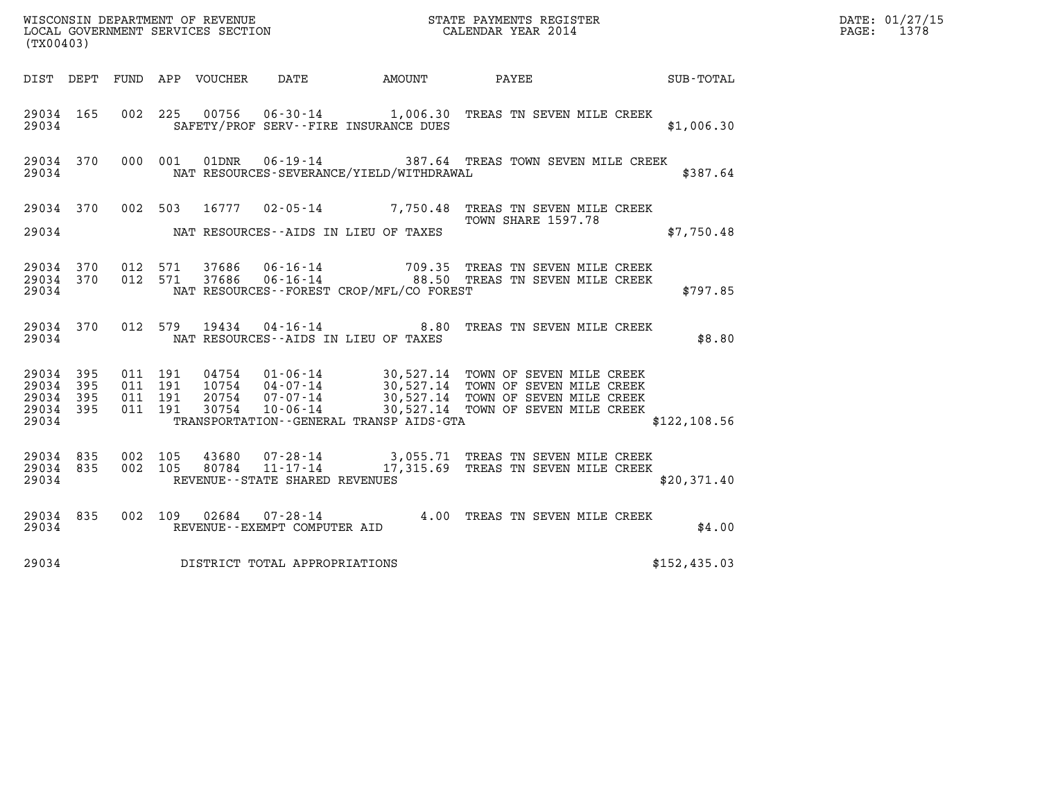WISCONSIN DEPARTMENT OF REVENUE
LOCAL GOVERNMENT SERVICES SECTION
(TX00403)

STATE PAYMENTS REGISTER
CALENDAR YEAR 2014

DATE: 01/27/15
PAGE: 1378

| DIST | DEPT | FUND | APP | VOUCHER | DATE | AMOUNT | PAYEE | SUB-TOTAL |
|---|---|---|---|---|---|---|---|---|
| 29034 | 165 | 002 | 225 | 00756 | 06-30-14 | 1,006.30 | TREAS TN SEVEN MILE CREEK | |
| 29034 | | | | | SAFETY/PROF SERV--FIRE INSURANCE DUES | | | $1,006.30 |
| 29034 | 370 | 000 | 001 | 01DNR | 06-19-14 | 387.64 | TREAS TOWN SEVEN MILE CREEK | |
| 29034 | | | | | NAT RESOURCES-SEVERANCE/YIELD/WITHDRAWAL | | | $387.64 |
| 29034 | 370 | 002 | 503 | 16777 | 02-05-14 | 7,750.48 | TREAS TN SEVEN MILE CREEK TOWN SHARE 1597.78 | |
| 29034 | | | | | NAT RESOURCES--AIDS IN LIEU OF TAXES | | | $7,750.48 |
| 29034 | 370 | 012 | 571 | 37686 | 06-16-14 | 709.35 | TREAS TN SEVEN MILE CREEK | |
| 29034 | 370 | 012 | 571 | 37686 | 06-16-14 | 88.50 | TREAS TN SEVEN MILE CREEK | |
| 29034 | | | | | NAT RESOURCES--FOREST CROP/MFL/CO FOREST | | | $797.85 |
| 29034 | 370 | 012 | 579 | 19434 | 04-16-14 | 8.80 | TREAS TN SEVEN MILE CREEK | |
| 29034 | | | | | NAT RESOURCES--AIDS IN LIEU OF TAXES | | | $8.80 |
| 29034 | 395 | 011 | 191 | 04754 | 01-06-14 | 30,527.14 | TOWN OF SEVEN MILE CREEK | |
| 29034 | 395 | 011 | 191 | 10754 | 04-07-14 | 30,527.14 | TOWN OF SEVEN MILE CREEK | |
| 29034 | 395 | 011 | 191 | 20754 | 07-07-14 | 30,527.14 | TOWN OF SEVEN MILE CREEK | |
| 29034 | 395 | 011 | 191 | 30754 | 10-06-14 | 30,527.14 | TOWN OF SEVEN MILE CREEK | |
| 29034 | | | | | TRANSPORTATION--GENERAL TRANSP AIDS-GTA | | | $122,108.56 |
| 29034 | 835 | 002 | 105 | 43680 | 07-28-14 | 3,055.71 | TREAS TN SEVEN MILE CREEK | |
| 29034 | 835 | 002 | 105 | 80784 | 11-17-14 | 17,315.69 | TREAS TN SEVEN MILE CREEK | |
| 29034 | | | | | REVENUE--STATE SHARED REVENUES | | | $20,371.40 |
| 29034 | 835 | 002 | 109 | 02684 | 07-28-14 | 4.00 | TREAS TN SEVEN MILE CREEK | |
| 29034 | | | | | REVENUE--EXEMPT COMPUTER AID | | | $4.00 |
| 29034 | | | | | DISTRICT TOTAL APPROPRIATIONS | | | $152,435.03 |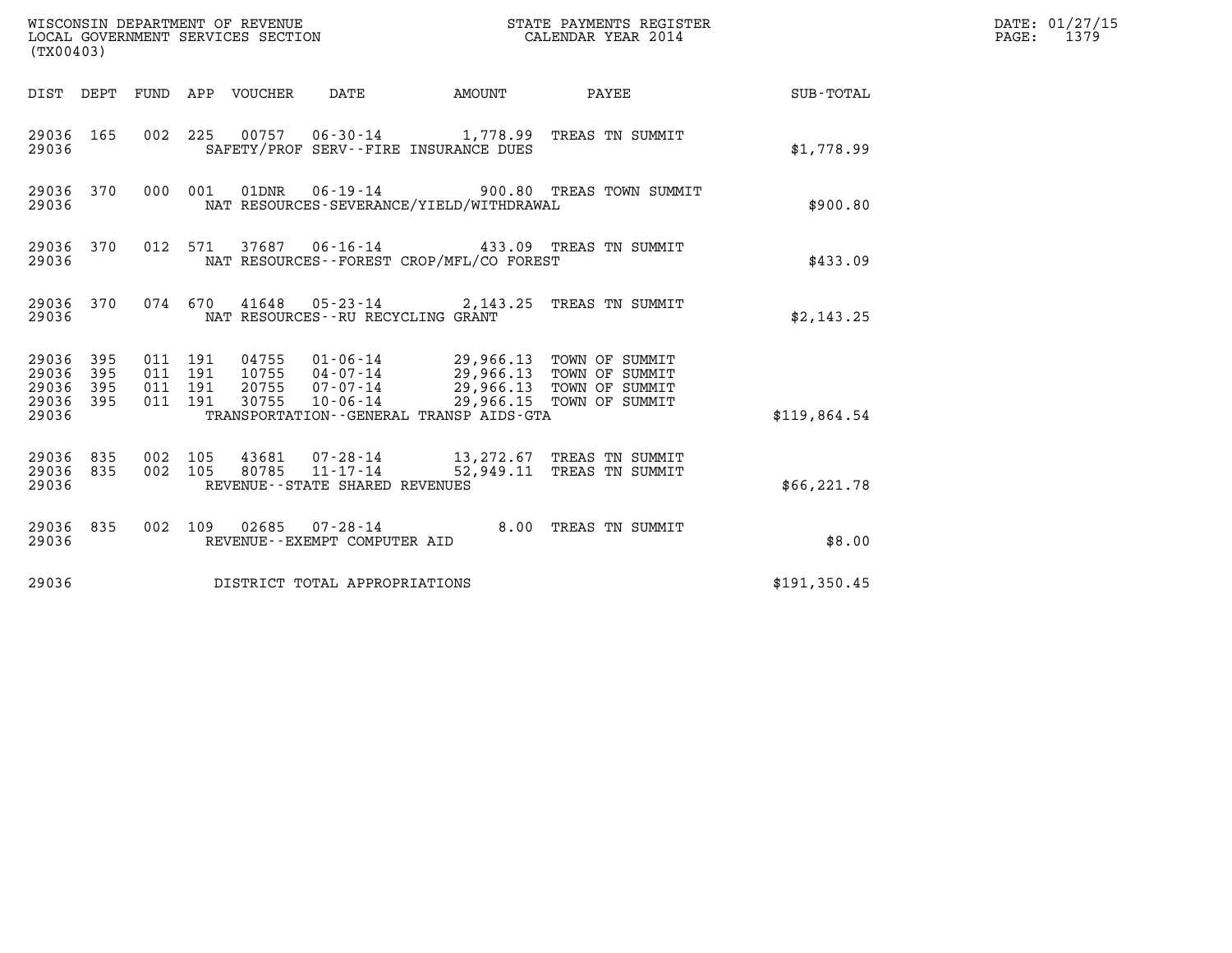WISCONSIN DEPARTMENT OF REVENUE
LOCAL GOVERNMENT SERVICES SECTION
(TX00403)

STATE PAYMENTS REGISTER
CALENDAR YEAR 2014

DATE: 01/27/15
PAGE: 1379

| DIST | DEPT | FUND | APP | VOUCHER | DATE | AMOUNT | PAYEE | SUB-TOTAL |
|---|---|---|---|---|---|---|---|---|
| 29036 | 165 | 002 | 225 | 00757 | 06-30-14 | 1,778.99 | TREAS TN SUMMIT | |
| 29036 | | | | | SAFETY/PROF SERV--FIRE INSURANCE DUES | | | $1,778.99 |
| 29036 | 370 | 000 | 001 | 01DNR | 06-19-14 | 900.80 | TREAS TOWN SUMMIT | |
| 29036 | | | | | NAT RESOURCES-SEVERANCE/YIELD/WITHDRAWAL | | | $900.80 |
| 29036 | 370 | 012 | 571 | 37687 | 06-16-14 | 433.09 | TREAS TN SUMMIT | |
| 29036 | | | | | NAT RESOURCES--FOREST CROP/MFL/CO FOREST | | | $433.09 |
| 29036 | 370 | 074 | 670 | 41648 | 05-23-14 | 2,143.25 | TREAS TN SUMMIT | |
| 29036 | | | | | NAT RESOURCES--RU RECYCLING GRANT | | | $2,143.25 |
| 29036 | 395 | 011 | 191 | 04755 | 01-06-14 | 29,966.13 | TOWN OF SUMMIT | |
| 29036 | 395 | 011 | 191 | 10755 | 04-07-14 | 29,966.13 | TOWN OF SUMMIT | |
| 29036 | 395 | 011 | 191 | 20755 | 07-07-14 | 29,966.13 | TOWN OF SUMMIT | |
| 29036 | 395 | 011 | 191 | 30755 | 10-06-14 | 29,966.15 | TOWN OF SUMMIT | |
| 29036 | | | | | TRANSPORTATION--GENERAL TRANSP AIDS-GTA | | | $119,864.54 |
| 29036 | 835 | 002 | 105 | 43681 | 07-28-14 | 13,272.67 | TREAS TN SUMMIT | |
| 29036 | 835 | 002 | 105 | 80785 | 11-17-14 | 52,949.11 | TREAS TN SUMMIT | |
| 29036 | | | | | REVENUE--STATE SHARED REVENUES | | | $66,221.78 |
| 29036 | 835 | 002 | 109 | 02685 | 07-28-14 | 8.00 | TREAS TN SUMMIT | |
| 29036 | | | | | REVENUE--EXEMPT COMPUTER AID | | | $8.00 |
| 29036 | | | | | DISTRICT TOTAL APPROPRIATIONS | | | $191,350.45 |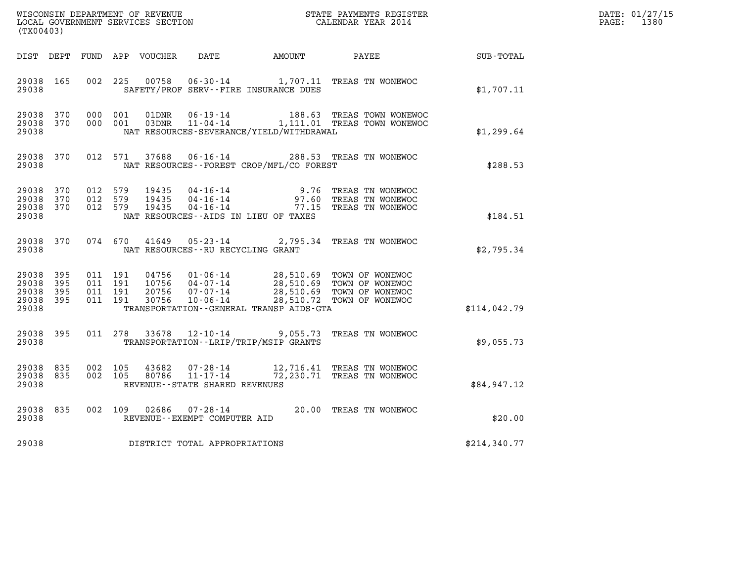WISCONSIN DEPARTMENT OF REVENUE
LOCAL GOVERNMENT SERVICES SECTION
(TX00403)

STATE PAYMENTS REGISTER
CALENDAR YEAR 2014

| DIST | DEPT | FUND | APP | VOUCHER | DATE | AMOUNT | PAYEE | SUB-TOTAL |
|---|---|---|---|---|---|---|---|---|
| 29038 | 165 | 002 | 225 | 00758 | 06-30-14 | 1,707.11 | TREAS TN WONEWOC | |
| 29038 | | | | | SAFETY/PROF SERV--FIRE INSURANCE DUES | | | $1,707.11 |
| 29038 | 370 | 000 | 001 | 01DNR | 06-19-14 | 188.63 | TREAS TOWN WONEWOC | |
| 29038 | 370 | 000 | 001 | 03DNR | 11-04-14 | 1,111.01 | TREAS TOWN WONEWOC | |
| 29038 | | | | | NAT RESOURCES-SEVERANCE/YIELD/WITHDRAWAL | | | $1,299.64 |
| 29038 | 370 | 012 | 571 | 37688 | 06-16-14 | 288.53 | TREAS TN WONEWOC | |
| 29038 | | | | | NAT RESOURCES--FOREST CROP/MFL/CO FOREST | | | $288.53 |
| 29038 | 370 | 012 | 579 | 19435 | 04-16-14 | 9.76 | TREAS TN WONEWOC | |
| 29038 | 370 | 012 | 579 | 19435 | 04-16-14 | 97.60 | TREAS TN WONEWOC | |
| 29038 | 370 | 012 | 579 | 19435 | 04-16-14 | 77.15 | TREAS TN WONEWOC | |
| 29038 | | | | | NAT RESOURCES--AIDS IN LIEU OF TAXES | | | $184.51 |
| 29038 | 370 | 074 | 670 | 41649 | 05-23-14 | 2,795.34 | TREAS TN WONEWOC | |
| 29038 | | | | | NAT RESOURCES--RU RECYCLING GRANT | | | $2,795.34 |
| 29038 | 395 | 011 | 191 | 04756 | 01-06-14 | 28,510.69 | TOWN OF WONEWOC | |
| 29038 | 395 | 011 | 191 | 10756 | 04-07-14 | 28,510.69 | TOWN OF WONEWOC | |
| 29038 | 395 | 011 | 191 | 20756 | 07-07-14 | 28,510.69 | TOWN OF WONEWOC | |
| 29038 | 395 | 011 | 191 | 30756 | 10-06-14 | 28,510.72 | TOWN OF WONEWOC | |
| 29038 | | | | | TRANSPORTATION--GENERAL TRANSP AIDS-GTA | | | $114,042.79 |
| 29038 | 395 | 011 | 278 | 33678 | 12-10-14 | 9,055.73 | TREAS TN WONEWOC | |
| 29038 | | | | | TRANSPORTATION--LRIP/TRIP/MSIP GRANTS | | | $9,055.73 |
| 29038 | 835 | 002 | 105 | 43682 | 07-28-14 | 12,716.41 | TREAS TN WONEWOC | |
| 29038 | 835 | 002 | 105 | 80786 | 11-17-14 | 72,230.71 | TREAS TN WONEWOC | |
| 29038 | | | | | REVENUE--STATE SHARED REVENUES | | | $84,947.12 |
| 29038 | 835 | 002 | 109 | 02686 | 07-28-14 | 20.00 | TREAS TN WONEWOC | |
| 29038 | | | | | REVENUE--EXEMPT COMPUTER AID | | | $20.00 |
| 29038 | | | | | DISTRICT TOTAL APPROPRIATIONS | | | $214,340.77 |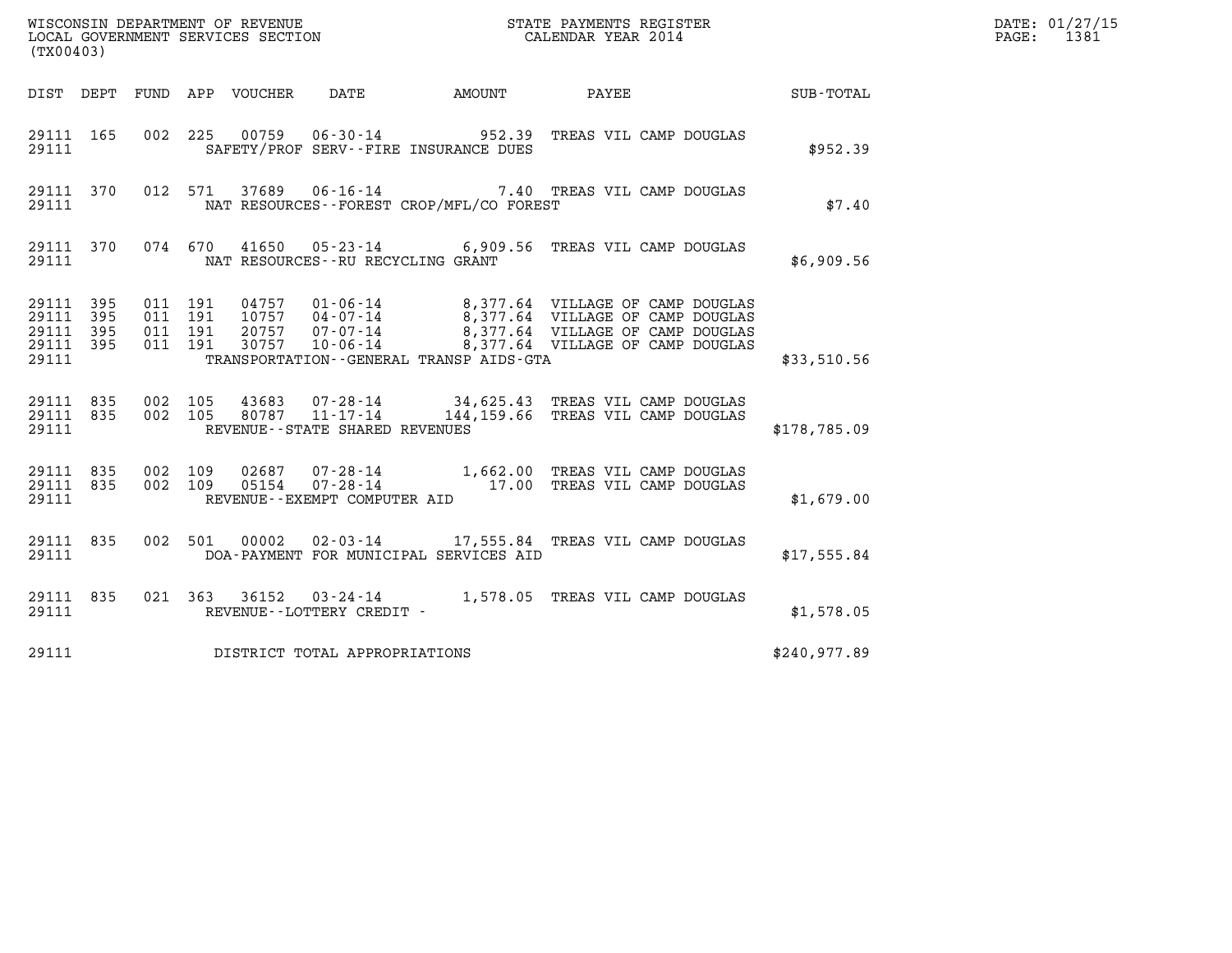WISCONSIN DEPARTMENT OF REVENUE
LOCAL GOVERNMENT SERVICES SECTION
(TX00403)

STATE PAYMENTS REGISTER
CALENDAR YEAR 2014

DATE: 01/27/15
PAGE: 1381

| DIST | DEPT | FUND | APP | VOUCHER | DATE | AMOUNT | PAYEE | SUB-TOTAL |
|---|---|---|---|---|---|---|---|---|
| 29111 | 165 | 002 | 225 | 00759 | 06-30-14 | 952.39 | TREAS VIL CAMP DOUGLAS | |
| 29111 | | | | | SAFETY/PROF SERV--FIRE INSURANCE DUES | | | $952.39 |
| 29111 | 370 | 012 | 571 | 37689 | 06-16-14 | 7.40 | TREAS VIL CAMP DOUGLAS | |
| 29111 | | | | | NAT RESOURCES--FOREST CROP/MFL/CO FOREST | | | $7.40 |
| 29111 | 370 | 074 | 670 | 41650 | 05-23-14 | 6,909.56 | TREAS VIL CAMP DOUGLAS | |
| 29111 | | | | | NAT RESOURCES--RU RECYCLING GRANT | | | $6,909.56 |
| 29111 | 395 | 011 | 191 | 04757 | 01-06-14 | 8,377.64 | VILLAGE OF CAMP DOUGLAS | |
| 29111 | 395 | 011 | 191 | 10757 | 04-07-14 | 8,377.64 | VILLAGE OF CAMP DOUGLAS | |
| 29111 | 395 | 011 | 191 | 20757 | 07-07-14 | 8,377.64 | VILLAGE OF CAMP DOUGLAS | |
| 29111 | 395 | 011 | 191 | 30757 | 10-06-14 | 8,377.64 | VILLAGE OF CAMP DOUGLAS | |
| 29111 | | | | | TRANSPORTATION--GENERAL TRANSP AIDS-GTA | | | $33,510.56 |
| 29111 | 835 | 002 | 105 | 43683 | 07-28-14 | 34,625.43 | TREAS VIL CAMP DOUGLAS | |
| 29111 | 835 | 002 | 105 | 80787 | 11-17-14 | 144,159.66 | TREAS VIL CAMP DOUGLAS | |
| 29111 | | | | | REVENUE--STATE SHARED REVENUES | | | $178,785.09 |
| 29111 | 835 | 002 | 109 | 02687 | 07-28-14 | 1,662.00 | TREAS VIL CAMP DOUGLAS | |
| 29111 | 835 | 002 | 109 | 05154 | 07-28-14 | 17.00 | TREAS VIL CAMP DOUGLAS | |
| 29111 | | | | | REVENUE--EXEMPT COMPUTER AID | | | $1,679.00 |
| 29111 | 835 | 002 | 501 | 00002 | 02-03-14 | 17,555.84 | TREAS VIL CAMP DOUGLAS | |
| 29111 | | | | | DOA-PAYMENT FOR MUNICIPAL SERVICES AID | | | $17,555.84 |
| 29111 | 835 | 021 | 363 | 36152 | 03-24-14 | 1,578.05 | TREAS VIL CAMP DOUGLAS | |
| 29111 | | | | | REVENUE--LOTTERY CREDIT - | | | $1,578.05 |
| 29111 | | | | | DISTRICT TOTAL APPROPRIATIONS | | | $240,977.89 |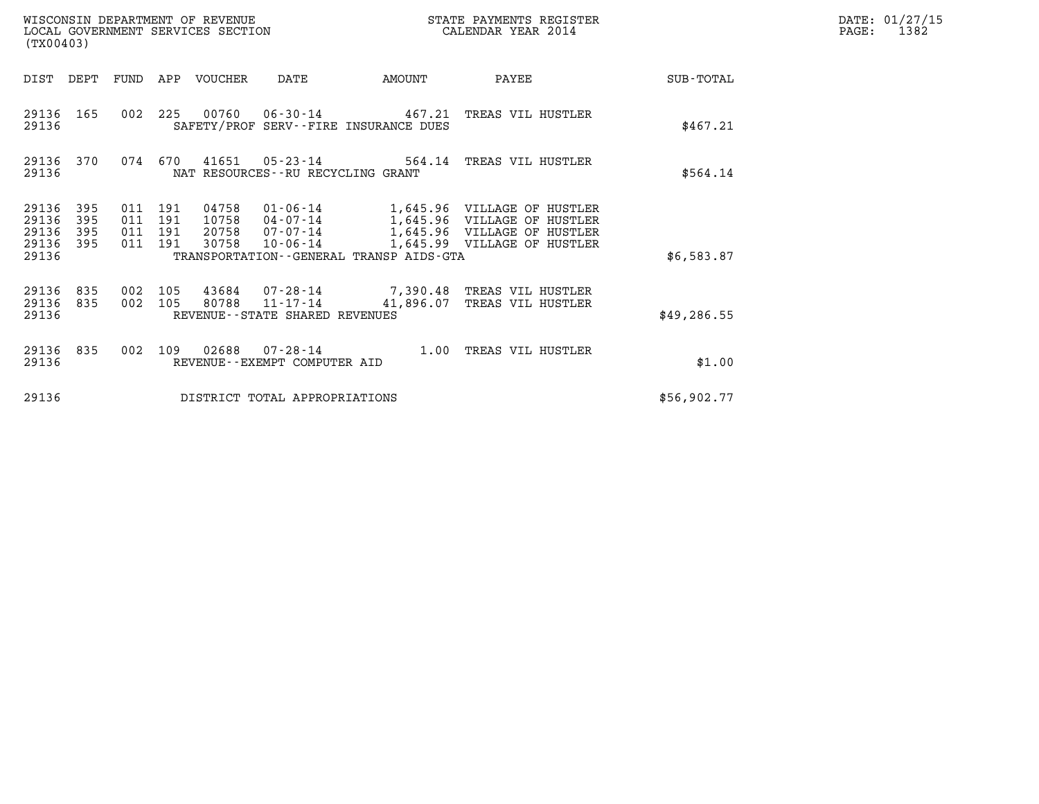WISCONSIN DEPARTMENT OF REVENUE
LOCAL GOVERNMENT SERVICES SECTION
(TX00403)

STATE PAYMENTS REGISTER
CALENDAR YEAR 2014

DATE: 01/27/15
PAGE: 1382

| DIST | DEPT | FUND | APP | VOUCHER | DATE | AMOUNT | PAYEE | SUB-TOTAL |
|---|---|---|---|---|---|---|---|---|
| 29136 | 165 | 002 | 225 | 00760 | 06-30-14 | 467.21 | TREAS VIL HUSTLER | |
| 29136 | | | | SAFETY/PROF SERV--FIRE INSURANCE DUES | | | | $467.21 |
| 29136 | 370 | 074 | 670 | 41651 | 05-23-14 | 564.14 | TREAS VIL HUSTLER | |
| 29136 | | | | NAT RESOURCES--RU RECYCLING GRANT | | | | $564.14 |
| 29136 | 395 | 011 | 191 | 04758 | 01-06-14 | 1,645.96 | VILLAGE OF HUSTLER | |
| 29136 | 395 | 011 | 191 | 10758 | 04-07-14 | 1,645.96 | VILLAGE OF HUSTLER | |
| 29136 | 395 | 011 | 191 | 20758 | 07-07-14 | 1,645.96 | VILLAGE OF HUSTLER | |
| 29136 | 395 | 011 | 191 | 30758 | 10-06-14 | 1,645.99 | VILLAGE OF HUSTLER | |
| 29136 | | | | TRANSPORTATION--GENERAL TRANSP AIDS-GTA | | | | $6,583.87 |
| 29136 | 835 | 002 | 105 | 43684 | 07-28-14 | 7,390.48 | TREAS VIL HUSTLER | |
| 29136 | 835 | 002 | 105 | 80788 | 11-17-14 | 41,896.07 | TREAS VIL HUSTLER | |
| 29136 | | | | REVENUE--STATE SHARED REVENUES | | | | $49,286.55 |
| 29136 | 835 | 002 | 109 | 02688 | 07-28-14 | 1.00 | TREAS VIL HUSTLER | |
| 29136 | | | | REVENUE--EXEMPT COMPUTER AID | | | | $1.00 |
| 29136 | | | | DISTRICT TOTAL APPROPRIATIONS | | | | $56,902.77 |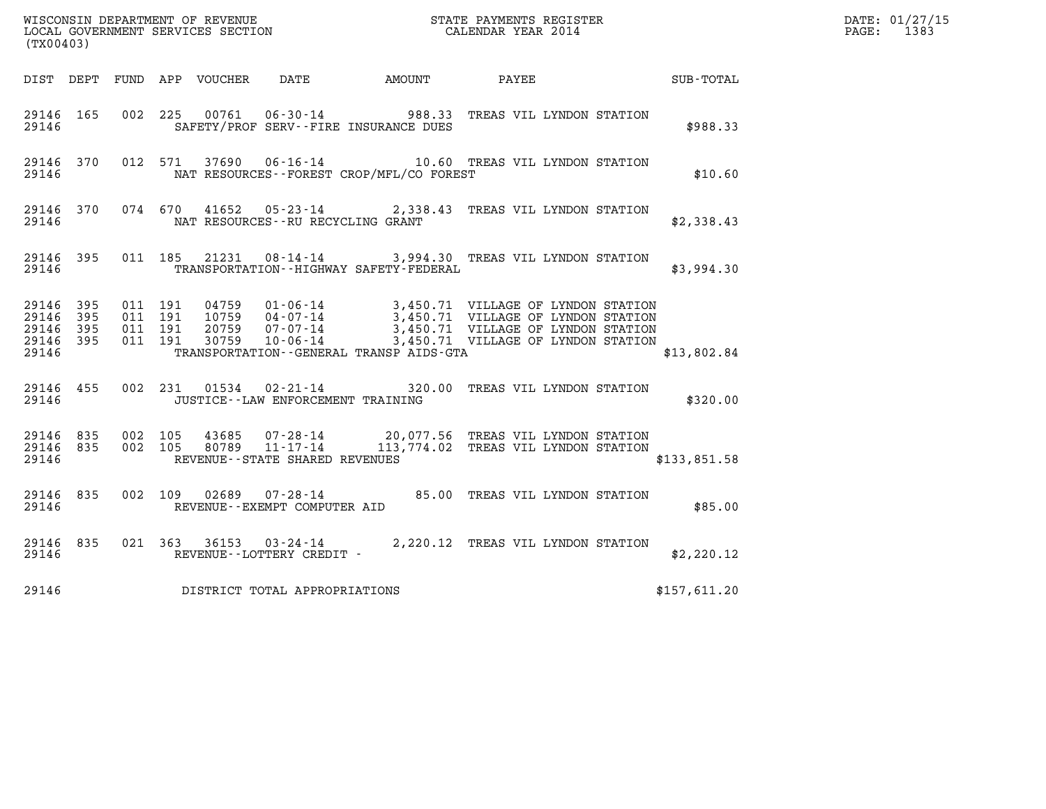WISCONSIN DEPARTMENT OF REVENUE
LOCAL GOVERNMENT SERVICES SECTION
(TX00403)

STATE PAYMENTS REGISTER
CALENDAR YEAR 2014

DATE: 01/27/15

| DIST | DEPT | FUND | APP | VOUCHER | DATE | AMOUNT | PAYEE | SUB-TOTAL |
|---|---|---|---|---|---|---|---|---|
| 29146 | 165 | 002 | 225 | 00761 | 06-30-14 | 988.33 | TREAS VIL LYNDON STATION | |
| 29146 | | | | | SAFETY/PROF SERV--FIRE INSURANCE DUES | | | $988.33 |
| 29146 | 370 | 012 | 571 | 37690 | 06-16-14 | 10.60 | TREAS VIL LYNDON STATION | |
| 29146 | | | | | NAT RESOURCES--FOREST CROP/MFL/CO FOREST | | | $10.60 |
| 29146 | 370 | 074 | 670 | 41652 | 05-23-14 | 2,338.43 | TREAS VIL LYNDON STATION | |
| 29146 | | | | | NAT RESOURCES--RU RECYCLING GRANT | | | $2,338.43 |
| 29146 | 395 | 011 | 185 | 21231 | 08-14-14 | 3,994.30 | TREAS VIL LYNDON STATION | |
| 29146 | | | | | TRANSPORTATION--HIGHWAY SAFETY-FEDERAL | | | $3,994.30 |
| 29146 | 395 | 011 | 191 | 04759 | 01-06-14 | 3,450.71 | VILLAGE OF LYNDON STATION | |
| 29146 | 395 | 011 | 191 | 10759 | 04-07-14 | 3,450.71 | VILLAGE OF LYNDON STATION | |
| 29146 | 395 | 011 | 191 | 20759 | 07-07-14 | 3,450.71 | VILLAGE OF LYNDON STATION | |
| 29146 | 395 | 011 | 191 | 30759 | 10-06-14 | 3,450.71 | VILLAGE OF LYNDON STATION | |
| 29146 | | | | | TRANSPORTATION--GENERAL TRANSP AIDS-GTA | | | $13,802.84 |
| 29146 | 455 | 002 | 231 | 01534 | 02-21-14 | 320.00 | TREAS VIL LYNDON STATION | |
| 29146 | | | | | JUSTICE--LAW ENFORCEMENT TRAINING | | | $320.00 |
| 29146 | 835 | 002 | 105 | 43685 | 07-28-14 | 20,077.56 | TREAS VIL LYNDON STATION | |
| 29146 | 835 | 002 | 105 | 80789 | 11-17-14 | 113,774.02 | TREAS VIL LYNDON STATION | |
| 29146 | | | | | REVENUE--STATE SHARED REVENUES | | | $133,851.58 |
| 29146 | 835 | 002 | 109 | 02689 | 07-28-14 | 85.00 | TREAS VIL LYNDON STATION | |
| 29146 | | | | | REVENUE--EXEMPT COMPUTER AID | | | $85.00 |
| 29146 | 835 | 021 | 363 | 36153 | 03-24-14 | 2,220.12 | TREAS VIL LYNDON STATION | |
| 29146 | | | | | REVENUE--LOTTERY CREDIT - | | | $2,220.12 |
| 29146 | | | | | DISTRICT TOTAL APPROPRIATIONS | | | $157,611.20 |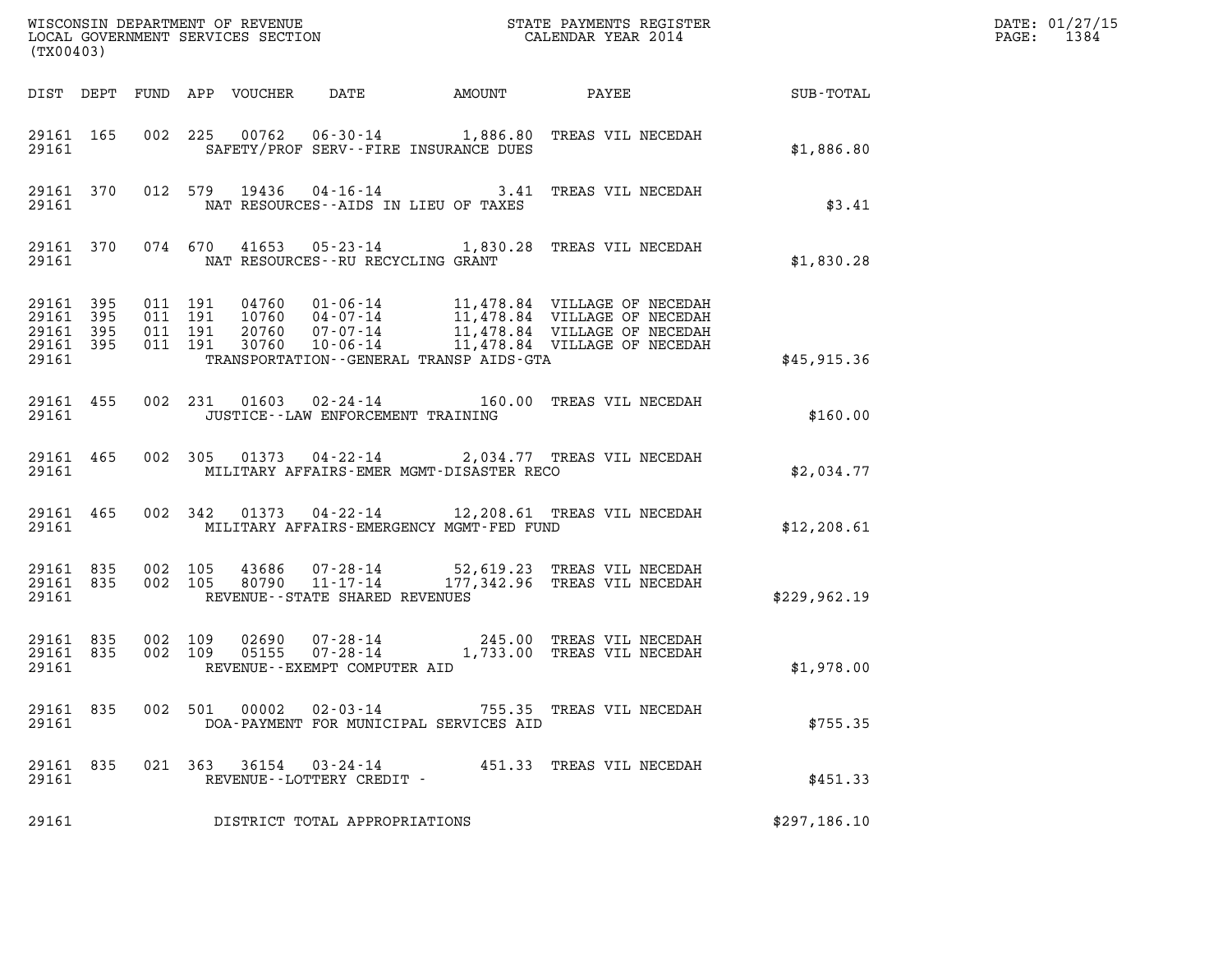WISCONSIN DEPARTMENT OF REVENUE
LOCAL GOVERNMENT SERVICES SECTION
(TX00403)

STATE PAYMENTS REGISTER
CALENDAR YEAR 2014

DATE: 01/27/15

| DIST | DEPT | FUND | APP | VOUCHER | DATE | AMOUNT | PAYEE | SUB-TOTAL |
|---|---|---|---|---|---|---|---|---|
| 29161 | 165 | 002 | 225 | 00762 | 06-30-14 | 1,886.80 | TREAS VIL NECEDAH | |
| 29161 | | | | SAFETY/PROF SERV--FIRE INSURANCE DUES | | | | $1,886.80 |
| 29161 | 370 | 012 | 579 | 19436 | 04-16-14 | 3.41 | TREAS VIL NECEDAH | |
| 29161 | | | | NAT RESOURCES--AIDS IN LIEU OF TAXES | | | | $3.41 |
| 29161 | 370 | 074 | 670 | 41653 | 05-23-14 | 1,830.28 | TREAS VIL NECEDAH | |
| 29161 | | | | NAT RESOURCES--RU RECYCLING GRANT | | | | $1,830.28 |
| 29161 | 395 | 011 | 191 | 04760 | 01-06-14 | 11,478.84 | VILLAGE OF NECEDAH | |
| 29161 | 395 | 011 | 191 | 10760 | 04-07-14 | 11,478.84 | VILLAGE OF NECEDAH | |
| 29161 | 395 | 011 | 191 | 20760 | 07-07-14 | 11,478.84 | VILLAGE OF NECEDAH | |
| 29161 | 395 | 011 | 191 | 30760 | 10-06-14 | 11,478.84 | VILLAGE OF NECEDAH | |
| 29161 | | | | TRANSPORTATION--GENERAL TRANSP AIDS-GTA | | | | $45,915.36 |
| 29161 | 455 | 002 | 231 | 01603 | 02-24-14 | 160.00 | TREAS VIL NECEDAH | |
| 29161 | | | | JUSTICE--LAW ENFORCEMENT TRAINING | | | | $160.00 |
| 29161 | 465 | 002 | 305 | 01373 | 04-22-14 | 2,034.77 | TREAS VIL NECEDAH | |
| 29161 | | | | MILITARY AFFAIRS-EMER MGMT-DISASTER RECO | | | | $2,034.77 |
| 29161 | 465 | 002 | 342 | 01373 | 04-22-14 | 12,208.61 | TREAS VIL NECEDAH | |
| 29161 | | | | MILITARY AFFAIRS-EMERGENCY MGMT-FED FUND | | | | $12,208.61 |
| 29161 | 835 | 002 | 105 | 43686 | 07-28-14 | 52,619.23 | TREAS VIL NECEDAH | |
| 29161 | 835 | 002 | 105 | 80790 | 11-17-14 | 177,342.96 | TREAS VIL NECEDAH | |
| 29161 | | | | REVENUE--STATE SHARED REVENUES | | | | $229,962.19 |
| 29161 | 835 | 002 | 109 | 02690 | 07-28-14 | 245.00 | TREAS VIL NECEDAH | |
| 29161 | 835 | 002 | 109 | 05155 | 07-28-14 | 1,733.00 | TREAS VIL NECEDAH | |
| 29161 | | | | REVENUE--EXEMPT COMPUTER AID | | | | $1,978.00 |
| 29161 | 835 | 002 | 501 | 00002 | 02-03-14 | 755.35 | TREAS VIL NECEDAH | |
| 29161 | | | | DOA-PAYMENT FOR MUNICIPAL SERVICES AID | | | | $755.35 |
| 29161 | 835 | 021 | 363 | 36154 | 03-24-14 | 451.33 | TREAS VIL NECEDAH | |
| 29161 | | | | REVENUE--LOTTERY CREDIT - | | | | $451.33 |
| 29161 | | | | DISTRICT TOTAL APPROPRIATIONS | | | | $297,186.10 |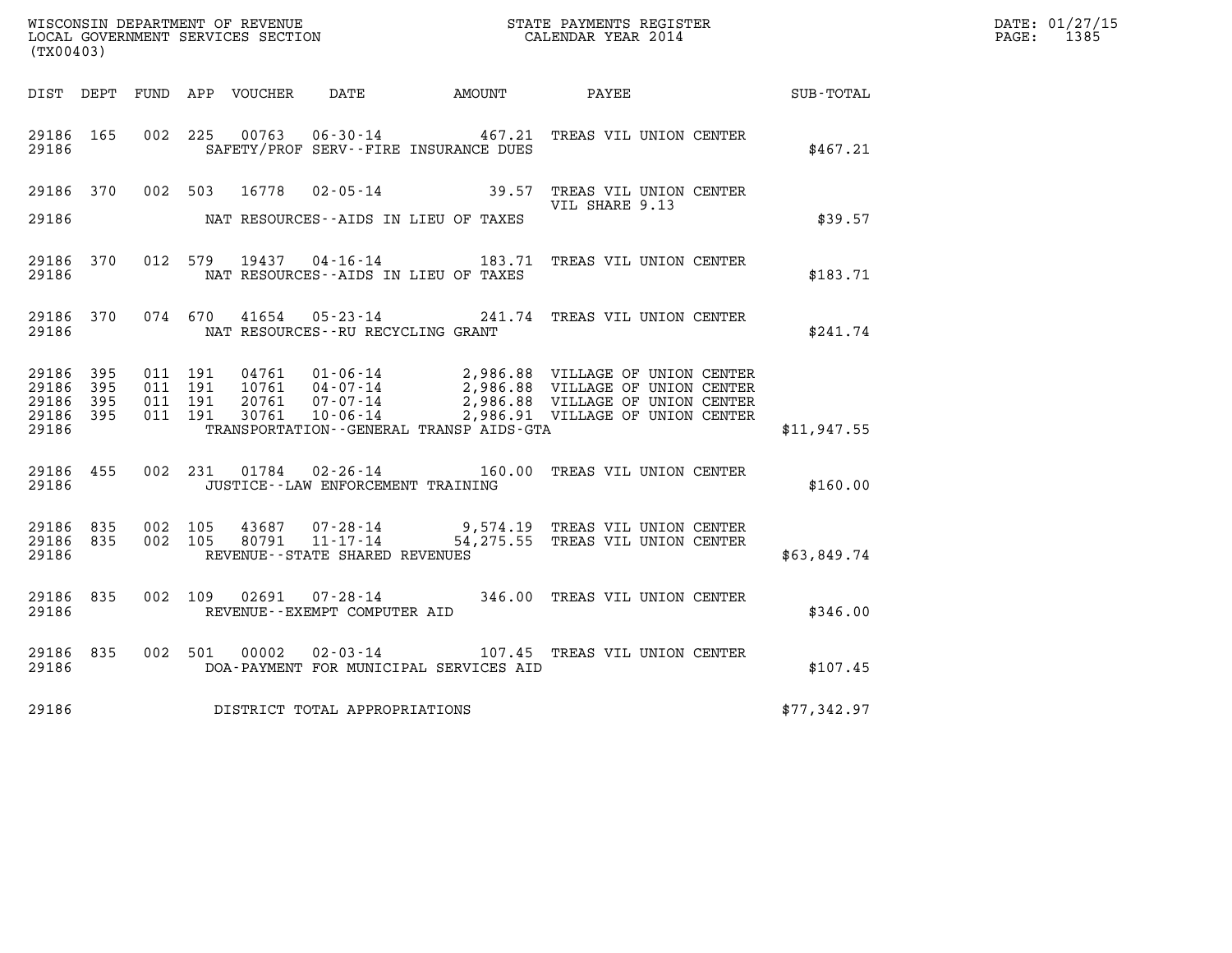WISCONSIN DEPARTMENT OF REVENUE
LOCAL GOVERNMENT SERVICES SECTION
(TX00403)

STATE PAYMENTS REGISTER
CALENDAR YEAR 2014

DATE: 01/27/15
PAGE: 1385

| DIST | DEPT | FUND | APP | VOUCHER | DATE | AMOUNT | PAYEE | SUB-TOTAL |
|---|---|---|---|---|---|---|---|---|
| 29186 | 165 | 002 | 225 | 00763 | 06-30-14 | 467.21 | TREAS VIL UNION CENTER | |
| 29186 | | | | | SAFETY/PROF SERV--FIRE INSURANCE DUES | | | $467.21 |
| 29186 | 370 | 002 | 503 | 16778 | 02-05-14 | 39.57 | TREAS VIL UNION CENTER VIL SHARE 9.13 | |
| 29186 | | | | | NAT RESOURCES--AIDS IN LIEU OF TAXES | | | $39.57 |
| 29186 | 370 | 012 | 579 | 19437 | 04-16-14 | 183.71 | TREAS VIL UNION CENTER | |
| 29186 | | | | | NAT RESOURCES--AIDS IN LIEU OF TAXES | | | $183.71 |
| 29186 | 370 | 074 | 670 | 41654 | 05-23-14 | 241.74 | TREAS VIL UNION CENTER | |
| 29186 | | | | | NAT RESOURCES--RU RECYCLING GRANT | | | $241.74 |
| 29186 | 395 | 011 | 191 | 04761 | 01-06-14 | 2,986.88 | VILLAGE OF UNION CENTER | |
| 29186 | 395 | 011 | 191 | 10761 | 04-07-14 | 2,986.88 | VILLAGE OF UNION CENTER | |
| 29186 | 395 | 011 | 191 | 20761 | 07-07-14 | 2,986.88 | VILLAGE OF UNION CENTER | |
| 29186 | 395 | 011 | 191 | 30761 | 10-06-14 | 2,986.91 | VILLAGE OF UNION CENTER | |
| 29186 | | | | | TRANSPORTATION--GENERAL TRANSP AIDS-GTA | | | $11,947.55 |
| 29186 | 455 | 002 | 231 | 01784 | 02-26-14 | 160.00 | TREAS VIL UNION CENTER | |
| 29186 | | | | | JUSTICE--LAW ENFORCEMENT TRAINING | | | $160.00 |
| 29186 | 835 | 002 | 105 | 43687 | 07-28-14 | 9,574.19 | TREAS VIL UNION CENTER | |
| 29186 | 835 | 002 | 105 | 80791 | 11-17-14 | 54,275.55 | TREAS VIL UNION CENTER | |
| 29186 | | | | | REVENUE--STATE SHARED REVENUES | | | $63,849.74 |
| 29186 | 835 | 002 | 109 | 02691 | 07-28-14 | 346.00 | TREAS VIL UNION CENTER | |
| 29186 | | | | | REVENUE--EXEMPT COMPUTER AID | | | $346.00 |
| 29186 | 835 | 002 | 501 | 00002 | 02-03-14 | 107.45 | TREAS VIL UNION CENTER | |
| 29186 | | | | | DOA-PAYMENT FOR MUNICIPAL SERVICES AID | | | $107.45 |
| 29186 | | | | | DISTRICT TOTAL APPROPRIATIONS | | | $77,342.97 |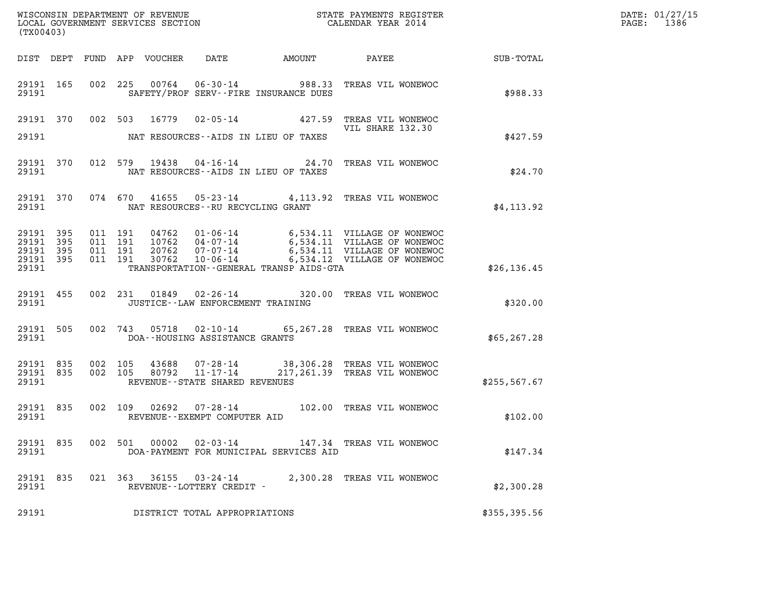WISCONSIN DEPARTMENT OF REVENUE
LOCAL GOVERNMENT SERVICES SECTION
(TX00403)

STATE PAYMENTS REGISTER
CALENDAR YEAR 2014

DATE: 01/27/15
PAGE: 1386

| DIST | DEPT | FUND | APP | VOUCHER | DATE | AMOUNT | PAYEE | SUB-TOTAL |
|---|---|---|---|---|---|---|---|---|
| 29191 | 165 | 002 | 225 | 00764 | 06-30-14 | 988.33 | TREAS VIL WONEWOC | |
| 29191 | | | | | SAFETY/PROF SERV--FIRE INSURANCE DUES | | | $988.33 |
| 29191 | 370 | 002 | 503 | 16779 | 02-05-14 | 427.59 | TREAS VIL WONEWOC VIL SHARE 132.30 | |
| 29191 | | | | | NAT RESOURCES--AIDS IN LIEU OF TAXES | | | $427.59 |
| 29191 | 370 | 012 | 579 | 19438 | 04-16-14 | 24.70 | TREAS VIL WONEWOC | |
| 29191 | | | | | NAT RESOURCES--AIDS IN LIEU OF TAXES | | | $24.70 |
| 29191 | 370 | 074 | 670 | 41655 | 05-23-14 | 4,113.92 | TREAS VIL WONEWOC | |
| 29191 | | | | | NAT RESOURCES--RU RECYCLING GRANT | | | $4,113.92 |
| 29191 | 395 | 011 | 191 | 04762 | 01-06-14 | 6,534.11 | VILLAGE OF WONEWOC | |
| 29191 | 395 | 011 | 191 | 10762 | 04-07-14 | 6,534.11 | VILLAGE OF WONEWOC | |
| 29191 | 395 | 011 | 191 | 20762 | 07-07-14 | 6,534.11 | VILLAGE OF WONEWOC | |
| 29191 | 395 | 011 | 191 | 30762 | 10-06-14 | 6,534.12 | VILLAGE OF WONEWOC | |
| 29191 | | | | | TRANSPORTATION--GENERAL TRANSP AIDS-GTA | | | $26,136.45 |
| 29191 | 455 | 002 | 231 | 01849 | 02-26-14 | 320.00 | TREAS VIL WONEWOC | |
| 29191 | | | | | JUSTICE--LAW ENFORCEMENT TRAINING | | | $320.00 |
| 29191 | 505 | 002 | 743 | 05718 | 02-10-14 | 65,267.28 | TREAS VIL WONEWOC | |
| 29191 | | | | | DOA--HOUSING ASSISTANCE GRANTS | | | $65,267.28 |
| 29191 | 835 | 002 | 105 | 43688 | 07-28-14 | 38,306.28 | TREAS VIL WONEWOC | |
| 29191 | 835 | 002 | 105 | 80792 | 11-17-14 | 217,261.39 | TREAS VIL WONEWOC | |
| 29191 | | | | | REVENUE--STATE SHARED REVENUES | | | $255,567.67 |
| 29191 | 835 | 002 | 109 | 02692 | 07-28-14 | 102.00 | TREAS VIL WONEWOC | |
| 29191 | | | | | REVENUE--EXEMPT COMPUTER AID | | | $102.00 |
| 29191 | 835 | 002 | 501 | 00002 | 02-03-14 | 147.34 | TREAS VIL WONEWOC | |
| 29191 | | | | | DOA-PAYMENT FOR MUNICIPAL SERVICES AID | | | $147.34 |
| 29191 | 835 | 021 | 363 | 36155 | 03-24-14 | 2,300.28 | TREAS VIL WONEWOC | |
| 29191 | | | | | REVENUE--LOTTERY CREDIT - | | | $2,300.28 |
| 29191 | | | | | DISTRICT TOTAL APPROPRIATIONS | | | $355,395.56 |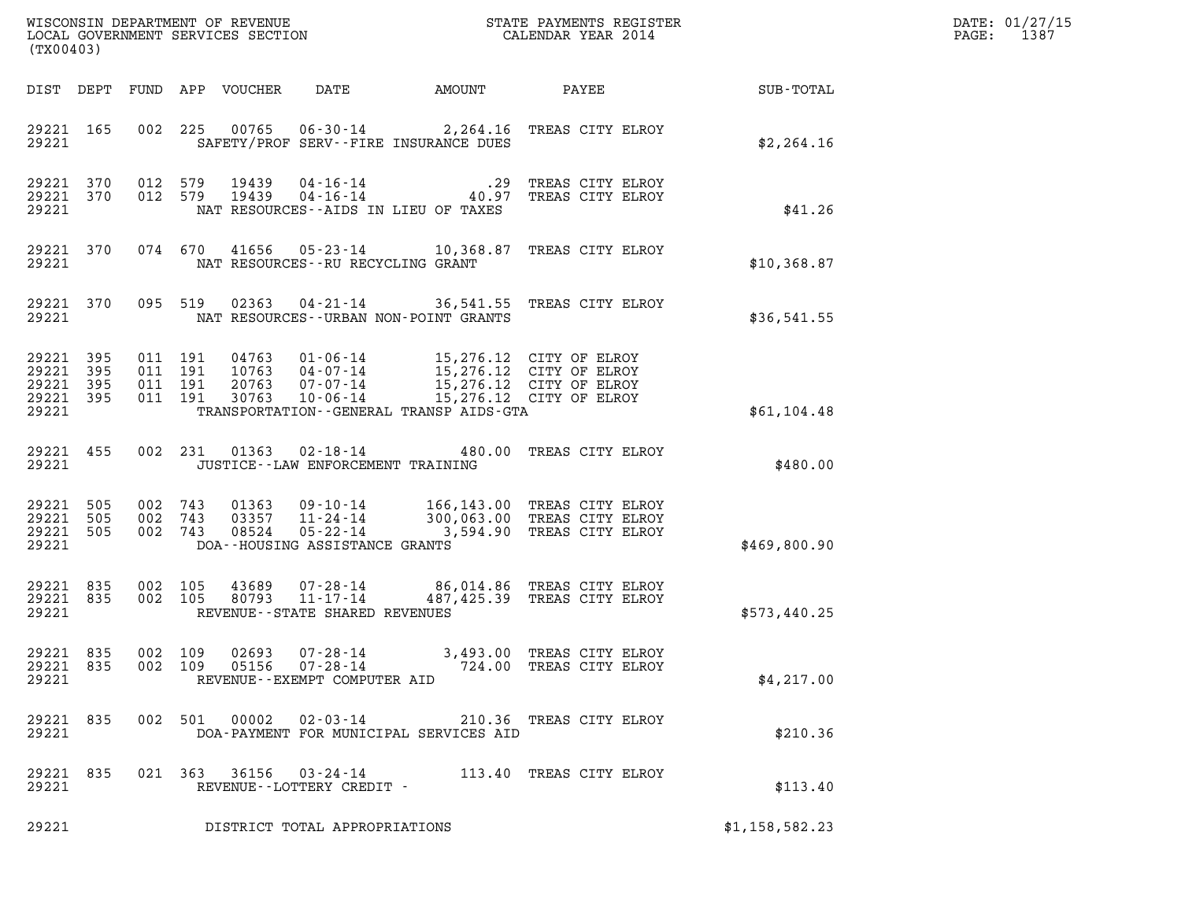WISCONSIN DEPARTMENT OF REVENUE
LOCAL GOVERNMENT SERVICES SECTION
(TX00403)

STATE PAYMENTS REGISTER
CALENDAR YEAR 2014

DATE: 01/27/15
PAGE: 1387

| DIST | DEPT | FUND | APP | VOUCHER | DATE | AMOUNT | PAYEE | SUB-TOTAL |
|---|---|---|---|---|---|---|---|---|
| 29221 | 165 | 002 | 225 | 00765 | 06-30-14 | 2,264.16 | TREAS CITY ELROY | |
| 29221 | | | | | SAFETY/PROF SERV--FIRE INSURANCE DUES | | | $2,264.16 |
| 29221 | 370 | 012 | 579 | 19439 | 04-16-14 | .29 | TREAS CITY ELROY | |
| 29221 | 370 | 012 | 579 | 19439 | 04-16-14 | 40.97 | TREAS CITY ELROY | |
| 29221 | | | | | NAT RESOURCES--AIDS IN LIEU OF TAXES | | | $41.26 |
| 29221 | 370 | 074 | 670 | 41656 | 05-23-14 | 10,368.87 | TREAS CITY ELROY | |
| 29221 | | | | | NAT RESOURCES--RU RECYCLING GRANT | | | $10,368.87 |
| 29221 | 370 | 095 | 519 | 02363 | 04-21-14 | 36,541.55 | TREAS CITY ELROY | |
| 29221 | | | | | NAT RESOURCES--URBAN NON-POINT GRANTS | | | $36,541.55 |
| 29221 | 395 | 011 | 191 | 04763 | 01-06-14 | 15,276.12 | CITY OF ELROY | |
| 29221 | 395 | 011 | 191 | 10763 | 04-07-14 | 15,276.12 | CITY OF ELROY | |
| 29221 | 395 | 011 | 191 | 20763 | 07-07-14 | 15,276.12 | CITY OF ELROY | |
| 29221 | 395 | 011 | 191 | 30763 | 10-06-14 | 15,276.12 | CITY OF ELROY | |
| 29221 | | | | | TRANSPORTATION--GENERAL TRANSP AIDS-GTA | | | $61,104.48 |
| 29221 | 455 | 002 | 231 | 01363 | 02-18-14 | 480.00 | TREAS CITY ELROY | |
| 29221 | | | | | JUSTICE--LAW ENFORCEMENT TRAINING | | | $480.00 |
| 29221 | 505 | 002 | 743 | 01363 | 09-10-14 | 166,143.00 | TREAS CITY ELROY | |
| 29221 | 505 | 002 | 743 | 03357 | 11-24-14 | 300,063.00 | TREAS CITY ELROY | |
| 29221 | 505 | 002 | 743 | 08524 | 05-22-14 | 3,594.90 | TREAS CITY ELROY | |
| 29221 | | | | | DOA--HOUSING ASSISTANCE GRANTS | | | $469,800.90 |
| 29221 | 835 | 002 | 105 | 43689 | 07-28-14 | 86,014.86 | TREAS CITY ELROY | |
| 29221 | 835 | 002 | 105 | 80793 | 11-17-14 | 487,425.39 | TREAS CITY ELROY | |
| 29221 | | | | | REVENUE--STATE SHARED REVENUES | | | $573,440.25 |
| 29221 | 835 | 002 | 109 | 02693 | 07-28-14 | 3,493.00 | TREAS CITY ELROY | |
| 29221 | 835 | 002 | 109 | 05156 | 07-28-14 | 724.00 | TREAS CITY ELROY | |
| 29221 | | | | | REVENUE--EXEMPT COMPUTER AID | | | $4,217.00 |
| 29221 | 835 | 002 | 501 | 00002 | 02-03-14 | 210.36 | TREAS CITY ELROY | |
| 29221 | | | | | DOA-PAYMENT FOR MUNICIPAL SERVICES AID | | | $210.36 |
| 29221 | 835 | 021 | 363 | 36156 | 03-24-14 | 113.40 | TREAS CITY ELROY | |
| 29221 | | | | | REVENUE--LOTTERY CREDIT - | | | $113.40 |
| 29221 | | | | | DISTRICT TOTAL APPROPRIATIONS | | | $1,158,582.23 |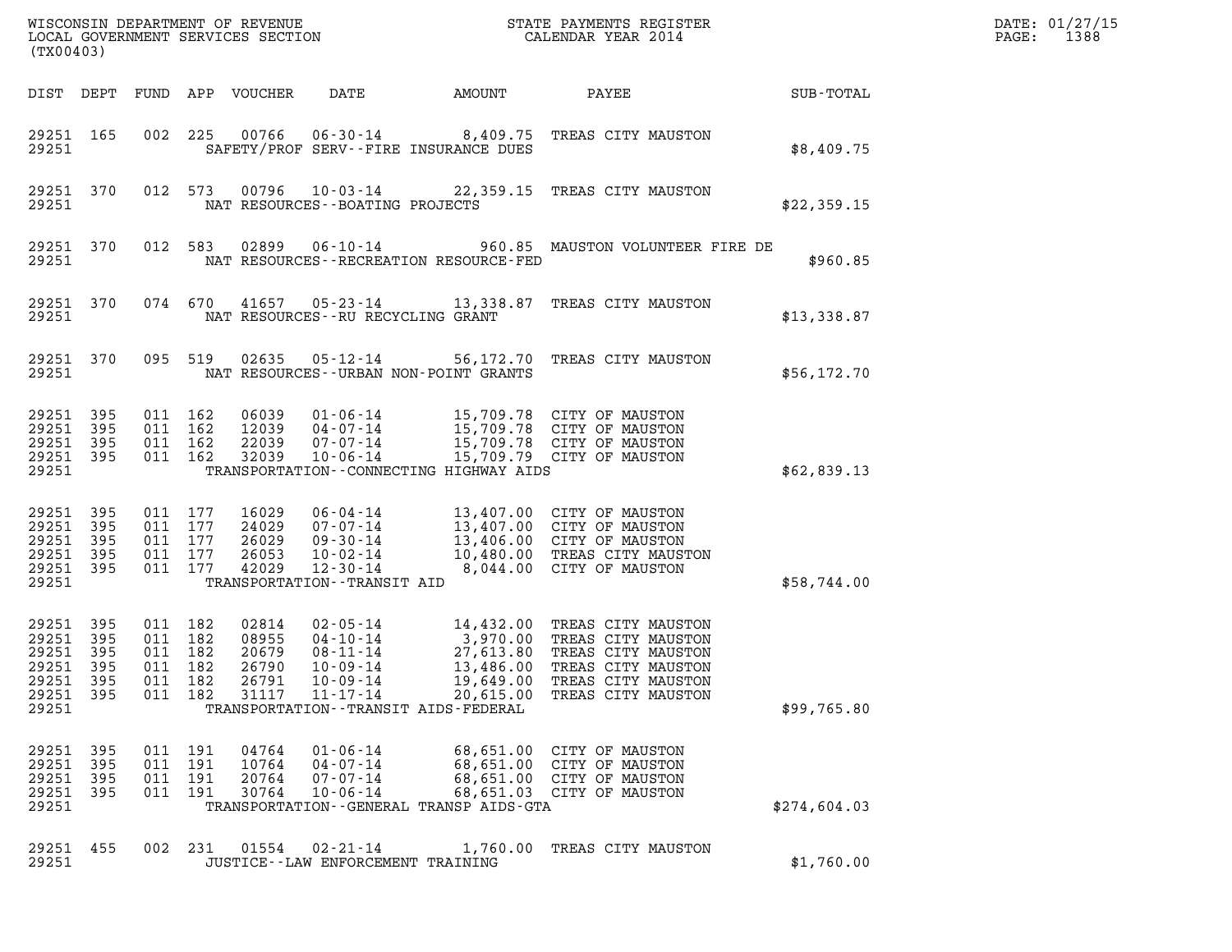WISCONSIN DEPARTMENT OF REVENUE
LOCAL GOVERNMENT SERVICES SECTION
(TX00403)

STATE PAYMENTS REGISTER
CALENDAR YEAR 2014

DATE: 01/27/15
PAGE: 1388

| DIST | DEPT | FUND | APP | VOUCHER | DATE | AMOUNT | PAYEE | SUB-TOTAL |
|---|---|---|---|---|---|---|---|---|
| 29251 | 165 | 002 | 225 | 00766 | 06-30-14 | 8,409.75 | TREAS CITY MAUSTON | |
| 29251 | | | | SAFETY/PROF SERV--FIRE INSURANCE DUES | | | | $8,409.75 |
| 29251 | 370 | 012 | 573 | 00796 | 10-03-14 | 22,359.15 | TREAS CITY MAUSTON | |
| 29251 | | | | NAT RESOURCES--BOATING PROJECTS | | | | $22,359.15 |
| 29251 | 370 | 012 | 583 | 02899 | 06-10-14 | 960.85 | MAUSTON VOLUNTEER FIRE DE | |
| 29251 | | | | NAT RESOURCES--RECREATION RESOURCE-FED | | | | $960.85 |
| 29251 | 370 | 074 | 670 | 41657 | 05-23-14 | 13,338.87 | TREAS CITY MAUSTON | |
| 29251 | | | | NAT RESOURCES--RU RECYCLING GRANT | | | | $13,338.87 |
| 29251 | 370 | 095 | 519 | 02635 | 05-12-14 | 56,172.70 | TREAS CITY MAUSTON | |
| 29251 | | | | NAT RESOURCES--URBAN NON-POINT GRANTS | | | | $56,172.70 |
| 29251 | 395 | 011 | 162 | 06039 | 01-06-14 | 15,709.78 | CITY OF MAUSTON | |
| 29251 | 395 | 011 | 162 | 12039 | 04-07-14 | 15,709.78 | CITY OF MAUSTON | |
| 29251 | 395 | 011 | 162 | 22039 | 07-07-14 | 15,709.78 | CITY OF MAUSTON | |
| 29251 | 395 | 011 | 162 | 32039 | 10-06-14 | 15,709.79 | CITY OF MAUSTON | |
| 29251 | | | | TRANSPORTATION--CONNECTING HIGHWAY AIDS | | | | $62,839.13 |
| 29251 | 395 | 011 | 177 | 16029 | 06-04-14 | 13,407.00 | CITY OF MAUSTON | |
| 29251 | 395 | 011 | 177 | 24029 | 07-07-14 | 13,407.00 | CITY OF MAUSTON | |
| 29251 | 395 | 011 | 177 | 26029 | 09-30-14 | 13,406.00 | CITY OF MAUSTON | |
| 29251 | 395 | 011 | 177 | 26053 | 10-02-14 | 10,480.00 | TREAS CITY MAUSTON | |
| 29251 | 395 | 011 | 177 | 42029 | 12-30-14 | 8,044.00 | CITY OF MAUSTON | |
| 29251 | | | | TRANSPORTATION--TRANSIT AID | | | | $58,744.00 |
| 29251 | 395 | 011 | 182 | 02814 | 02-05-14 | 14,432.00 | TREAS CITY MAUSTON | |
| 29251 | 395 | 011 | 182 | 08955 | 04-10-14 | 3,970.00 | TREAS CITY MAUSTON | |
| 29251 | 395 | 011 | 182 | 20679 | 08-11-14 | 27,613.80 | TREAS CITY MAUSTON | |
| 29251 | 395 | 011 | 182 | 26790 | 10-09-14 | 13,486.00 | TREAS CITY MAUSTON | |
| 29251 | 395 | 011 | 182 | 26791 | 10-09-14 | 19,649.00 | TREAS CITY MAUSTON | |
| 29251 | 395 | 011 | 182 | 31117 | 11-17-14 | 20,615.00 | TREAS CITY MAUSTON | |
| 29251 | | | | TRANSPORTATION--TRANSIT AIDS-FEDERAL | | | | $99,765.80 |
| 29251 | 395 | 011 | 191 | 04764 | 01-06-14 | 68,651.00 | CITY OF MAUSTON | |
| 29251 | 395 | 011 | 191 | 10764 | 04-07-14 | 68,651.00 | CITY OF MAUSTON | |
| 29251 | 395 | 011 | 191 | 20764 | 07-07-14 | 68,651.00 | CITY OF MAUSTON | |
| 29251 | 395 | 011 | 191 | 30764 | 10-06-14 | 68,651.03 | CITY OF MAUSTON | |
| 29251 | | | | TRANSPORTATION--GENERAL TRANSP AIDS-GTA | | | | $274,604.03 |
| 29251 | 455 | 002 | 231 | 01554 | 02-21-14 | 1,760.00 | TREAS CITY MAUSTON | |
| 29251 | | | | JUSTICE--LAW ENFORCEMENT TRAINING | | | | $1,760.00 |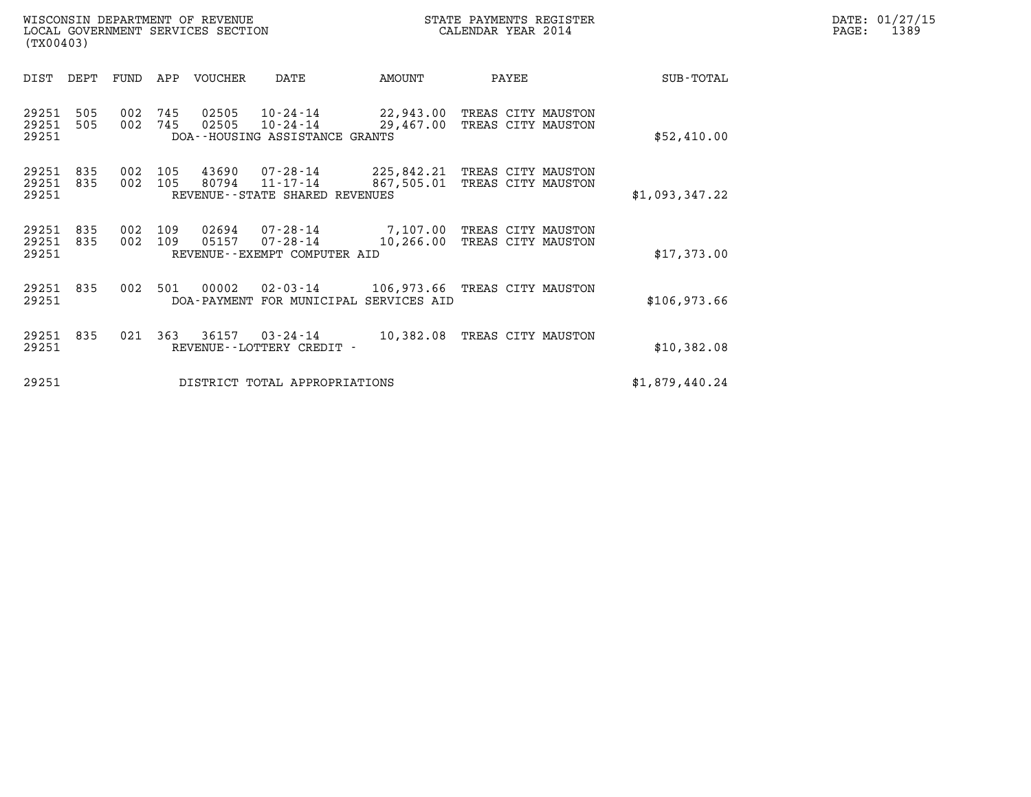WISCONSIN DEPARTMENT OF REVENUE
LOCAL GOVERNMENT SERVICES SECTION
(TX00403)

STATE PAYMENTS REGISTER
CALENDAR YEAR 2014

DATE: 01/27/15
PAGE: 1389

| DIST | DEPT | FUND | APP | VOUCHER | DATE | AMOUNT | PAYEE | SUB-TOTAL |
|---|---|---|---|---|---|---|---|---|
| 29251 | 505 | 002 | 745 | 02505 | 10-24-14 | 22,943.00 | TREAS CITY MAUSTON | |
| 29251 | 505 | 002 | 745 | 02505 | 10-24-14 | 29,467.00 | TREAS CITY MAUSTON | |
| 29251 | | | | DOA--HOUSING ASSISTANCE GRANTS | | | | $52,410.00 |
| 29251 | 835 | 002 | 105 | 43690 | 07-28-14 | 225,842.21 | TREAS CITY MAUSTON | |
| 29251 | 835 | 002 | 105 | 80794 | 11-17-14 | 867,505.01 | TREAS CITY MAUSTON | |
| 29251 | | | | REVENUE--STATE SHARED REVENUES | | | | $1,093,347.22 |
| 29251 | 835 | 002 | 109 | 02694 | 07-28-14 | 7,107.00 | TREAS CITY MAUSTON | |
| 29251 | 835 | 002 | 109 | 05157 | 07-28-14 | 10,266.00 | TREAS CITY MAUSTON | |
| 29251 | | | | REVENUE--EXEMPT COMPUTER AID | | | | $17,373.00 |
| 29251 | 835 | 002 | 501 | 00002 | 02-03-14 | 106,973.66 | TREAS CITY MAUSTON | |
| 29251 | | | | DOA-PAYMENT FOR MUNICIPAL SERVICES AID | | | | $106,973.66 |
| 29251 | 835 | 021 | 363 | 36157 | 03-24-14 | 10,382.08 | TREAS CITY MAUSTON | |
| 29251 | | | | REVENUE--LOTTERY CREDIT - | | | | $10,382.08 |
| 29251 | | | | DISTRICT TOTAL APPROPRIATIONS | | | | $1,879,440.24 |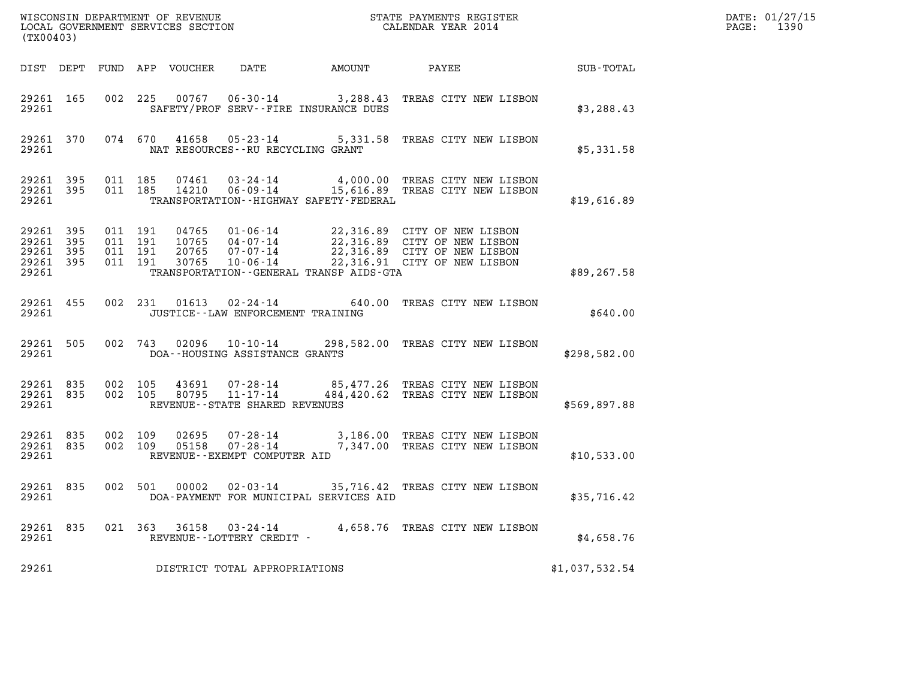WISCONSIN DEPARTMENT OF REVENUE
LOCAL GOVERNMENT SERVICES SECTION
(TX00403)

STATE PAYMENTS REGISTER
CALENDAR YEAR 2014

DATE: 01/27/15
PAGE: 1390

| DIST | DEPT | FUND | APP | VOUCHER | DATE | AMOUNT | PAYEE | SUB-TOTAL |
|---|---|---|---|---|---|---|---|---|
| 29261 | 165 | 002 | 225 | 00767 | 06-30-14 | 3,288.43 | TREAS CITY NEW LISBON | |
| 29261 | | | | | SAFETY/PROF SERV--FIRE INSURANCE DUES | | | $3,288.43 |
| 29261 | 370 | 074 | 670 | 41658 | 05-23-14 | 5,331.58 | TREAS CITY NEW LISBON | |
| 29261 | | | | | NAT RESOURCES--RU RECYCLING GRANT | | | $5,331.58 |
| 29261 | 395 | 011 | 185 | 07461 | 03-24-14 | 4,000.00 | TREAS CITY NEW LISBON | |
| 29261 | 395 | 011 | 185 | 14210 | 06-09-14 | 15,616.89 | TREAS CITY NEW LISBON | |
| 29261 | | | | | TRANSPORTATION--HIGHWAY SAFETY-FEDERAL | | | $19,616.89 |
| 29261 | 395 | 011 | 191 | 04765 | 01-06-14 | 22,316.89 | CITY OF NEW LISBON | |
| 29261 | 395 | 011 | 191 | 10765 | 04-07-14 | 22,316.89 | CITY OF NEW LISBON | |
| 29261 | 395 | 011 | 191 | 20765 | 07-07-14 | 22,316.89 | CITY OF NEW LISBON | |
| 29261 | 395 | 011 | 191 | 30765 | 10-06-14 | 22,316.91 | CITY OF NEW LISBON | |
| 29261 | | | | | TRANSPORTATION--GENERAL TRANSP AIDS-GTA | | | $89,267.58 |
| 29261 | 455 | 002 | 231 | 01613 | 02-24-14 | 640.00 | TREAS CITY NEW LISBON | |
| 29261 | | | | | JUSTICE--LAW ENFORCEMENT TRAINING | | | $640.00 |
| 29261 | 505 | 002 | 743 | 02096 | 10-10-14 | 298,582.00 | TREAS CITY NEW LISBON | |
| 29261 | | | | | DOA--HOUSING ASSISTANCE GRANTS | | | $298,582.00 |
| 29261 | 835 | 002 | 105 | 43691 | 07-28-14 | 85,477.26 | TREAS CITY NEW LISBON | |
| 29261 | 835 | 002 | 105 | 80795 | 11-17-14 | 484,420.62 | TREAS CITY NEW LISBON | |
| 29261 | | | | | REVENUE--STATE SHARED REVENUES | | | $569,897.88 |
| 29261 | 835 | 002 | 109 | 02695 | 07-28-14 | 3,186.00 | TREAS CITY NEW LISBON | |
| 29261 | 835 | 002 | 109 | 05158 | 07-28-14 | 7,347.00 | TREAS CITY NEW LISBON | |
| 29261 | | | | | REVENUE--EXEMPT COMPUTER AID | | | $10,533.00 |
| 29261 | 835 | 002 | 501 | 00002 | 02-03-14 | 35,716.42 | TREAS CITY NEW LISBON | |
| 29261 | | | | | DOA-PAYMENT FOR MUNICIPAL SERVICES AID | | | $35,716.42 |
| 29261 | 835 | 021 | 363 | 36158 | 03-24-14 | 4,658.76 | TREAS CITY NEW LISBON | |
| 29261 | | | | | REVENUE--LOTTERY CREDIT - | | | $4,658.76 |
| 29261 | | | | | DISTRICT TOTAL APPROPRIATIONS | | | $1,037,532.54 |